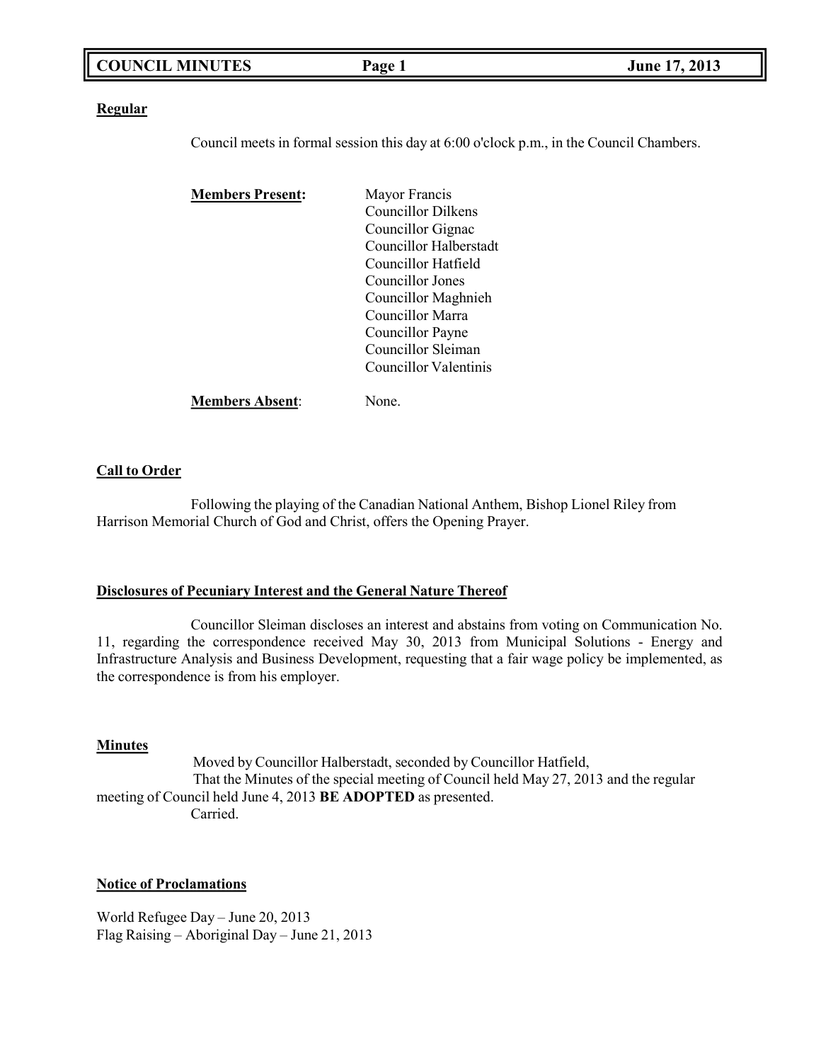**Regular**

Council meets in formal session this day at 6:00 o'clock p.m., in the Council Chambers.

**Members Present:**

Mayor Francis
Councillor Dilkens
Councillor Gignac
Councillor Halberstadt
Councillor Hatfield
Councillor Jones
Councillor Maghnieh
Councillor Marra
Councillor Payne
Councillor Sleiman
Councillor Valentinis

**Members Absent**: None.

**Call to Order**

Following the playing of the Canadian National Anthem, Bishop Lionel Riley from Harrison Memorial Church of God and Christ, offers the Opening Prayer.

**Disclosures of Pecuniary Interest and the General Nature Thereof**

Councillor Sleiman discloses an interest and abstains from voting on Communication No. 11, regarding the correspondence received May 30, 2013 from Municipal Solutions - Energy and Infrastructure Analysis and Business Development, requesting that a fair wage policy be implemented, as the correspondence is from his employer.

**Minutes**

Moved by Councillor Halberstadt, seconded by Councillor Hatfield,
That the Minutes of the special meeting of Council held May 27, 2013 and the regular meeting of Council held June 4, 2013 **BE ADOPTED** as presented.
Carried.

**Notice of Proclamations**

World Refugee Day – June 20, 2013
Flag Raising – Aboriginal Day – June 21, 2013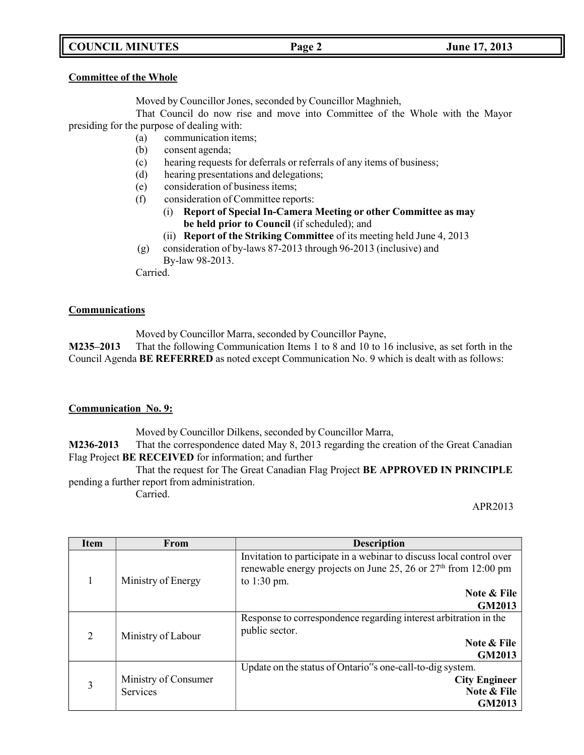**Committee of the Whole**

Moved by Councillor Jones, seconded by Councillor Maghnieh,

That Council do now rise and move into Committee of the Whole with the Mayor presiding for the purpose of dealing with:

- (a) communication items;
- (b) consent agenda;
- (c) hearing requests for deferrals or referrals of any items of business;
- (d) hearing presentations and delegations;
- (e) consideration of business items;
- (f) consideration of Committee reports:
  - (i) **Report of Special In-Camera Meeting or other Committee as may be held prior to Council** (if scheduled); and
  - (ii) **Report of the Striking Committee** of its meeting held June 4, 2013
- (g) consideration of by-laws 87-2013 through 96-2013 (inclusive) and By-law 98-2013.

Carried.

**Communications**

Moved by Councillor Marra, seconded by Councillor Payne,

**M235–2013** That the following Communication Items 1 to 8 and 10 to 16 inclusive, as set forth in the Council Agenda **BE REFERRED** as noted except Communication No. 9 which is dealt with as follows:

**Communication No. 9:**

Moved by Councillor Dilkens, seconded by Councillor Marra,

**M236-2013** That the correspondence dated May 8, 2013 regarding the creation of the Great Canadian Flag Project **BE RECEIVED** for information; and further

That the request for The Great Canadian Flag Project **BE APPROVED IN PRINCIPLE** pending a further report from administration.

Carried.

APR2013

| Item | From | Description |
|---|---|---|
| 1 | Ministry of Energy | Invitation to participate in a webinar to discuss local control over renewable energy projects on June 25, 26 or 27th from 12:00 pm to 1:30 pm. **Note & File** **GM2013** |
| 2 | Ministry of Labour | Response to correspondence regarding interest arbitration in the public sector. **Note & File** **GM2013** |
| 3 | Ministry of Consumer Services | Update on the status of Ontario"s one-call-to-dig system. **City Engineer** **Note & File** **GM2013** |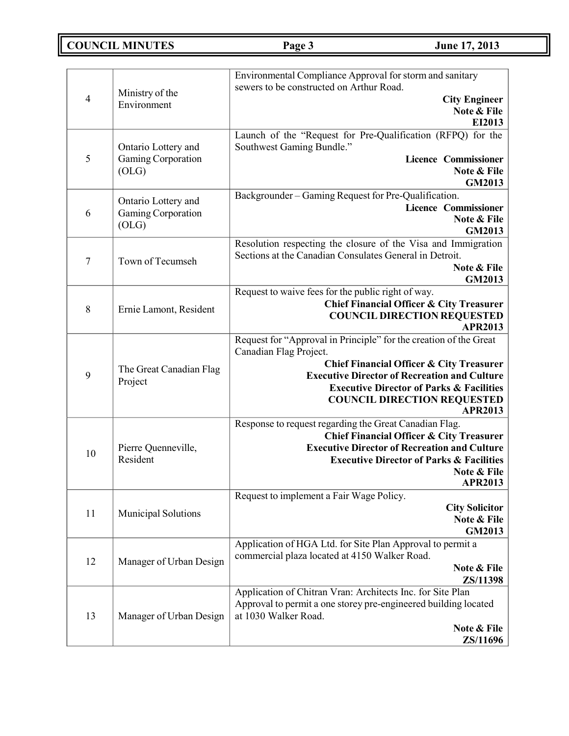| | | |
|---|---|---|
| 4 | Ministry of the Environment | Environmental Compliance Approval for storm and sanitary sewers to be constructed on Arthur Road.<br>**City Engineer**<br>**Note & File**<br>**EI2013** |
| 5 | Ontario Lottery and Gaming Corporation (OLG) | Launch of the "Request for Pre-Qualification (RFPQ) for the Southwest Gaming Bundle."<br>**Licence Commissioner**<br>**Note & File**<br>**GM2013** |
| 6 | Ontario Lottery and Gaming Corporation (OLG) | Backgrounder – Gaming Request for Pre-Qualification.<br>**Licence Commissioner**<br>**Note & File**<br>**GM2013** |
| 7 | Town of Tecumseh | Resolution respecting the closure of the Visa and Immigration Sections at the Canadian Consulates General in Detroit.<br>**Note & File**<br>**GM2013** |
| 8 | Ernie Lamont, Resident | Request to waive fees for the public right of way.<br>**Chief Financial Officer & City Treasurer**<br>**COUNCIL DIRECTION REQUESTED**<br>**APR2013** |
| 9 | The Great Canadian Flag Project | Request for "Approval in Principle" for the creation of the Great Canadian Flag Project.<br>**Chief Financial Officer & City Treasurer**<br>**Executive Director of Recreation and Culture**<br>**Executive Director of Parks & Facilities**<br>**COUNCIL DIRECTION REQUESTED**<br>**APR2013** |
| 10 | Pierre Quenneville, Resident | Response to request regarding the Great Canadian Flag.<br>**Chief Financial Officer & City Treasurer**<br>**Executive Director of Recreation and Culture**<br>**Executive Director of Parks & Facilities**<br>**Note & File**<br>**APR2013** |
| 11 | Municipal Solutions | Request to implement a Fair Wage Policy.<br>**City Solicitor**<br>**Note & File**<br>**GM2013** |
| 12 | Manager of Urban Design | Application of HGA Ltd. for Site Plan Approval to permit a commercial plaza located at 4150 Walker Road.<br>**Note & File**<br>**ZS/11398** |
| 13 | Manager of Urban Design | Application of Chitran Vran: Architects Inc. for Site Plan Approval to permit a one storey pre-engineered building located at 1030 Walker Road.<br>**Note & File**<br>**ZS/11696** |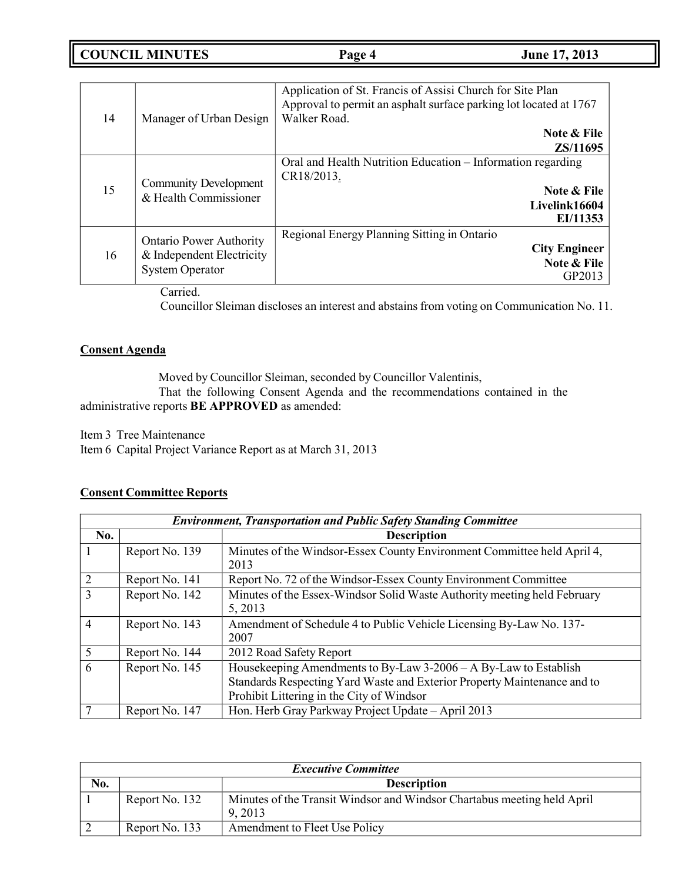| | | |
|---|---|---|
| 14 | Manager of Urban Design | Application of St. Francis of Assisi Church for Site Plan Approval to permit an asphalt surface parking lot located at 1767 Walker Road.<br>**Note & File**<br>**ZS/11695** |
| 15 | Community Development & Health Commissioner | Oral and Health Nutrition Education – Information regarding CR18/2013.<br>**Note & File**<br>**Livelink16604**<br>**EI/11353** |
| 16 | Ontario Power Authority & Independent Electricity System Operator | Regional Energy Planning Sitting in Ontario<br>**City Engineer**<br>**Note & File**<br>GP2013 |

Carried.

Councillor Sleiman discloses an interest and abstains from voting on Communication No. 11.

**Consent Agenda**

Moved by Councillor Sleiman, seconded by Councillor Valentinis,

That the following Consent Agenda and the recommendations contained in the administrative reports **BE APPROVED** as amended:

Item 3 Tree Maintenance
Item 6 Capital Project Variance Report as at March 31, 2013

**Consent Committee Reports**

| ***Environment, Transportation and Public Safety Standing Committee*** | | |
|---|---|---|
| **No.** | | **Description** |
| 1 | Report No. 139 | Minutes of the Windsor-Essex County Environment Committee held April 4, 2013 |
| 2 | Report No. 141 | Report No. 72 of the Windsor-Essex County Environment Committee |
| 3 | Report No. 142 | Minutes of the Essex-Windsor Solid Waste Authority meeting held February 5, 2013 |
| 4 | Report No. 143 | Amendment of Schedule 4 to Public Vehicle Licensing By-Law No. 137-2007 |
| 5 | Report No. 144 | 2012 Road Safety Report |
| 6 | Report No. 145 | Housekeeping Amendments to By-Law 3-2006 – A By-Law to Establish Standards Respecting Yard Waste and Exterior Property Maintenance and to Prohibit Littering in the City of Windsor |
| 7 | Report No. 147 | Hon. Herb Gray Parkway Project Update – April 2013 |

| ***Executive Committee*** | | |
|---|---|---|
| **No.** | | **Description** |
| 1 | Report No. 132 | Minutes of the Transit Windsor and Windsor Chartabus meeting held April 9, 2013 |
| 2 | Report No. 133 | Amendment to Fleet Use Policy |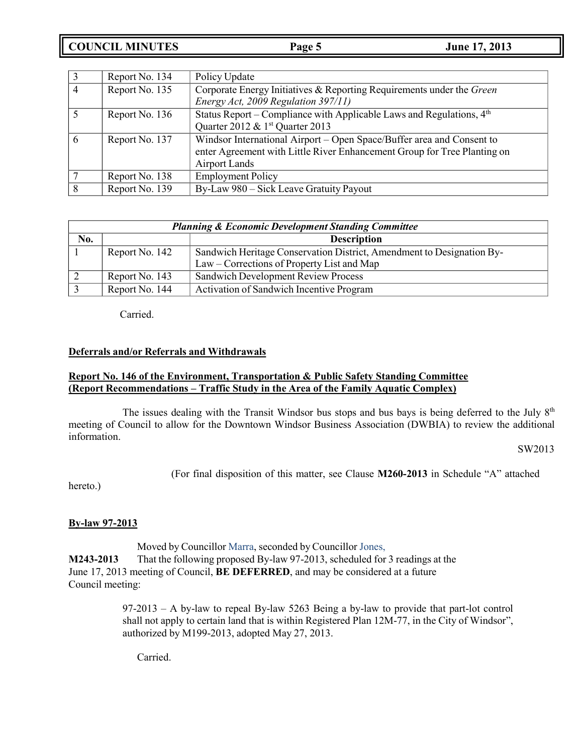| | | |
|---|---|---|
| 3 | Report No. 134 | Policy Update |
| 4 | Report No. 135 | Corporate Energy Initiatives & Reporting Requirements under the *Green Energy Act, 2009 Regulation 397/11)* |
| 5 | Report No. 136 | Status Report – Compliance with Applicable Laws and Regulations, 4th Quarter 2012 & 1st Quarter 2013 |
| 6 | Report No. 137 | Windsor International Airport – Open Space/Buffer area and Consent to enter Agreement with Little River Enhancement Group for Tree Planting on Airport Lands |
| 7 | Report No. 138 | Employment Policy |
| 8 | Report No. 139 | By-Law 980 – Sick Leave Gratuity Payout |

| ***Planning & Economic Development Standing Committee*** | | |
|---|---|---|
| **No.** | | **Description** |
| 1 | Report No. 142 | Sandwich Heritage Conservation District, Amendment to Designation By-Law – Corrections of Property List and Map |
| 2 | Report No. 143 | Sandwich Development Review Process |
| 3 | Report No. 144 | Activation of Sandwich Incentive Program |

Carried.

**Deferrals and/or Referrals and Withdrawals**

**Report No. 146 of the Environment, Transportation & Public Safety Standing Committee (Report Recommendations – Traffic Study in the Area of the Family Aquatic Complex)**

The issues dealing with the Transit Windsor bus stops and bus bays is being deferred to the July 8th meeting of Council to allow for the Downtown Windsor Business Association (DWBIA) to review the additional information.

SW2013

(For final disposition of this matter, see Clause **M260-2013** in Schedule "A" attached hereto.)

**By-law 97-2013**

Moved by Councillor Marra, seconded by Councillor Jones,

**M243-2013** That the following proposed By-law 97-2013, scheduled for 3 readings at the June 17, 2013 meeting of Council, **BE DEFERRED**, and may be considered at a future Council meeting:

> 97-2013 – A by-law to repeal By-law 5263 Being a by-law to provide that part-lot control shall not apply to certain land that is within Registered Plan 12M-77, in the City of Windsor", authorized by M199-2013, adopted May 27, 2013.

Carried.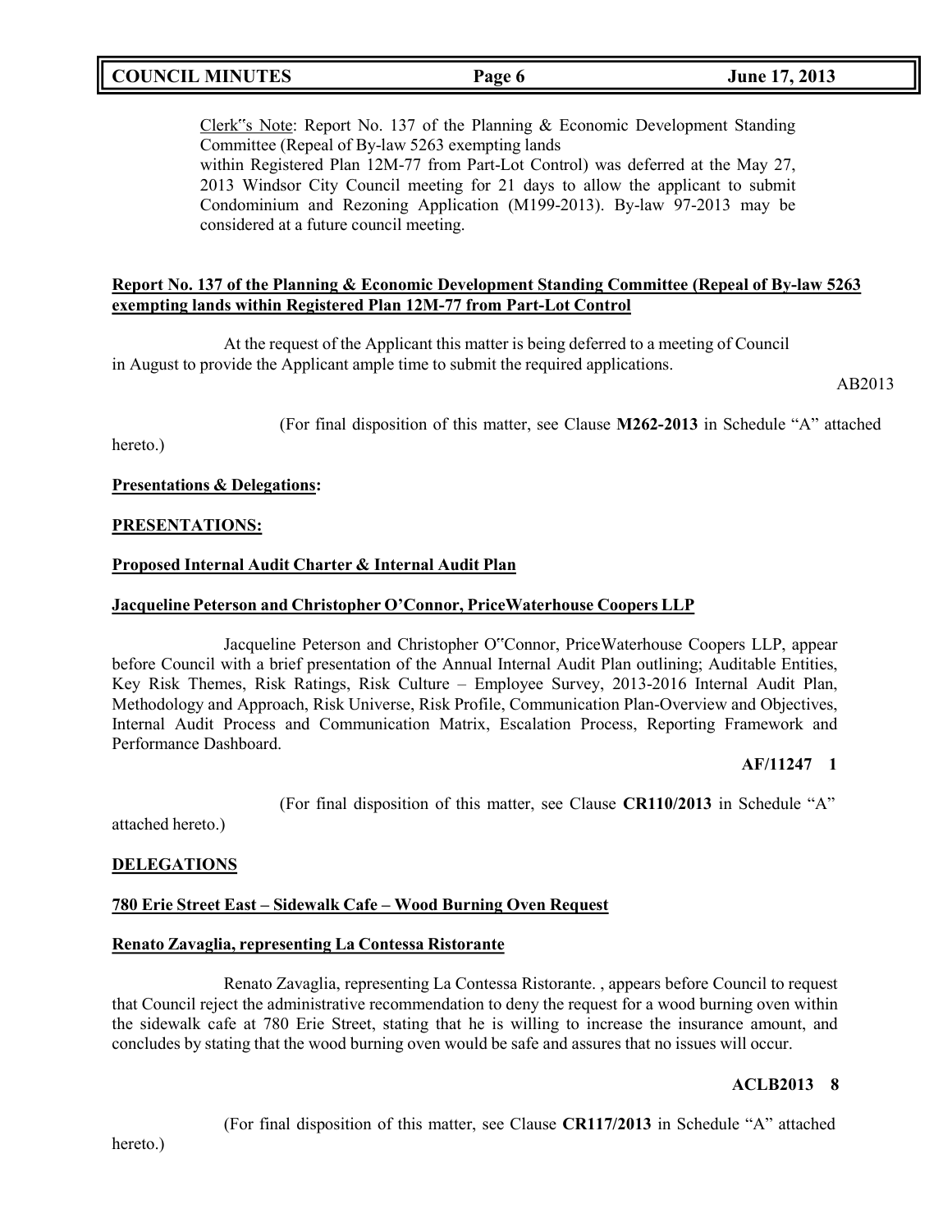Clerk"s Note: Report No. 137 of the Planning & Economic Development Standing Committee (Repeal of By-law 5263 exempting lands within Registered Plan 12M-77 from Part-Lot Control) was deferred at the May 27, 2013 Windsor City Council meeting for 21 days to allow the applicant to submit Condominium and Rezoning Application (M199-2013). By-law 97-2013 may be considered at a future council meeting.

**Report No. 137 of the Planning & Economic Development Standing Committee (Repeal of By-law 5263 exempting lands within Registered Plan 12M-77 from Part-Lot Control**

At the request of the Applicant this matter is being deferred to a meeting of Council in August to provide the Applicant ample time to submit the required applications.

AB2013

(For final disposition of this matter, see Clause **M262-2013** in Schedule "A" attached hereto.)

**Presentations & Delegations:**

**PRESENTATIONS:**

**Proposed Internal Audit Charter & Internal Audit Plan**

**Jacqueline Peterson and Christopher O'Connor, PriceWaterhouse Coopers LLP**

Jacqueline Peterson and Christopher O"Connor, PriceWaterhouse Coopers LLP, appear before Council with a brief presentation of the Annual Internal Audit Plan outlining; Auditable Entities, Key Risk Themes, Risk Ratings, Risk Culture – Employee Survey, 2013-2016 Internal Audit Plan, Methodology and Approach, Risk Universe, Risk Profile, Communication Plan-Overview and Objectives, Internal Audit Process and Communication Matrix, Escalation Process, Reporting Framework and Performance Dashboard.

**AF/11247 1**

(For final disposition of this matter, see Clause **CR110/2013** in Schedule "A" attached hereto.)

**DELEGATIONS**

**780 Erie Street East – Sidewalk Cafe – Wood Burning Oven Request**

**Renato Zavaglia, representing La Contessa Ristorante**

Renato Zavaglia, representing La Contessa Ristorante. , appears before Council to request that Council reject the administrative recommendation to deny the request for a wood burning oven within the sidewalk cafe at 780 Erie Street, stating that he is willing to increase the insurance amount, and concludes by stating that the wood burning oven would be safe and assures that no issues will occur.

**ACLB2013 8**

(For final disposition of this matter, see Clause **CR117/2013** in Schedule "A" attached hereto.)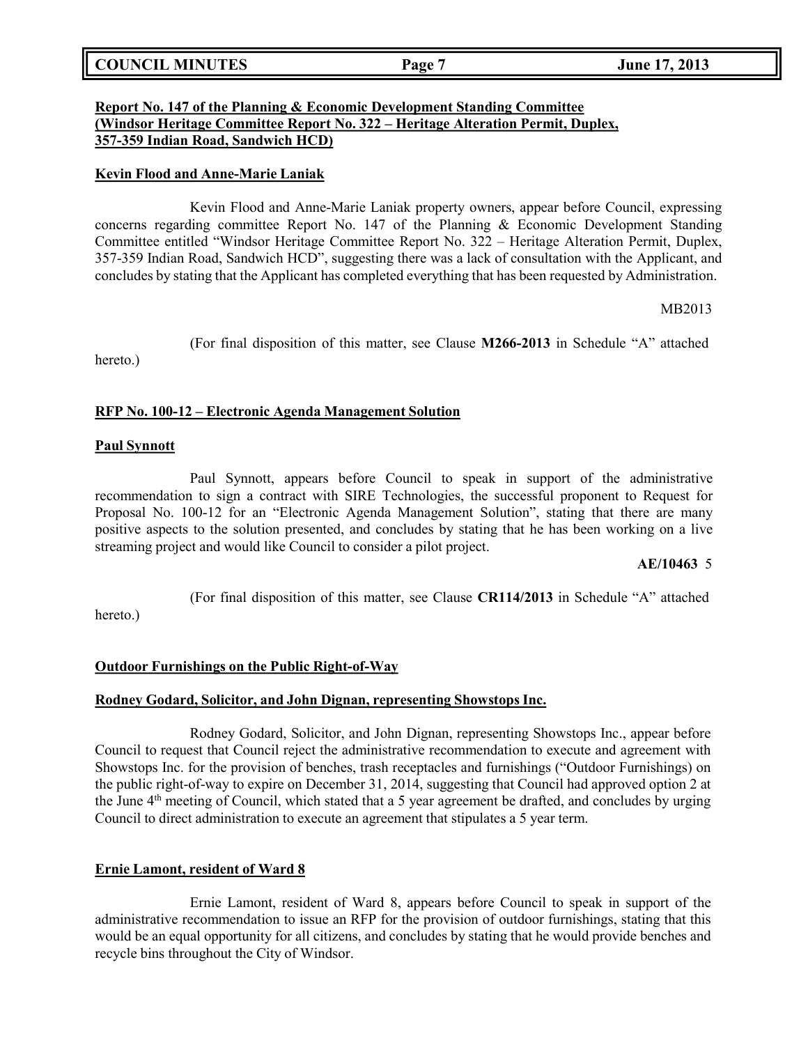**Report No. 147 of the Planning & Economic Development Standing Committee (Windsor Heritage Committee Report No. 322 – Heritage Alteration Permit, Duplex, 357-359 Indian Road, Sandwich HCD)**

**Kevin Flood and Anne-Marie Laniak**

Kevin Flood and Anne-Marie Laniak property owners, appear before Council, expressing concerns regarding committee Report No. 147 of the Planning & Economic Development Standing Committee entitled "Windsor Heritage Committee Report No. 322 – Heritage Alteration Permit, Duplex, 357-359 Indian Road, Sandwich HCD", suggesting there was a lack of consultation with the Applicant, and concludes by stating that the Applicant has completed everything that has been requested by Administration.

MB2013

(For final disposition of this matter, see Clause **M266-2013** in Schedule "A" attached hereto.)

**RFP No. 100-12 – Electronic Agenda Management Solution**

**Paul Synnott**

Paul Synnott, appears before Council to speak in support of the administrative recommendation to sign a contract with SIRE Technologies, the successful proponent to Request for Proposal No. 100-12 for an "Electronic Agenda Management Solution", stating that there are many positive aspects to the solution presented, and concludes by stating that he has been working on a live streaming project and would like Council to consider a pilot project.

**AE/10463** 5

(For final disposition of this matter, see Clause **CR114/2013** in Schedule "A" attached hereto.)

**Outdoor Furnishings on the Public Right-of-Way**

**Rodney Godard, Solicitor, and John Dignan, representing Showstops Inc.**

Rodney Godard, Solicitor, and John Dignan, representing Showstops Inc., appear before Council to request that Council reject the administrative recommendation to execute and agreement with Showstops Inc. for the provision of benches, trash receptacles and furnishings ("Outdoor Furnishings) on the public right-of-way to expire on December 31, 2014, suggesting that Council had approved option 2 at the June 4th meeting of Council, which stated that a 5 year agreement be drafted, and concludes by urging Council to direct administration to execute an agreement that stipulates a 5 year term.

**Ernie Lamont, resident of Ward 8**

Ernie Lamont, resident of Ward 8, appears before Council to speak in support of the administrative recommendation to issue an RFP for the provision of outdoor furnishings, stating that this would be an equal opportunity for all citizens, and concludes by stating that he would provide benches and recycle bins throughout the City of Windsor.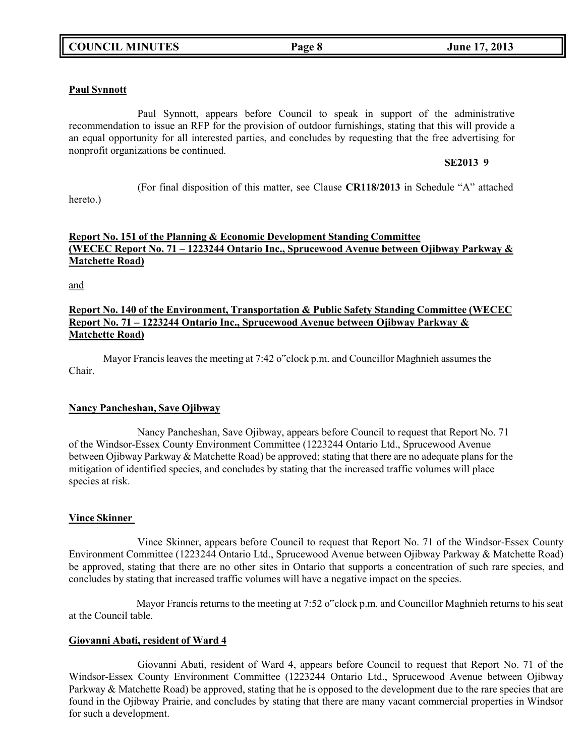**Paul Synnott**

Paul Synnott, appears before Council to speak in support of the administrative recommendation to issue an RFP for the provision of outdoor furnishings, stating that this will provide a an equal opportunity for all interested parties, and concludes by requesting that the free advertising for nonprofit organizations be continued.

**SE2013 9**

(For final disposition of this matter, see Clause **CR118/2013** in Schedule "A" attached hereto.)

**Report No. 151 of the Planning & Economic Development Standing Committee (WECEC Report No. 71 – 1223244 Ontario Inc., Sprucewood Avenue between Ojibway Parkway & Matchette Road)**

and

**Report No. 140 of the Environment, Transportation & Public Safety Standing Committee (WECEC Report No. 71 – 1223244 Ontario Inc., Sprucewood Avenue between Ojibway Parkway & Matchette Road)**

Mayor Francis leaves the meeting at 7:42 o"clock p.m. and Councillor Maghnieh assumes the Chair.

**Nancy Pancheshan, Save Ojibway**

Nancy Pancheshan, Save Ojibway, appears before Council to request that Report No. 71 of the Windsor-Essex County Environment Committee (1223244 Ontario Ltd., Sprucewood Avenue between Ojibway Parkway & Matchette Road) be approved; stating that there are no adequate plans for the mitigation of identified species, and concludes by stating that the increased traffic volumes will place species at risk.

**Vince Skinner**

Vince Skinner, appears before Council to request that Report No. 71 of the Windsor-Essex County Environment Committee (1223244 Ontario Ltd., Sprucewood Avenue between Ojibway Parkway & Matchette Road) be approved, stating that there are no other sites in Ontario that supports a concentration of such rare species, and concludes by stating that increased traffic volumes will have a negative impact on the species.

Mayor Francis returns to the meeting at 7:52 o"clock p.m. and Councillor Maghnieh returns to his seat at the Council table.

**Giovanni Abati, resident of Ward 4**

Giovanni Abati, resident of Ward 4, appears before Council to request that Report No. 71 of the Windsor-Essex County Environment Committee (1223244 Ontario Ltd., Sprucewood Avenue between Ojibway Parkway & Matchette Road) be approved, stating that he is opposed to the development due to the rare species that are found in the Ojibway Prairie, and concludes by stating that there are many vacant commercial properties in Windsor for such a development.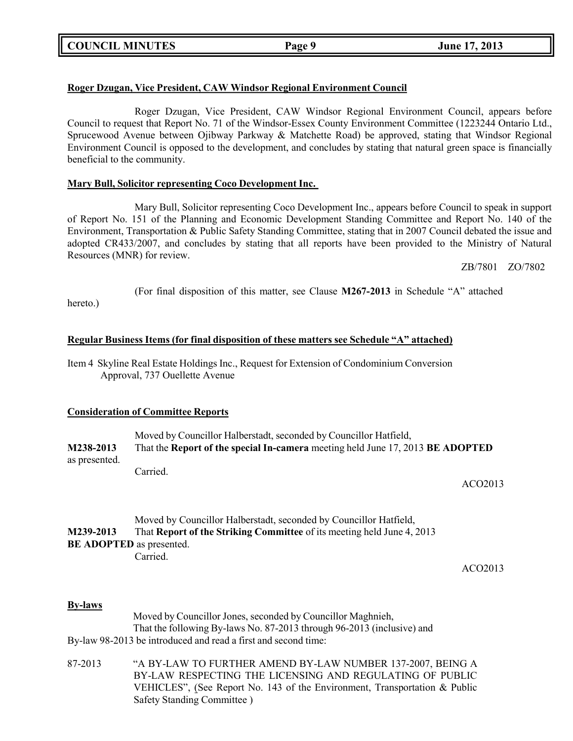**Roger Dzugan, Vice President, CAW Windsor Regional Environment Council**

Roger Dzugan, Vice President, CAW Windsor Regional Environment Council, appears before Council to request that Report No. 71 of the Windsor-Essex County Environment Committee (1223244 Ontario Ltd., Sprucewood Avenue between Ojibway Parkway & Matchette Road) be approved, stating that Windsor Regional Environment Council is opposed to the development, and concludes by stating that natural green space is financially beneficial to the community.

**Mary Bull, Solicitor representing Coco Development Inc.**

Mary Bull, Solicitor representing Coco Development Inc., appears before Council to speak in support of Report No. 151 of the Planning and Economic Development Standing Committee and Report No. 140 of the Environment, Transportation & Public Safety Standing Committee, stating that in 2007 Council debated the issue and adopted CR433/2007, and concludes by stating that all reports have been provided to the Ministry of Natural Resources (MNR) for review.

ZB/7801 ZO/7802

(For final disposition of this matter, see Clause **M267-2013** in Schedule "A" attached hereto.)

**Regular Business Items (for final disposition of these matters see Schedule "A" attached)**

Item 4 Skyline Real Estate Holdings Inc., Request for Extension of Condominium Conversion Approval, 737 Ouellette Avenue

**Consideration of Committee Reports**

Moved by Councillor Halberstadt, seconded by Councillor Hatfield,

**M238-2013** That the **Report of the special In-camera** meeting held June 17, 2013 **BE ADOPTED** as presented.

Carried.

ACO2013

Moved by Councillor Halberstadt, seconded by Councillor Hatfield,

**M239-2013** That **Report of the Striking Committee** of its meeting held June 4, 2013 **BE ADOPTED** as presented.

Carried.

ACO2013

**By-laws**

Moved by Councillor Jones, seconded by Councillor Maghnieh,

That the following By-laws No. 87-2013 through 96-2013 (inclusive) and By-law 98-2013 be introduced and read a first and second time:

87-2013 "A BY-LAW TO FURTHER AMEND BY-LAW NUMBER 137-2007, BEING A BY-LAW RESPECTING THE LICENSING AND REGULATING OF PUBLIC VEHICLES", (See Report No. 143 of the Environment, Transportation & Public Safety Standing Committee )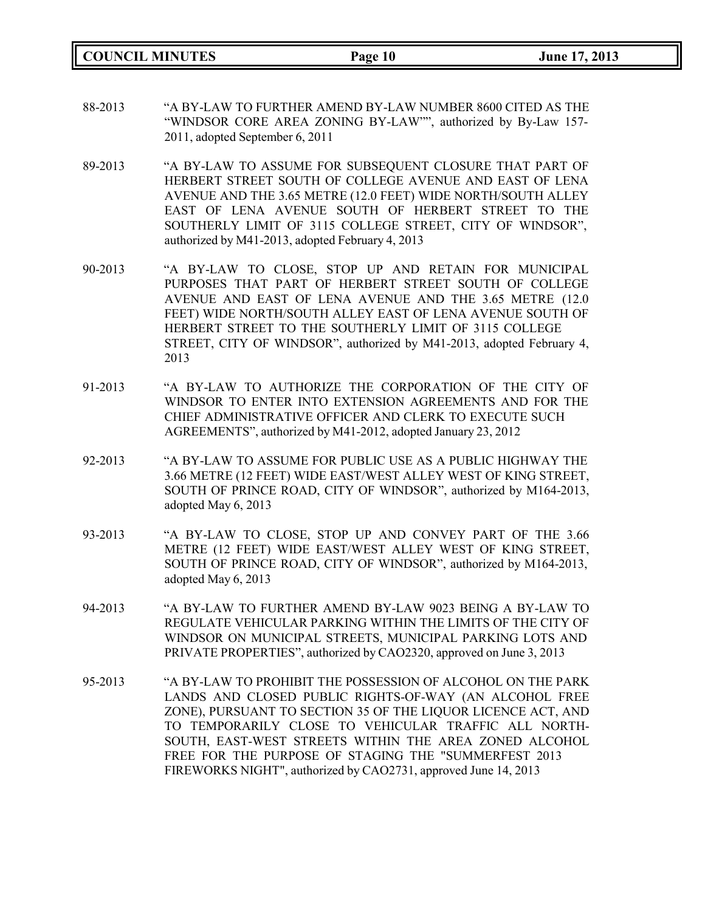88-2013 "A BY-LAW TO FURTHER AMEND BY-LAW NUMBER 8600 CITED AS THE "WINDSOR CORE AREA ZONING BY-LAW"", authorized by By-Law 157-2011, adopted September 6, 2011

89-2013 "A BY-LAW TO ASSUME FOR SUBSEQUENT CLOSURE THAT PART OF HERBERT STREET SOUTH OF COLLEGE AVENUE AND EAST OF LENA AVENUE AND THE 3.65 METRE (12.0 FEET) WIDE NORTH/SOUTH ALLEY EAST OF LENA AVENUE SOUTH OF HERBERT STREET TO THE SOUTHERLY LIMIT OF 3115 COLLEGE STREET, CITY OF WINDSOR", authorized by M41-2013, adopted February 4, 2013

90-2013 "A BY-LAW TO CLOSE, STOP UP AND RETAIN FOR MUNICIPAL PURPOSES THAT PART OF HERBERT STREET SOUTH OF COLLEGE AVENUE AND EAST OF LENA AVENUE AND THE 3.65 METRE (12.0 FEET) WIDE NORTH/SOUTH ALLEY EAST OF LENA AVENUE SOUTH OF HERBERT STREET TO THE SOUTHERLY LIMIT OF 3115 COLLEGE STREET, CITY OF WINDSOR", authorized by M41-2013, adopted February 4, 2013

91-2013 "A BY-LAW TO AUTHORIZE THE CORPORATION OF THE CITY OF WINDSOR TO ENTER INTO EXTENSION AGREEMENTS AND FOR THE CHIEF ADMINISTRATIVE OFFICER AND CLERK TO EXECUTE SUCH AGREEMENTS", authorized by M41-2012, adopted January 23, 2012

92-2013 "A BY-LAW TO ASSUME FOR PUBLIC USE AS A PUBLIC HIGHWAY THE 3.66 METRE (12 FEET) WIDE EAST/WEST ALLEY WEST OF KING STREET, SOUTH OF PRINCE ROAD, CITY OF WINDSOR", authorized by M164-2013, adopted May 6, 2013

93-2013 "A BY-LAW TO CLOSE, STOP UP AND CONVEY PART OF THE 3.66 METRE (12 FEET) WIDE EAST/WEST ALLEY WEST OF KING STREET, SOUTH OF PRINCE ROAD, CITY OF WINDSOR", authorized by M164-2013, adopted May 6, 2013

94-2013 "A BY-LAW TO FURTHER AMEND BY-LAW 9023 BEING A BY-LAW TO REGULATE VEHICULAR PARKING WITHIN THE LIMITS OF THE CITY OF WINDSOR ON MUNICIPAL STREETS, MUNICIPAL PARKING LOTS AND PRIVATE PROPERTIES", authorized by CAO2320, approved on June 3, 2013

95-2013 "A BY-LAW TO PROHIBIT THE POSSESSION OF ALCOHOL ON THE PARK LANDS AND CLOSED PUBLIC RIGHTS-OF-WAY (AN ALCOHOL FREE ZONE), PURSUANT TO SECTION 35 OF THE LIQUOR LICENCE ACT, AND TO TEMPORARILY CLOSE TO VEHICULAR TRAFFIC ALL NORTH-SOUTH, EAST-WEST STREETS WITHIN THE AREA ZONED ALCOHOL FREE FOR THE PURPOSE OF STAGING THE "SUMMERFEST 2013 FIREWORKS NIGHT", authorized by CAO2731, approved June 14, 2013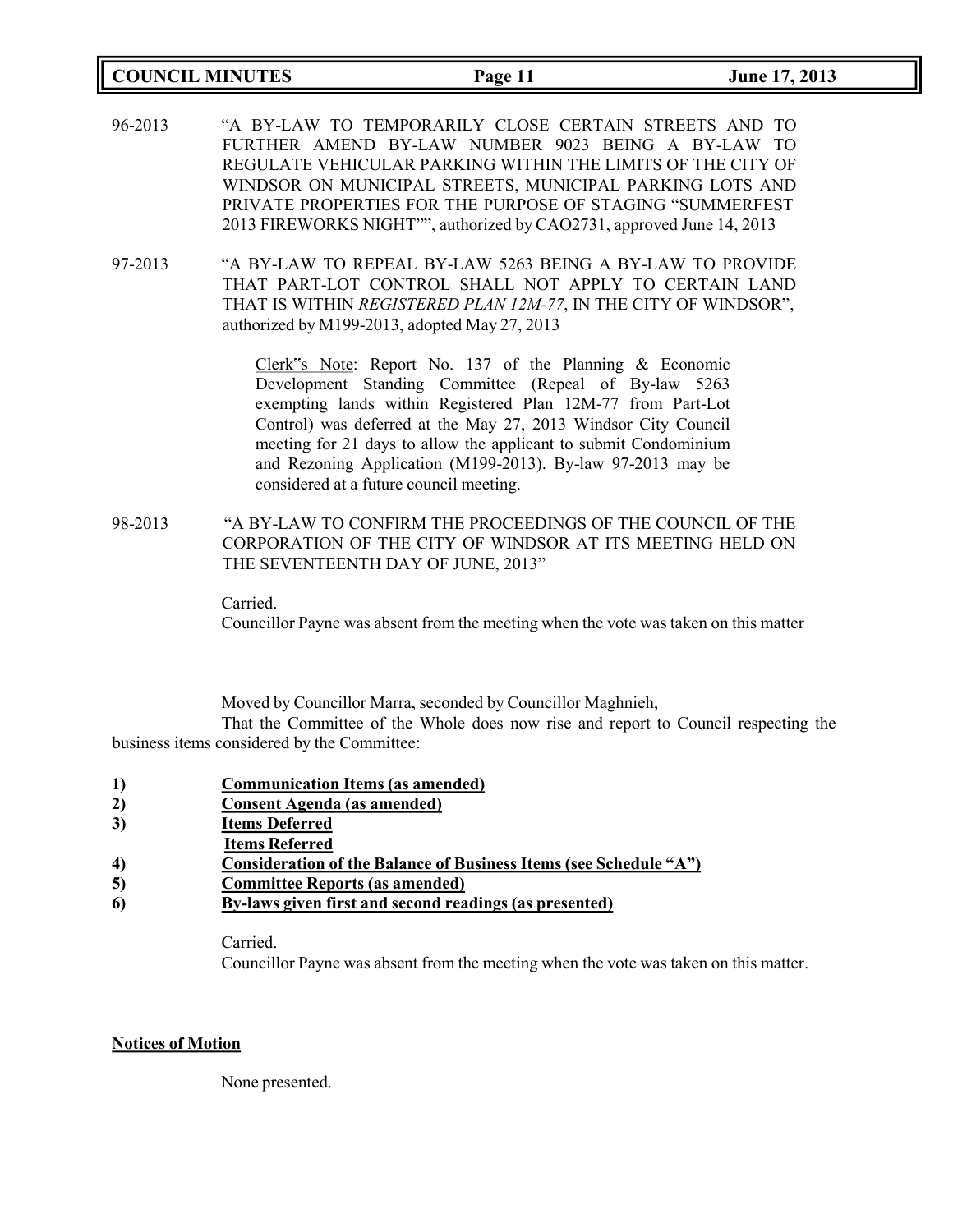96-2013 "A BY-LAW TO TEMPORARILY CLOSE CERTAIN STREETS AND TO FURTHER AMEND BY-LAW NUMBER 9023 BEING A BY-LAW TO REGULATE VEHICULAR PARKING WITHIN THE LIMITS OF THE CITY OF WINDSOR ON MUNICIPAL STREETS, MUNICIPAL PARKING LOTS AND PRIVATE PROPERTIES FOR THE PURPOSE OF STAGING "SUMMERFEST 2013 FIREWORKS NIGHT"", authorized by CAO2731, approved June 14, 2013

97-2013 "A BY-LAW TO REPEAL BY-LAW 5263 BEING A BY-LAW TO PROVIDE THAT PART-LOT CONTROL SHALL NOT APPLY TO CERTAIN LAND THAT IS WITHIN *REGISTERED PLAN 12M-77*, IN THE CITY OF WINDSOR", authorized by M199-2013, adopted May 27, 2013

> Clerk"s Note: Report No. 137 of the Planning & Economic Development Standing Committee (Repeal of By-law 5263 exempting lands within Registered Plan 12M-77 from Part-Lot Control) was deferred at the May 27, 2013 Windsor City Council meeting for 21 days to allow the applicant to submit Condominium and Rezoning Application (M199-2013). By-law 97-2013 may be considered at a future council meeting.

98-2013 "A BY-LAW TO CONFIRM THE PROCEEDINGS OF THE COUNCIL OF THE CORPORATION OF THE CITY OF WINDSOR AT ITS MEETING HELD ON THE SEVENTEENTH DAY OF JUNE, 2013"

Carried.
Councillor Payne was absent from the meeting when the vote was taken on this matter

Moved by Councillor Marra, seconded by Councillor Maghnieh,

That the Committee of the Whole does now rise and report to Council respecting the business items considered by the Committee:

**1) Communication Items (as amended)**
**2) Consent Agenda (as amended)**
**3) Items Deferred**
**Items Referred**
**4) Consideration of the Balance of Business Items (see Schedule "A")**
**5) Committee Reports (as amended)**
**6) By-laws given first and second readings (as presented)**

Carried.
Councillor Payne was absent from the meeting when the vote was taken on this matter.

**Notices of Motion**

None presented.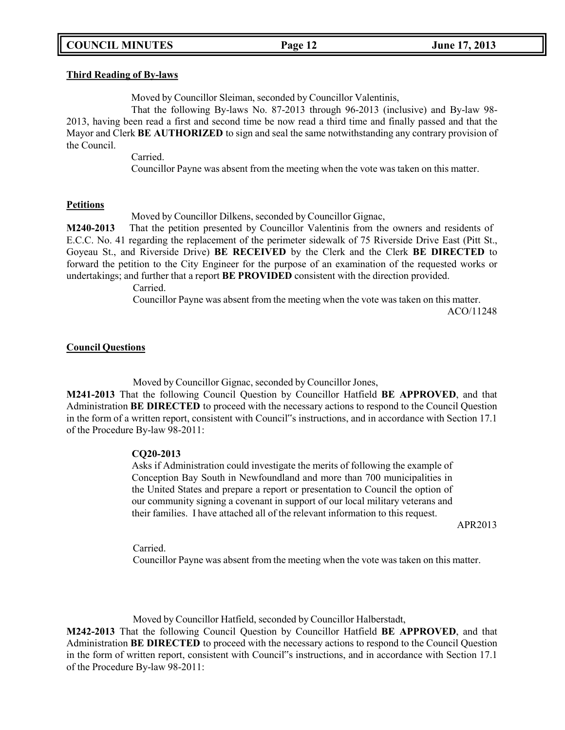**Third Reading of By-laws**

Moved by Councillor Sleiman, seconded by Councillor Valentinis,

That the following By-laws No. 87-2013 through 96-2013 (inclusive) and By-law 98-2013, having been read a first and second time be now read a third time and finally passed and that the Mayor and Clerk **BE AUTHORIZED** to sign and seal the same notwithstanding any contrary provision of the Council.

Carried.

Councillor Payne was absent from the meeting when the vote was taken on this matter.

**Petitions**

Moved by Councillor Dilkens, seconded by Councillor Gignac,

**M240-2013** That the petition presented by Councillor Valentinis from the owners and residents of E.C.C. No. 41 regarding the replacement of the perimeter sidewalk of 75 Riverside Drive East (Pitt St., Goyeau St., and Riverside Drive) **BE RECEIVED** by the Clerk and the Clerk **BE DIRECTED** to forward the petition to the City Engineer for the purpose of an examination of the requested works or undertakings; and further that a report **BE PROVIDED** consistent with the direction provided.

Carried.

Councillor Payne was absent from the meeting when the vote was taken on this matter.

ACO/11248

**Council Questions**

Moved by Councillor Gignac, seconded by Councillor Jones,

**M241-2013** That the following Council Question by Councillor Hatfield **BE APPROVED**, and that Administration **BE DIRECTED** to proceed with the necessary actions to respond to the Council Question in the form of a written report, consistent with Council"s instructions, and in accordance with Section 17.1 of the Procedure By-law 98-2011:

**CQ20-2013**

Asks if Administration could investigate the merits of following the example of Conception Bay South in Newfoundland and more than 700 municipalities in the United States and prepare a report or presentation to Council the option of our community signing a covenant in support of our local military veterans and their families. I have attached all of the relevant information to this request.

APR2013

Carried.

Councillor Payne was absent from the meeting when the vote was taken on this matter.

Moved by Councillor Hatfield, seconded by Councillor Halberstadt,

**M242-2013** That the following Council Question by Councillor Hatfield **BE APPROVED**, and that Administration **BE DIRECTED** to proceed with the necessary actions to respond to the Council Question in the form of written report, consistent with Council"s instructions, and in accordance with Section 17.1 of the Procedure By-law 98-2011: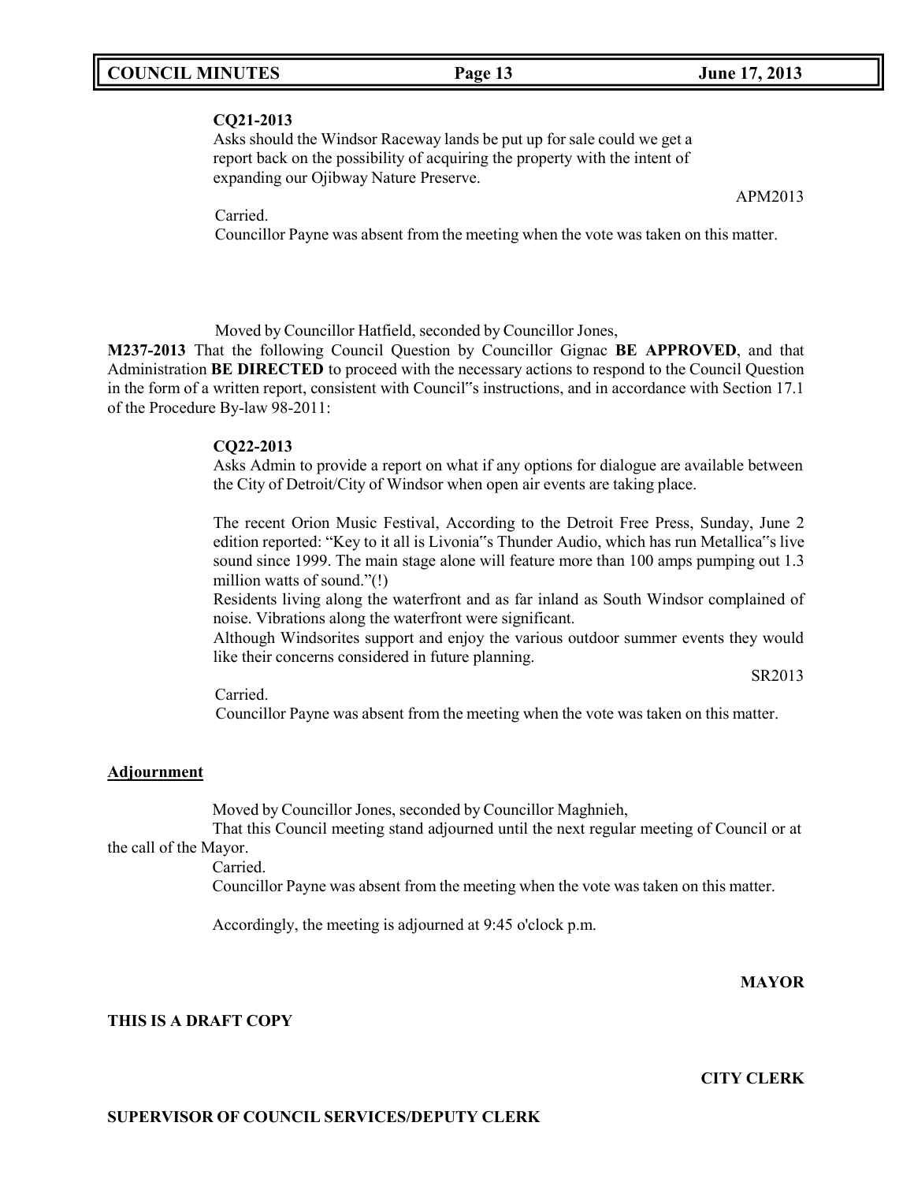**CQ21-2013**

Asks should the Windsor Raceway lands be put up for sale could we get a report back on the possibility of acquiring the property with the intent of expanding our Ojibway Nature Preserve.

APM2013

Carried.

Councillor Payne was absent from the meeting when the vote was taken on this matter.

Moved by Councillor Hatfield, seconded by Councillor Jones,

**M237-2013** That the following Council Question by Councillor Gignac **BE APPROVED**, and that Administration **BE DIRECTED** to proceed with the necessary actions to respond to the Council Question in the form of a written report, consistent with Council"s instructions, and in accordance with Section 17.1 of the Procedure By-law 98-2011:

**CQ22-2013**

Asks Admin to provide a report on what if any options for dialogue are available between the City of Detroit/City of Windsor when open air events are taking place.

The recent Orion Music Festival, According to the Detroit Free Press, Sunday, June 2 edition reported: "Key to it all is Livonia"s Thunder Audio, which has run Metallica"s live sound since 1999. The main stage alone will feature more than 100 amps pumping out 1.3 million watts of sound."(!)

Residents living along the waterfront and as far inland as South Windsor complained of noise. Vibrations along the waterfront were significant.

Although Windsorites support and enjoy the various outdoor summer events they would like their concerns considered in future planning.

SR2013

Carried.

Councillor Payne was absent from the meeting when the vote was taken on this matter.

**Adjournment**

Moved by Councillor Jones, seconded by Councillor Maghnieh,

That this Council meeting stand adjourned until the next regular meeting of Council or at the call of the Mayor.

Carried.

Councillor Payne was absent from the meeting when the vote was taken on this matter.

Accordingly, the meeting is adjourned at 9:45 o'clock p.m.

**MAYOR**

**THIS IS A DRAFT COPY**

**CITY CLERK**

**SUPERVISOR OF COUNCIL SERVICES/DEPUTY CLERK**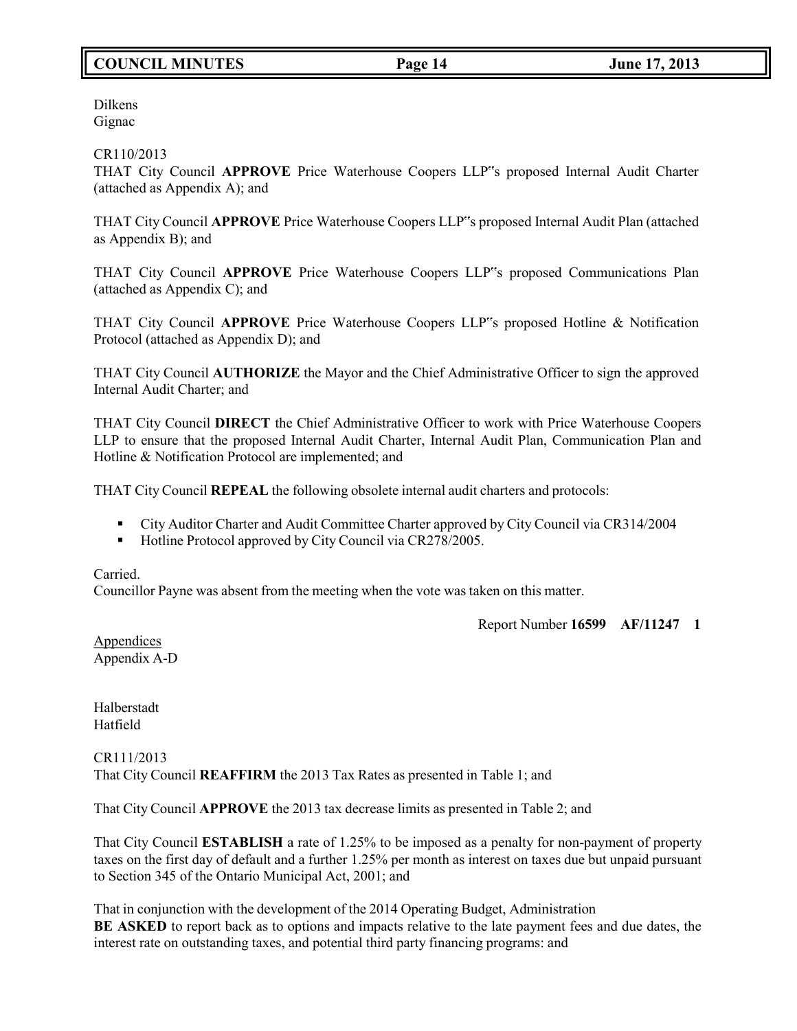Dilkens
Gignac

CR110/2013
THAT City Council **APPROVE** Price Waterhouse Coopers LLP"s proposed Internal Audit Charter (attached as Appendix A); and

THAT City Council **APPROVE** Price Waterhouse Coopers LLP"s proposed Internal Audit Plan (attached as Appendix B); and

THAT City Council **APPROVE** Price Waterhouse Coopers LLP"s proposed Communications Plan (attached as Appendix C); and

THAT City Council **APPROVE** Price Waterhouse Coopers LLP"s proposed Hotline & Notification Protocol (attached as Appendix D); and

THAT City Council **AUTHORIZE** the Mayor and the Chief Administrative Officer to sign the approved Internal Audit Charter; and

THAT City Council **DIRECT** the Chief Administrative Officer to work with Price Waterhouse Coopers LLP to ensure that the proposed Internal Audit Charter, Internal Audit Plan, Communication Plan and Hotline & Notification Protocol are implemented; and

THAT City Council **REPEAL** the following obsolete internal audit charters and protocols:

- City Auditor Charter and Audit Committee Charter approved by City Council via CR314/2004
- Hotline Protocol approved by City Council via CR278/2005.

Carried.
Councillor Payne was absent from the meeting when the vote was taken on this matter.

Report Number **16599 AF/11247 1**

Appendices
Appendix A-D

Halberstadt
Hatfield

CR111/2013
That City Council **REAFFIRM** the 2013 Tax Rates as presented in Table 1; and

That City Council **APPROVE** the 2013 tax decrease limits as presented in Table 2; and

That City Council **ESTABLISH** a rate of 1.25% to be imposed as a penalty for non-payment of property taxes on the first day of default and a further 1.25% per month as interest on taxes due but unpaid pursuant to Section 345 of the Ontario Municipal Act, 2001; and

That in conjunction with the development of the 2014 Operating Budget, Administration
**BE ASKED** to report back as to options and impacts relative to the late payment fees and due dates, the interest rate on outstanding taxes, and potential third party financing programs: and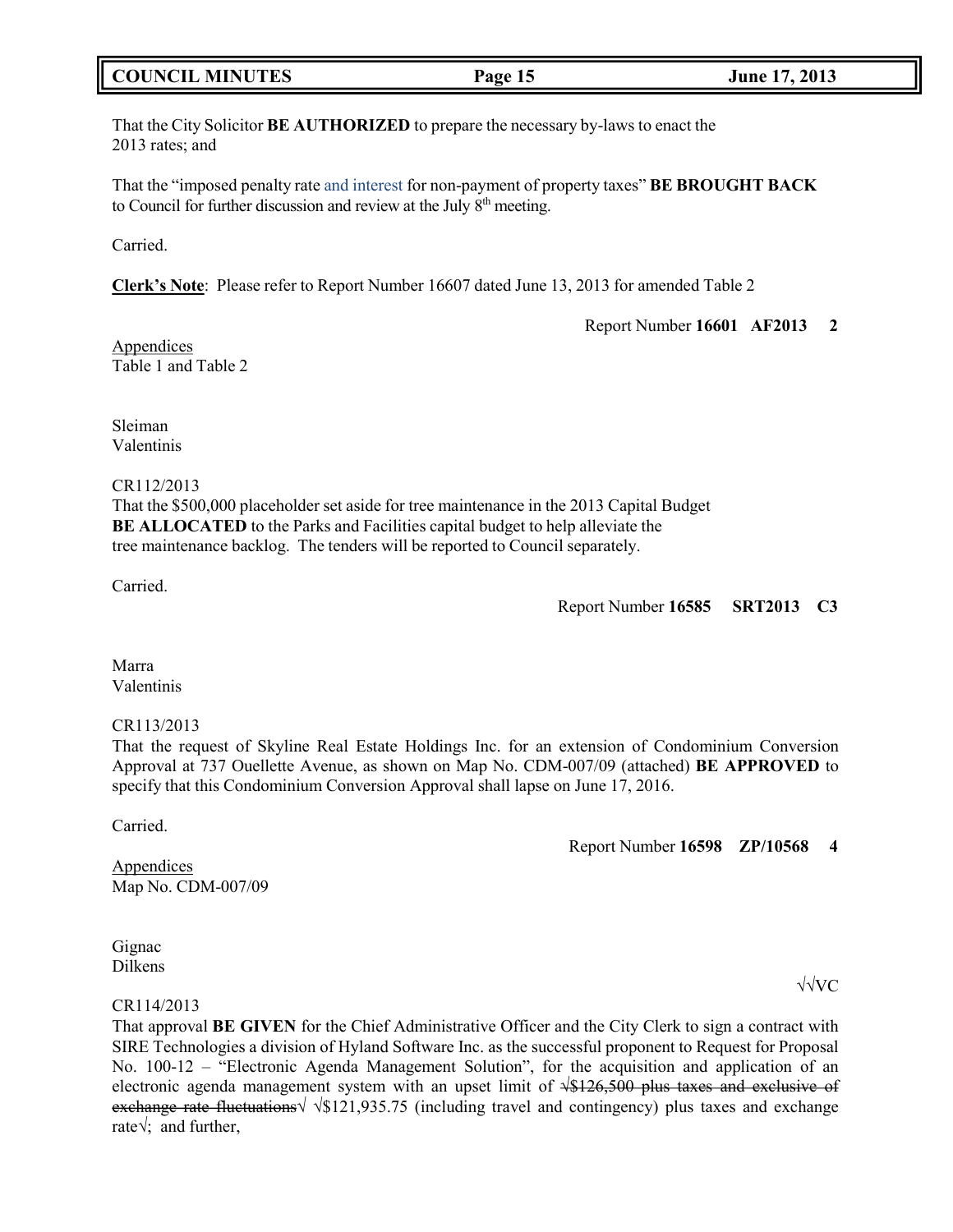That the City Solicitor **BE AUTHORIZED** to prepare the necessary by-laws to enact the 2013 rates; and

That the "imposed penalty rate and interest for non-payment of property taxes" **BE BROUGHT BACK** to Council for further discussion and review at the July 8th meeting.

Carried.

**Clerk's Note**: Please refer to Report Number 16607 dated June 13, 2013 for amended Table 2

Report Number **16601 AF2013 2**

Appendices
Table 1 and Table 2

Sleiman
Valentinis

CR112/2013
That the $500,000 placeholder set aside for tree maintenance in the 2013 Capital Budget **BE ALLOCATED** to the Parks and Facilities capital budget to help alleviate the tree maintenance backlog. The tenders will be reported to Council separately.

Carried.

Report Number **16585 SRT2013 C3**

Marra
Valentinis

CR113/2013
That the request of Skyline Real Estate Holdings Inc. for an extension of Condominium Conversion Approval at 737 Ouellette Avenue, as shown on Map No. CDM-007/09 (attached) **BE APPROVED** to specify that this Condominium Conversion Approval shall lapse on June 17, 2016.

Carried.

Report Number **16598 ZP/10568 4**

Appendices
Map No. CDM-007/09

Gignac
Dilkens

√√VC

CR114/2013
That approval **BE GIVEN** for the Chief Administrative Officer and the City Clerk to sign a contract with SIRE Technologies a division of Hyland Software Inc. as the successful proponent to Request for Proposal No. 100-12 – "Electronic Agenda Management Solution", for the acquisition and application of an electronic agenda management system with an upset limit of ~~√$126,500 plus taxes and exclusive of exchange rate fluctuations~~√ √$121,935.75 (including travel and contingency) plus taxes and exchange rate√; and further,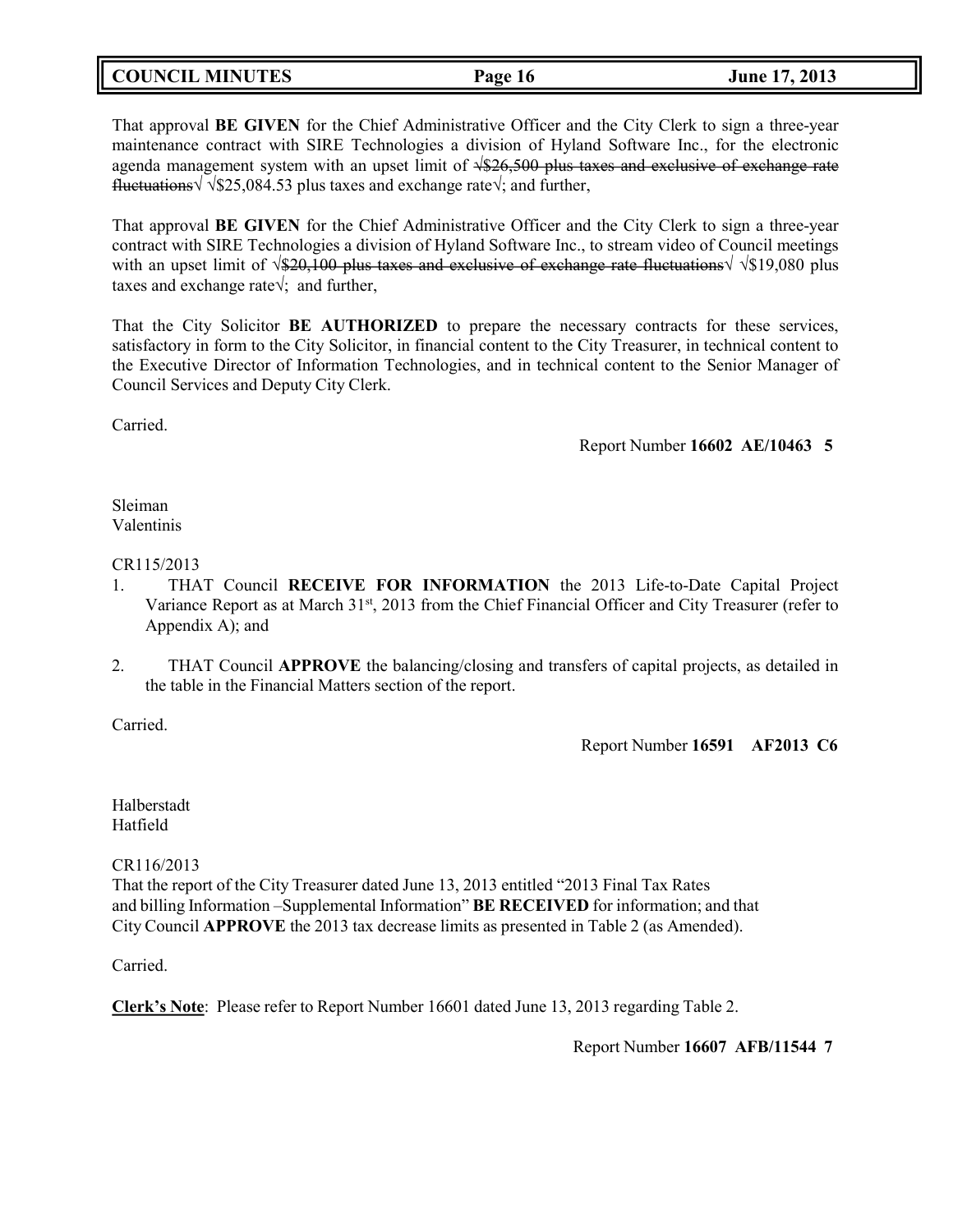That approval **BE GIVEN** for the Chief Administrative Officer and the City Clerk to sign a three-year maintenance contract with SIRE Technologies a division of Hyland Software Inc., for the electronic agenda management system with an upset limit of √~~$26,500 plus taxes and exclusive of exchange rate fluctuations~~√ √$25,084.53 plus taxes and exchange rate√; and further,

That approval **BE GIVEN** for the Chief Administrative Officer and the City Clerk to sign a three-year contract with SIRE Technologies a division of Hyland Software Inc., to stream video of Council meetings with an upset limit of √~~$20,100 plus taxes and exclusive of exchange rate fluctuations~~√ √$19,080 plus taxes and exchange rate√; and further,

That the City Solicitor **BE AUTHORIZED** to prepare the necessary contracts for these services, satisfactory in form to the City Solicitor, in financial content to the City Treasurer, in technical content to the Executive Director of Information Technologies, and in technical content to the Senior Manager of Council Services and Deputy City Clerk.

Carried.

Report Number **16602 AE/10463 5**

Sleiman
Valentinis

CR115/2013

1. THAT Council **RECEIVE FOR INFORMATION** the 2013 Life-to-Date Capital Project Variance Report as at March 31st, 2013 from the Chief Financial Officer and City Treasurer (refer to Appendix A); and

2. THAT Council **APPROVE** the balancing/closing and transfers of capital projects, as detailed in the table in the Financial Matters section of the report.

Carried.

Report Number **16591 AF2013 C6**

Halberstadt
Hatfield

CR116/2013
That the report of the City Treasurer dated June 13, 2013 entitled "2013 Final Tax Rates and billing Information –Supplemental Information" **BE RECEIVED** for information; and that City Council **APPROVE** the 2013 tax decrease limits as presented in Table 2 (as Amended).

Carried.

**Clerk's Note**: Please refer to Report Number 16601 dated June 13, 2013 regarding Table 2.

Report Number **16607 AFB/11544 7**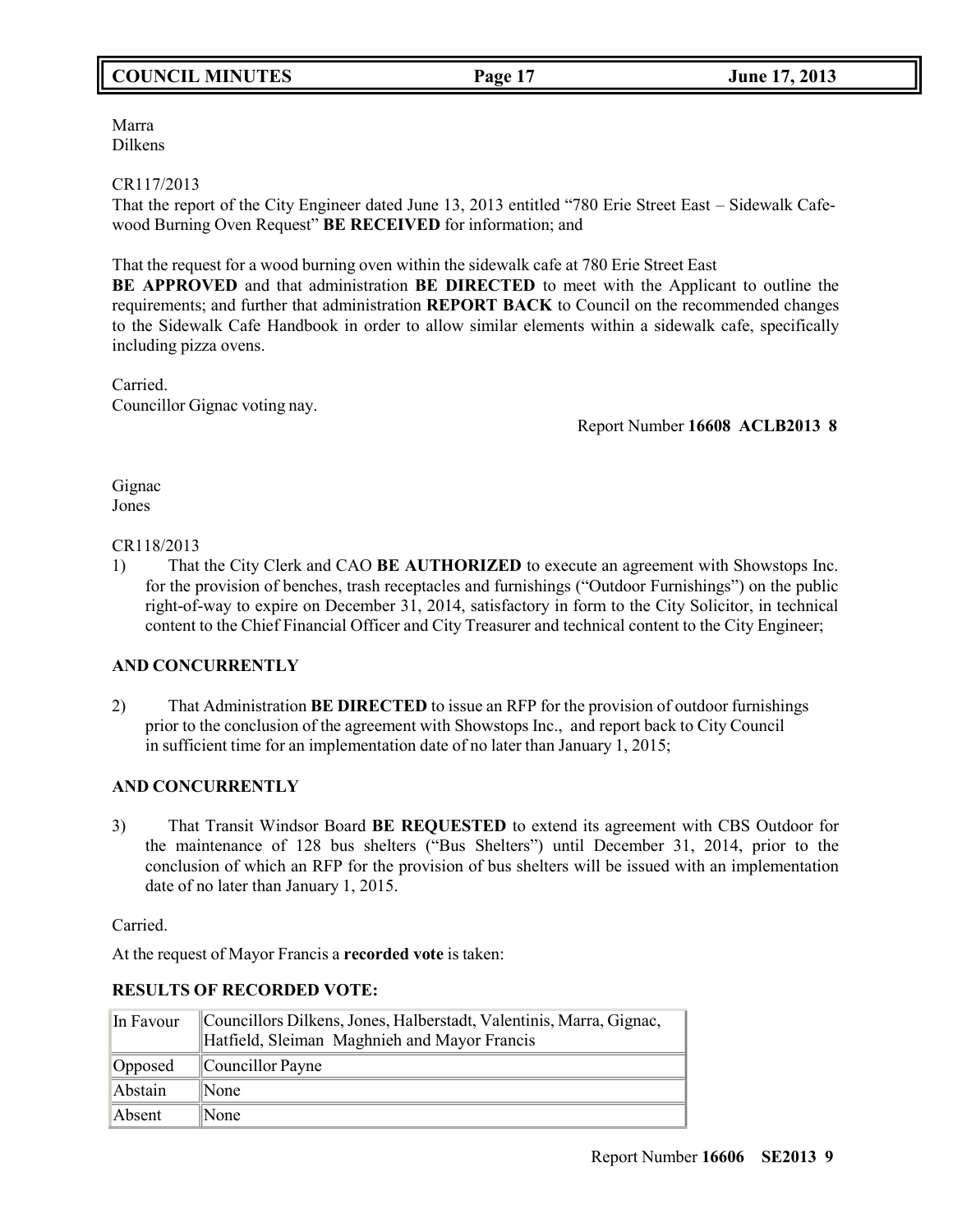Marra
Dilkens

CR117/2013
That the report of the City Engineer dated June 13, 2013 entitled "780 Erie Street East – Sidewalk Cafe-wood Burning Oven Request" **BE RECEIVED** for information; and

That the request for a wood burning oven within the sidewalk cafe at 780 Erie Street East **BE APPROVED** and that administration **BE DIRECTED** to meet with the Applicant to outline the requirements; and further that administration **REPORT BACK** to Council on the recommended changes to the Sidewalk Cafe Handbook in order to allow similar elements within a sidewalk cafe, specifically including pizza ovens.

Carried.
Councillor Gignac voting nay.

Report Number **16608 ACLB2013 8**

Gignac
Jones

CR118/2013

1) That the City Clerk and CAO **BE AUTHORIZED** to execute an agreement with Showstops Inc. for the provision of benches, trash receptacles and furnishings ("Outdoor Furnishings") on the public right-of-way to expire on December 31, 2014, satisfactory in form to the City Solicitor, in technical content to the Chief Financial Officer and City Treasurer and technical content to the City Engineer;

**AND CONCURRENTLY**

2) That Administration **BE DIRECTED** to issue an RFP for the provision of outdoor furnishings prior to the conclusion of the agreement with Showstops Inc., and report back to City Council in sufficient time for an implementation date of no later than January 1, 2015;

**AND CONCURRENTLY**

3) That Transit Windsor Board **BE REQUESTED** to extend its agreement with CBS Outdoor for the maintenance of 128 bus shelters ("Bus Shelters") until December 31, 2014, prior to the conclusion of which an RFP for the provision of bus shelters will be issued with an implementation date of no later than January 1, 2015.

Carried.

At the request of Mayor Francis a **recorded vote** is taken:

**RESULTS OF RECORDED VOTE:**

| | |
|---|---|
| In Favour | Councillors Dilkens, Jones, Halberstadt, Valentinis, Marra, Gignac, Hatfield, Sleiman Maghnieh and Mayor Francis |
| Opposed | Councillor Payne |
| Abstain | None |
| Absent | None |

Report Number **16606 SE2013 9**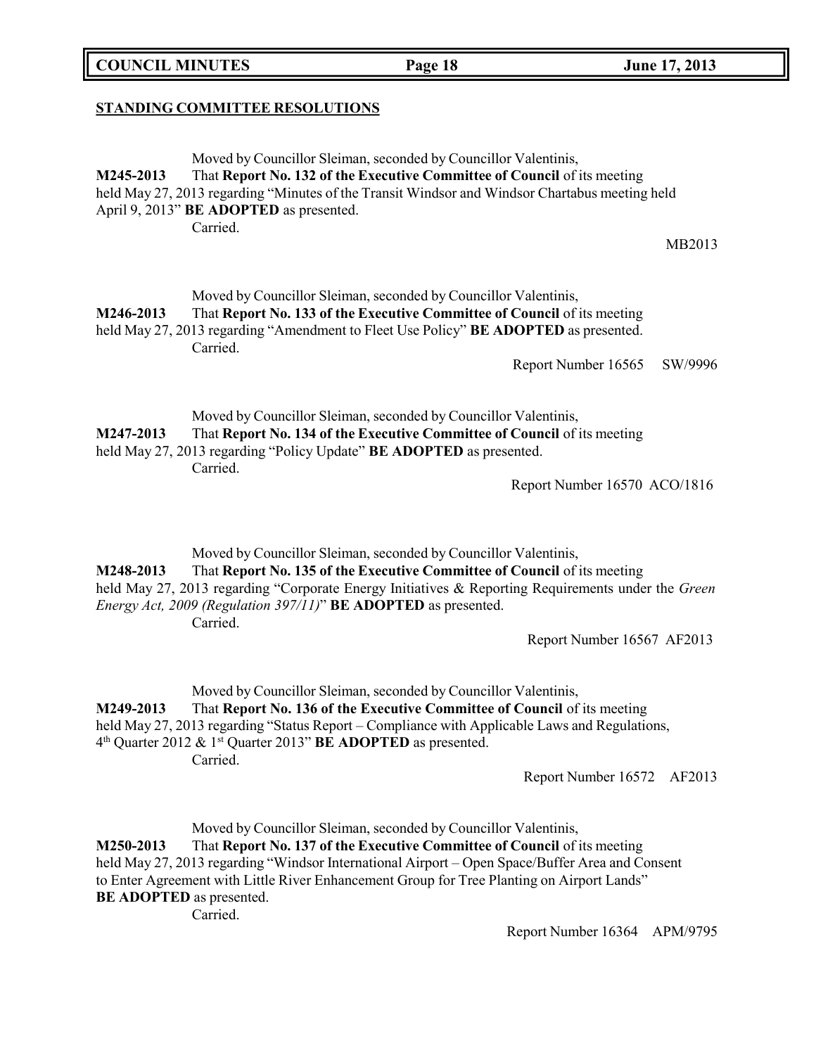## STANDING COMMITTEE RESOLUTIONS

Moved by Councillor Sleiman, seconded by Councillor Valentinis,
**M245-2013** That **Report No. 132 of the Executive Committee of Council** of its meeting held May 27, 2013 regarding "Minutes of the Transit Windsor and Windsor Chartabus meeting held April 9, 2013" **BE ADOPTED** as presented.
Carried.

MB2013

Moved by Councillor Sleiman, seconded by Councillor Valentinis,
**M246-2013** That **Report No. 133 of the Executive Committee of Council** of its meeting held May 27, 2013 regarding "Amendment to Fleet Use Policy" **BE ADOPTED** as presented.
Carried.

Report Number 16565 SW/9996

Moved by Councillor Sleiman, seconded by Councillor Valentinis,
**M247-2013** That **Report No. 134 of the Executive Committee of Council** of its meeting held May 27, 2013 regarding "Policy Update" **BE ADOPTED** as presented.
Carried.

Report Number 16570 ACO/1816

Moved by Councillor Sleiman, seconded by Councillor Valentinis,
**M248-2013** That **Report No. 135 of the Executive Committee of Council** of its meeting held May 27, 2013 regarding "Corporate Energy Initiatives & Reporting Requirements under the *Green Energy Act, 2009 (Regulation 397/11)*" **BE ADOPTED** as presented.
Carried.

Report Number 16567 AF2013

Moved by Councillor Sleiman, seconded by Councillor Valentinis,
**M249-2013** That **Report No. 136 of the Executive Committee of Council** of its meeting held May 27, 2013 regarding "Status Report – Compliance with Applicable Laws and Regulations, 4th Quarter 2012 & 1st Quarter 2013" **BE ADOPTED** as presented.
Carried.

Report Number 16572 AF2013

Moved by Councillor Sleiman, seconded by Councillor Valentinis,
**M250-2013** That **Report No. 137 of the Executive Committee of Council** of its meeting held May 27, 2013 regarding "Windsor International Airport – Open Space/Buffer Area and Consent to Enter Agreement with Little River Enhancement Group for Tree Planting on Airport Lands" **BE ADOPTED** as presented.
Carried.

Report Number 16364 APM/9795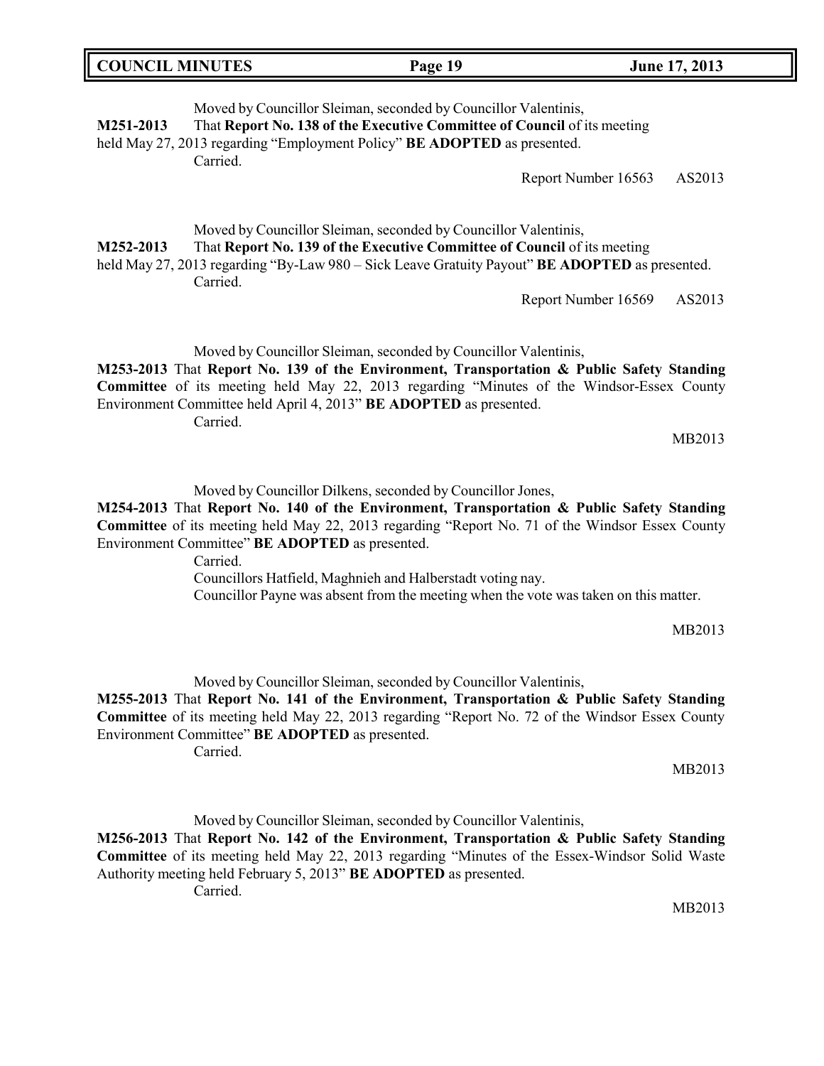Moved by Councillor Sleiman, seconded by Councillor Valentinis,

**M251-2013** That **Report No. 138 of the Executive Committee of Council** of its meeting held May 27, 2013 regarding "Employment Policy" **BE ADOPTED** as presented.

Carried.

Report Number 16563 AS2013

Moved by Councillor Sleiman, seconded by Councillor Valentinis,

**M252-2013** That **Report No. 139 of the Executive Committee of Council** of its meeting held May 27, 2013 regarding "By-Law 980 – Sick Leave Gratuity Payout" **BE ADOPTED** as presented.

Carried.

Report Number 16569 AS2013

Moved by Councillor Sleiman, seconded by Councillor Valentinis,

**M253-2013** That **Report No. 139 of the Environment, Transportation & Public Safety Standing Committee** of its meeting held May 22, 2013 regarding "Minutes of the Windsor-Essex County Environment Committee held April 4, 2013" **BE ADOPTED** as presented.

Carried.

MB2013

Moved by Councillor Dilkens, seconded by Councillor Jones,

**M254-2013** That **Report No. 140 of the Environment, Transportation & Public Safety Standing Committee** of its meeting held May 22, 2013 regarding "Report No. 71 of the Windsor Essex County Environment Committee" **BE ADOPTED** as presented.

Carried.

Councillors Hatfield, Maghnieh and Halberstadt voting nay.

Councillor Payne was absent from the meeting when the vote was taken on this matter.

MB2013

Moved by Councillor Sleiman, seconded by Councillor Valentinis,

**M255-2013** That **Report No. 141 of the Environment, Transportation & Public Safety Standing Committee** of its meeting held May 22, 2013 regarding "Report No. 72 of the Windsor Essex County Environment Committee" **BE ADOPTED** as presented.

Carried.

MB2013

Moved by Councillor Sleiman, seconded by Councillor Valentinis,

**M256-2013** That **Report No. 142 of the Environment, Transportation & Public Safety Standing Committee** of its meeting held May 22, 2013 regarding "Minutes of the Essex-Windsor Solid Waste Authority meeting held February 5, 2013" **BE ADOPTED** as presented.

Carried.

MB2013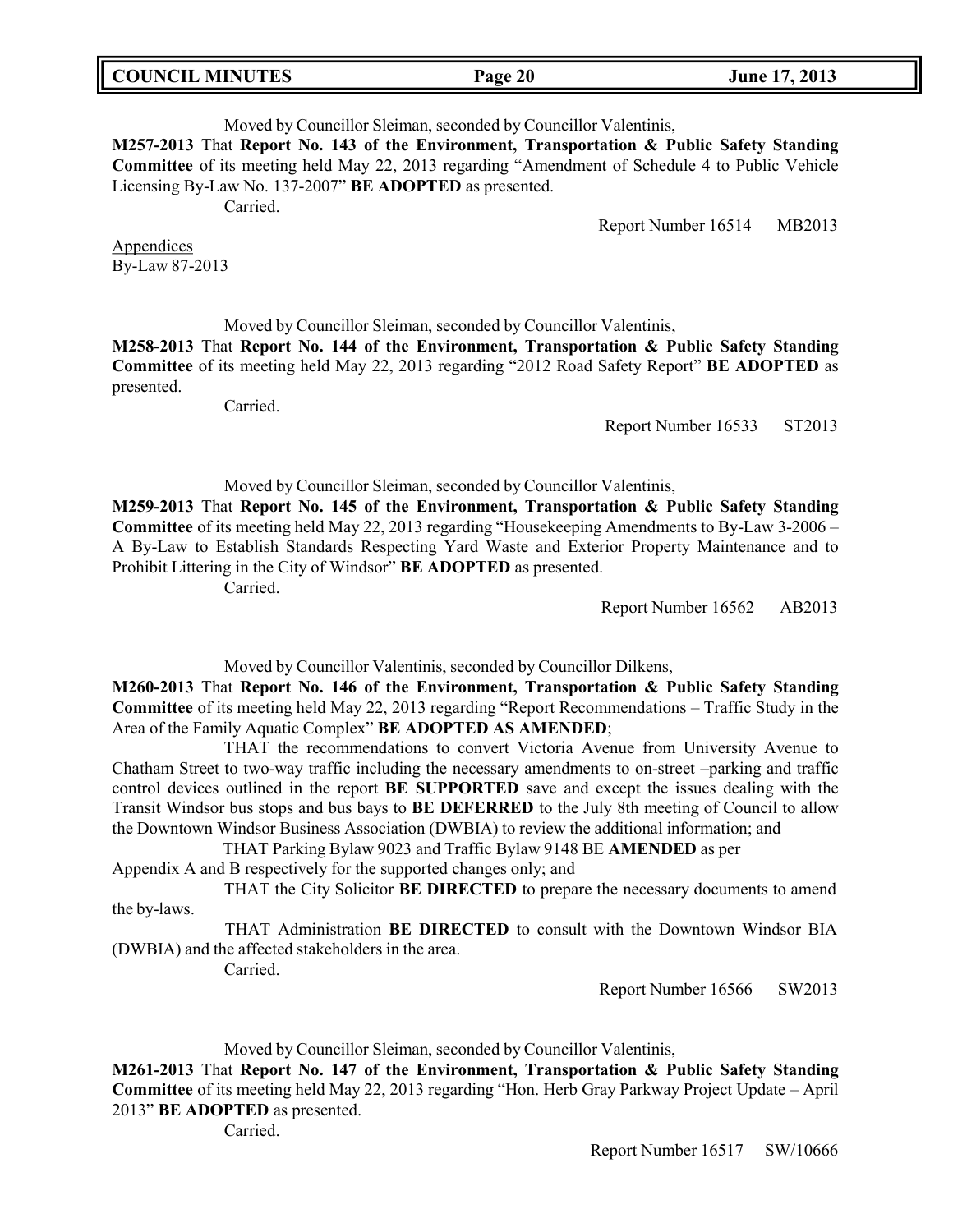Moved by Councillor Sleiman, seconded by Councillor Valentinis,

**M257-2013** That **Report No. 143 of the Environment, Transportation & Public Safety Standing Committee** of its meeting held May 22, 2013 regarding "Amendment of Schedule 4 to Public Vehicle Licensing By-Law No. 137-2007" **BE ADOPTED** as presented.

Carried.

Report Number 16514 MB2013

Appendices
By-Law 87-2013

Moved by Councillor Sleiman, seconded by Councillor Valentinis,

**M258-2013** That **Report No. 144 of the Environment, Transportation & Public Safety Standing Committee** of its meeting held May 22, 2013 regarding "2012 Road Safety Report" **BE ADOPTED** as presented.

Carried.

Report Number 16533 ST2013

Moved by Councillor Sleiman, seconded by Councillor Valentinis,

**M259-2013** That **Report No. 145 of the Environment, Transportation & Public Safety Standing Committee** of its meeting held May 22, 2013 regarding "Housekeeping Amendments to By-Law 3-2006 – A By-Law to Establish Standards Respecting Yard Waste and Exterior Property Maintenance and to Prohibit Littering in the City of Windsor" **BE ADOPTED** as presented.

Carried.

Report Number 16562 AB2013

Moved by Councillor Valentinis, seconded by Councillor Dilkens,

**M260-2013** That **Report No. 146 of the Environment, Transportation & Public Safety Standing Committee** of its meeting held May 22, 2013 regarding "Report Recommendations – Traffic Study in the Area of the Family Aquatic Complex" **BE ADOPTED AS AMENDED**;

THAT the recommendations to convert Victoria Avenue from University Avenue to Chatham Street to two-way traffic including the necessary amendments to on-street –parking and traffic control devices outlined in the report **BE SUPPORTED** save and except the issues dealing with the Transit Windsor bus stops and bus bays to **BE DEFERRED** to the July 8th meeting of Council to allow the Downtown Windsor Business Association (DWBIA) to review the additional information; and

THAT Parking Bylaw 9023 and Traffic Bylaw 9148 BE **AMENDED** as per Appendix A and B respectively for the supported changes only; and

THAT the City Solicitor **BE DIRECTED** to prepare the necessary documents to amend the by-laws.

THAT Administration **BE DIRECTED** to consult with the Downtown Windsor BIA (DWBIA) and the affected stakeholders in the area.

Carried.

Report Number 16566 SW2013

Moved by Councillor Sleiman, seconded by Councillor Valentinis,

**M261-2013** That **Report No. 147 of the Environment, Transportation & Public Safety Standing Committee** of its meeting held May 22, 2013 regarding "Hon. Herb Gray Parkway Project Update – April 2013" **BE ADOPTED** as presented.

Carried.

Report Number 16517 SW/10666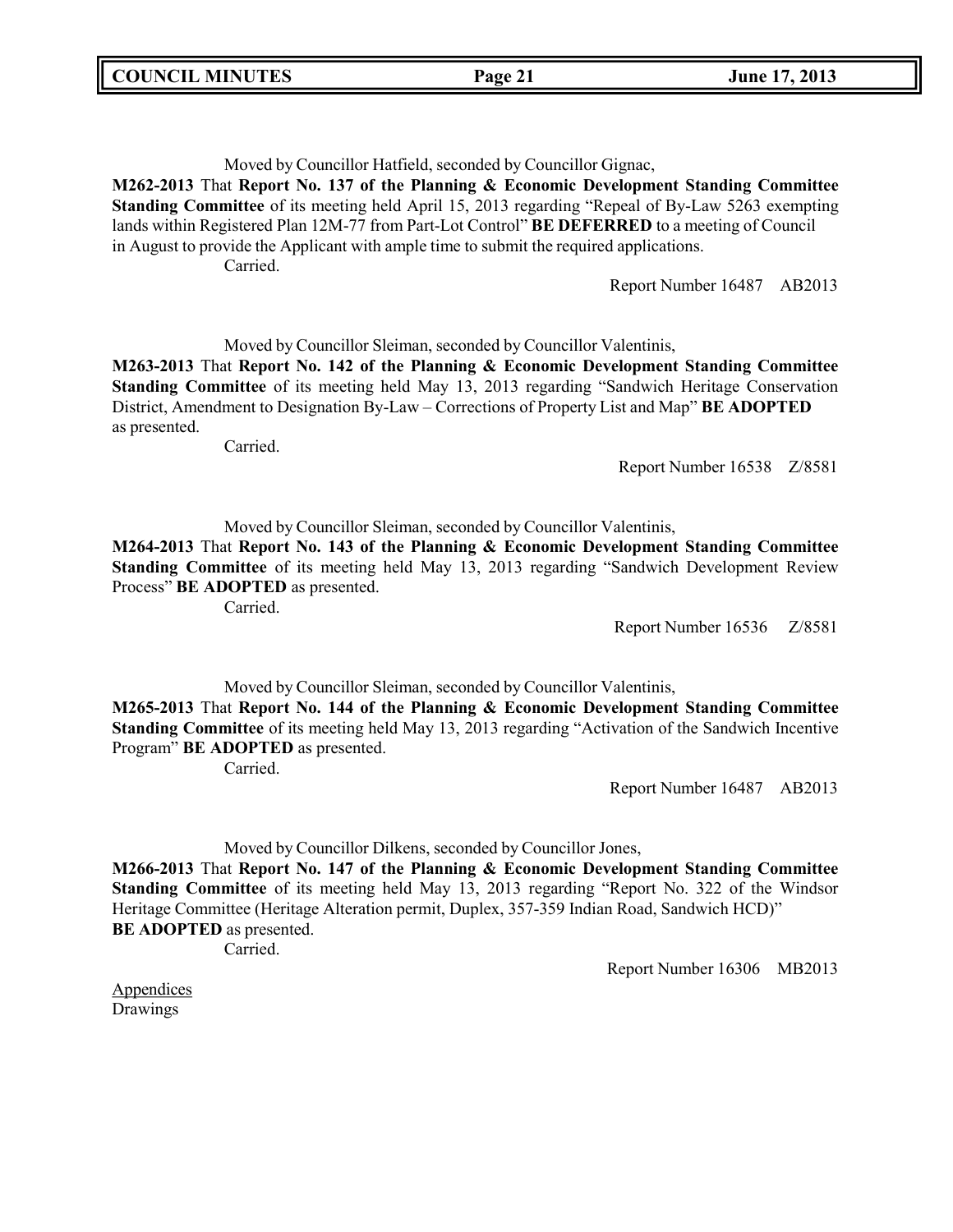Moved by Councillor Hatfield, seconded by Councillor Gignac,

**M262-2013** That **Report No. 137 of the Planning & Economic Development Standing Committee Standing Committee** of its meeting held April 15, 2013 regarding "Repeal of By-Law 5263 exempting lands within Registered Plan 12M-77 from Part-Lot Control" **BE DEFERRED** to a meeting of Council in August to provide the Applicant with ample time to submit the required applications.

Carried.

Report Number 16487 AB2013

Moved by Councillor Sleiman, seconded by Councillor Valentinis,

**M263-2013** That **Report No. 142 of the Planning & Economic Development Standing Committee Standing Committee** of its meeting held May 13, 2013 regarding "Sandwich Heritage Conservation District, Amendment to Designation By-Law – Corrections of Property List and Map" **BE ADOPTED** as presented.

Carried.

Report Number 16538 Z/8581

Moved by Councillor Sleiman, seconded by Councillor Valentinis,

**M264-2013** That **Report No. 143 of the Planning & Economic Development Standing Committee Standing Committee** of its meeting held May 13, 2013 regarding "Sandwich Development Review Process" **BE ADOPTED** as presented.

Carried.

Report Number 16536 Z/8581

Moved by Councillor Sleiman, seconded by Councillor Valentinis,

**M265-2013** That **Report No. 144 of the Planning & Economic Development Standing Committee Standing Committee** of its meeting held May 13, 2013 regarding "Activation of the Sandwich Incentive Program" **BE ADOPTED** as presented.

Carried.

Report Number 16487 AB2013

Moved by Councillor Dilkens, seconded by Councillor Jones,

**M266-2013** That **Report No. 147 of the Planning & Economic Development Standing Committee Standing Committee** of its meeting held May 13, 2013 regarding "Report No. 322 of the Windsor Heritage Committee (Heritage Alteration permit, Duplex, 357-359 Indian Road, Sandwich HCD)" **BE ADOPTED** as presented.

Carried.

Report Number 16306 MB2013

Appendices

Drawings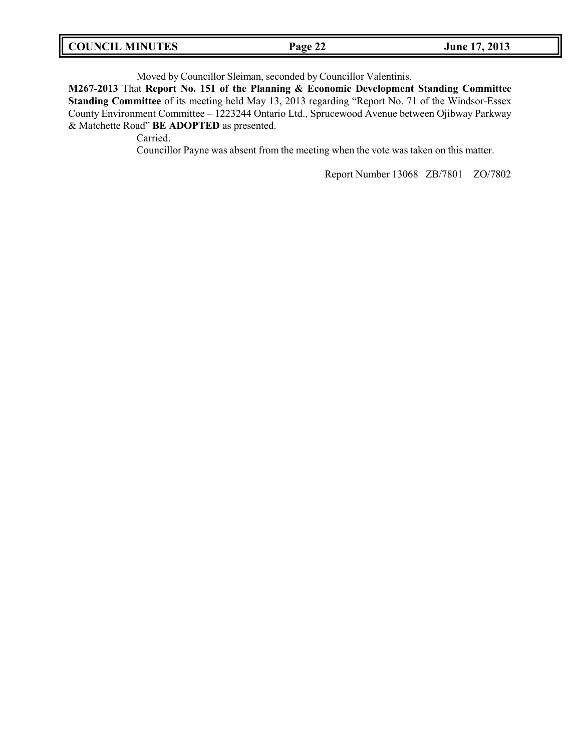Moved by Councillor Sleiman, seconded by Councillor Valentinis,

**M267-2013** That **Report No. 151 of the Planning & Economic Development Standing Committee Standing Committee** of its meeting held May 13, 2013 regarding "Report No. 71 of the Windsor-Essex County Environment Committee – 1223244 Ontario Ltd., Sprucewood Avenue between Ojibway Parkway & Matchette Road" **BE ADOPTED** as presented.

Carried.

Councillor Payne was absent from the meeting when the vote was taken on this matter.

Report Number 13068 ZB/7801 ZO/7802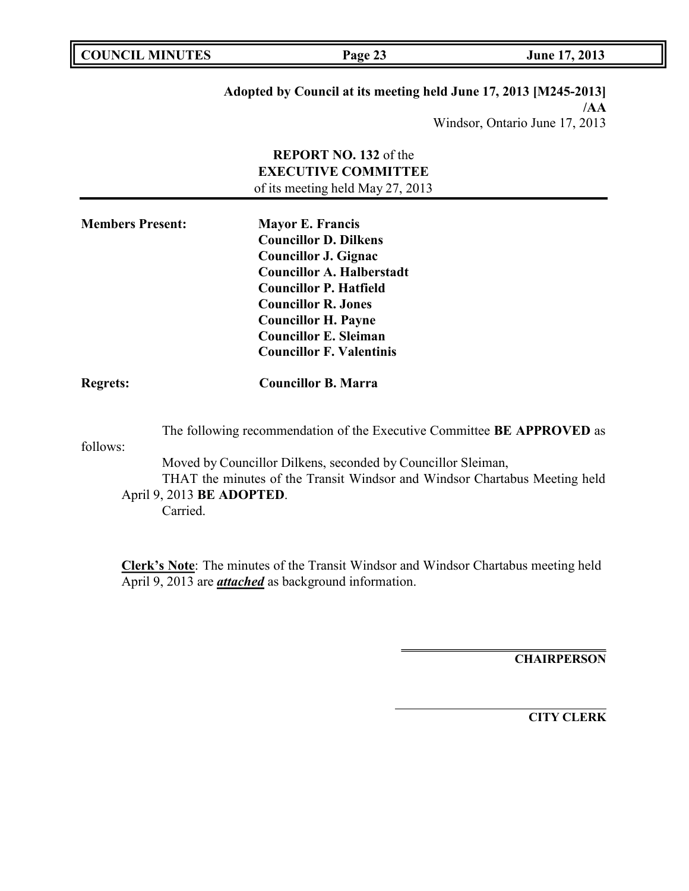**Adopted by Council at its meeting held June 17, 2013 [M245-2013]**
**/AA**
Windsor, Ontario June 17, 2013

**REPORT NO. 132** of the
**EXECUTIVE COMMITTEE**
of its meeting held May 27, 2013

---

**Members Present:** **Mayor E. Francis**
**Councillor D. Dilkens**
**Councillor J. Gignac**
**Councillor A. Halberstadt**
**Councillor P. Hatfield**
**Councillor R. Jones**
**Councillor H. Payne**
**Councillor E. Sleiman**
**Councillor F. Valentinis**

**Regrets:** **Councillor B. Marra**

The following recommendation of the Executive Committee **BE APPROVED** as follows:

Moved by Councillor Dilkens, seconded by Councillor Sleiman,

THAT the minutes of the Transit Windsor and Windsor Chartabus Meeting held April 9, 2013 **BE ADOPTED**.

Carried.

**Clerk's Note**: The minutes of the Transit Windsor and Windsor Chartabus meeting held April 9, 2013 are ***attached*** as background information.

**CHAIRPERSON**

**CITY CLERK**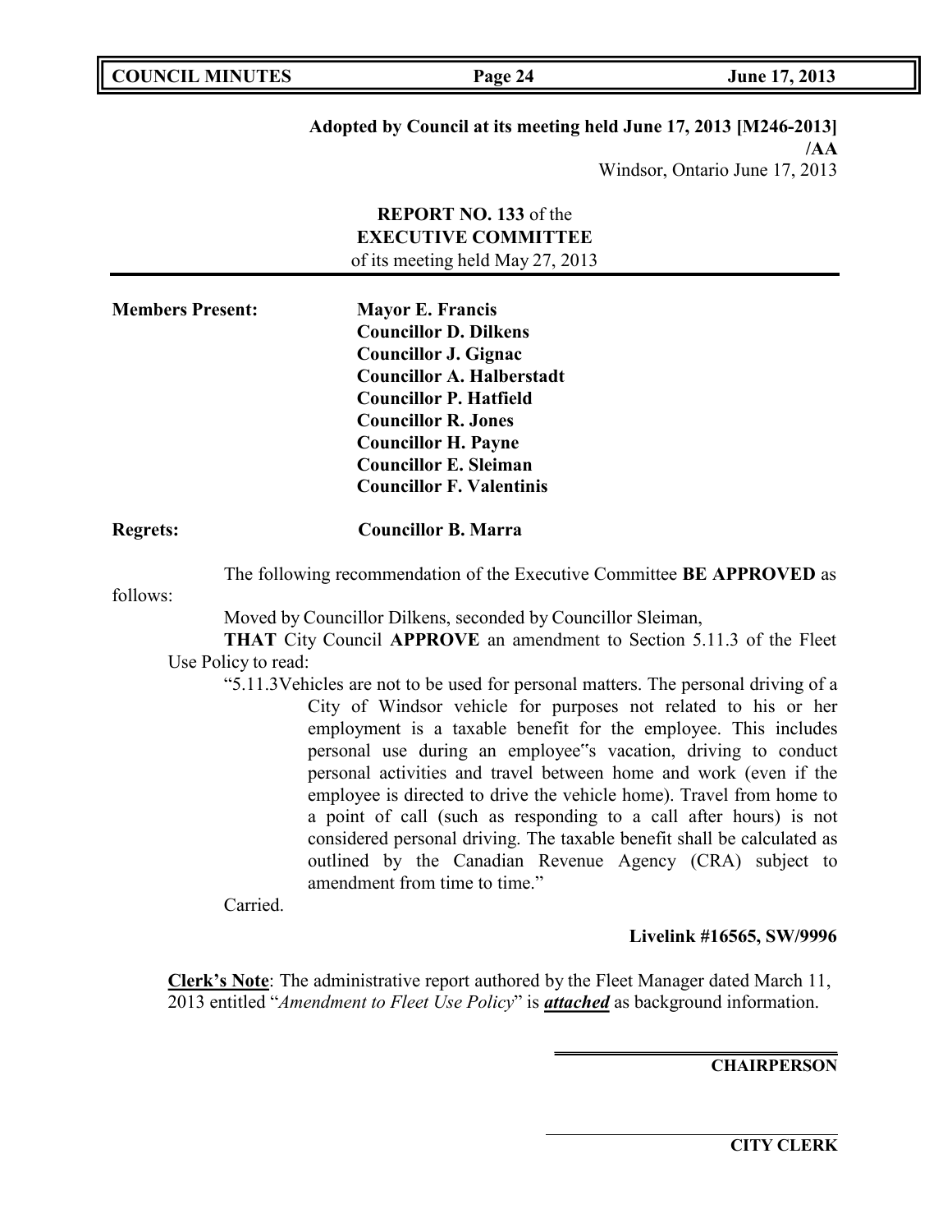**Adopted by Council at its meeting held June 17, 2013 [M246-2013] /AA**

Windsor, Ontario June 17, 2013

**REPORT NO. 133** of the
**EXECUTIVE COMMITTEE**
of its meeting held May 27, 2013

**Members Present:**

**Mayor E. Francis**
**Councillor D. Dilkens**
**Councillor J. Gignac**
**Councillor A. Halberstadt**
**Councillor P. Hatfield**
**Councillor R. Jones**
**Councillor H. Payne**
**Councillor E. Sleiman**
**Councillor F. Valentinis**

**Regrets:** **Councillor B. Marra**

The following recommendation of the Executive Committee **BE APPROVED** as follows:

Moved by Councillor Dilkens, seconded by Councillor Sleiman,

**THAT** City Council **APPROVE** an amendment to Section 5.11.3 of the Fleet Use Policy to read:

"5.11.3Vehicles are not to be used for personal matters. The personal driving of a City of Windsor vehicle for purposes not related to his or her employment is a taxable benefit for the employee. This includes personal use during an employee"s vacation, driving to conduct personal activities and travel between home and work (even if the employee is directed to drive the vehicle home). Travel from home to a point of call (such as responding to a call after hours) is not considered personal driving. The taxable benefit shall be calculated as outlined by the Canadian Revenue Agency (CRA) subject to amendment from time to time."

Carried.

**Livelink #16565, SW/9996**

**Clerk's Note**: The administrative report authored by the Fleet Manager dated March 11, 2013 entitled "*Amendment to Fleet Use Policy*" is ***attached*** as background information.

**CHAIRPERSON**

**CITY CLERK**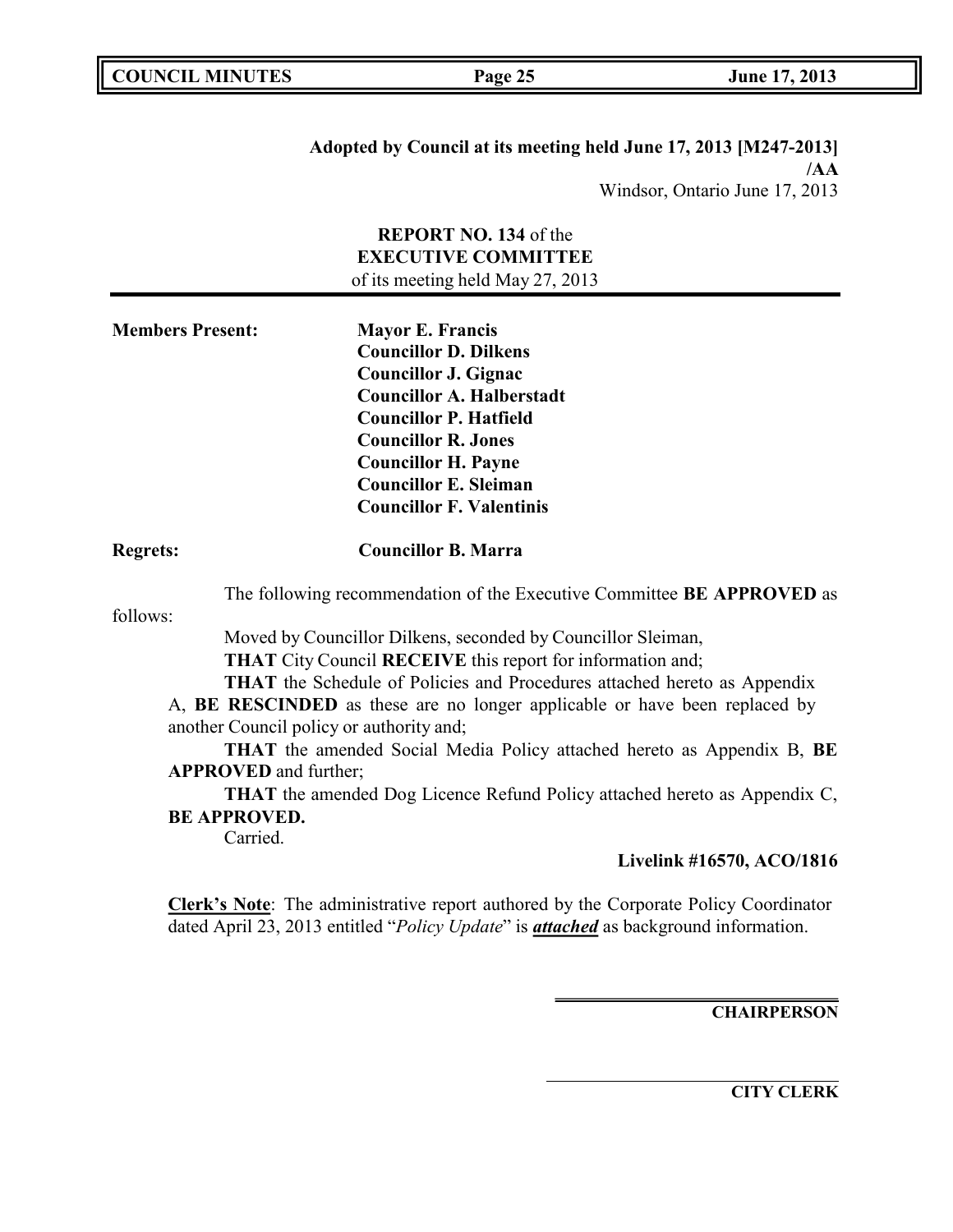**Adopted by Council at its meeting held June 17, 2013 [M247-2013]**
**/AA**
Windsor, Ontario June 17, 2013

**REPORT NO. 134** of the
**EXECUTIVE COMMITTEE**
of its meeting held May 27, 2013

**Members Present:**
**Mayor E. Francis**
**Councillor D. Dilkens**
**Councillor J. Gignac**
**Councillor A. Halberstadt**
**Councillor P. Hatfield**
**Councillor R. Jones**
**Councillor H. Payne**
**Councillor E. Sleiman**
**Councillor F. Valentinis**

**Regrets:** **Councillor B. Marra**

The following recommendation of the Executive Committee **BE APPROVED** as follows:

Moved by Councillor Dilkens, seconded by Councillor Sleiman,

**THAT** City Council **RECEIVE** this report for information and;

**THAT** the Schedule of Policies and Procedures attached hereto as Appendix A, **BE RESCINDED** as these are no longer applicable or have been replaced by another Council policy or authority and;

**THAT** the amended Social Media Policy attached hereto as Appendix B, **BE APPROVED** and further;

**THAT** the amended Dog Licence Refund Policy attached hereto as Appendix C, **BE APPROVED.**

Carried.

**Livelink #16570, ACO/1816**

**Clerk's Note**: The administrative report authored by the Corporate Policy Coordinator dated April 23, 2013 entitled "*Policy Update*" is ***attached*** as background information.

**CHAIRPERSON**

**CITY CLERK**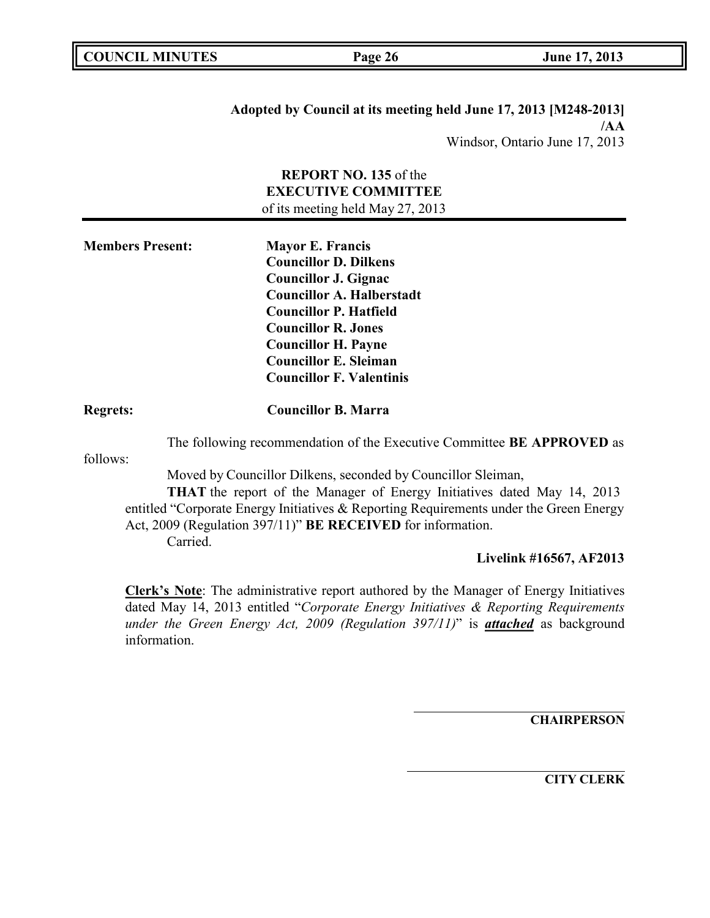**Adopted by Council at its meeting held June 17, 2013 [M248-2013]**
**/AA**
Windsor, Ontario June 17, 2013

**REPORT NO. 135** of the
**EXECUTIVE COMMITTEE**
of its meeting held May 27, 2013

**Members Present:**
**Mayor E. Francis**
**Councillor D. Dilkens**
**Councillor J. Gignac**
**Councillor A. Halberstadt**
**Councillor P. Hatfield**
**Councillor R. Jones**
**Councillor H. Payne**
**Councillor E. Sleiman**
**Councillor F. Valentinis**

**Regrets:** **Councillor B. Marra**

The following recommendation of the Executive Committee **BE APPROVED** as follows:

Moved by Councillor Dilkens, seconded by Councillor Sleiman,

**THAT** the report of the Manager of Energy Initiatives dated May 14, 2013 entitled "Corporate Energy Initiatives & Reporting Requirements under the Green Energy Act, 2009 (Regulation 397/11)" **BE RECEIVED** for information.

Carried.

**Livelink #16567, AF2013**

**Clerk's Note**: The administrative report authored by the Manager of Energy Initiatives dated May 14, 2013 entitled "*Corporate Energy Initiatives & Reporting Requirements under the Green Energy Act, 2009 (Regulation 397/11)*" is ***attached*** as background information.

**CHAIRPERSON**

**CITY CLERK**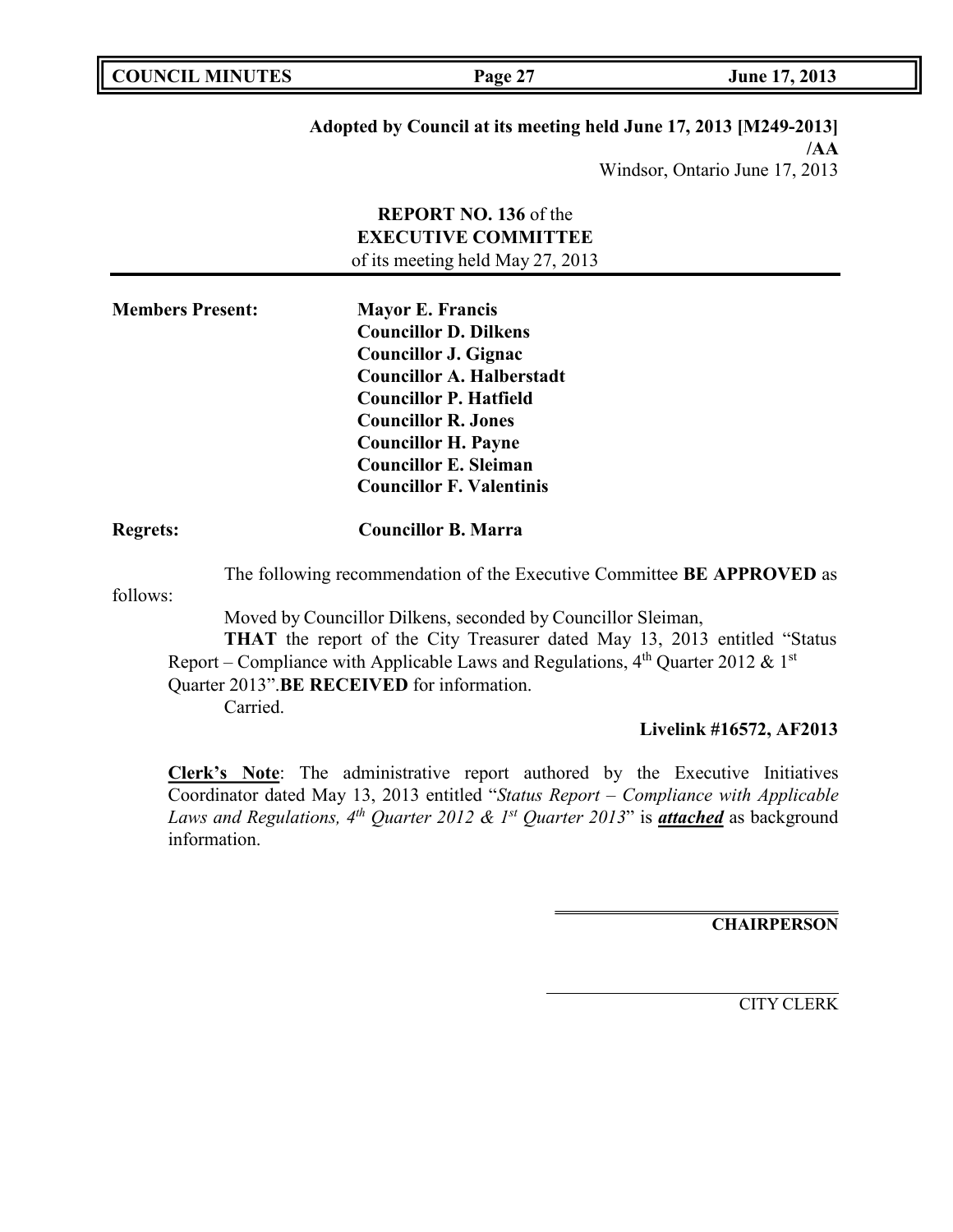**Adopted by Council at its meeting held June 17, 2013 [M249-2013] /AA**

Windsor, Ontario June 17, 2013

**REPORT NO. 136** of the
**EXECUTIVE COMMITTEE**
of its meeting held May 27, 2013

**Members Present:**
**Mayor E. Francis**
**Councillor D. Dilkens**
**Councillor J. Gignac**
**Councillor A. Halberstadt**
**Councillor P. Hatfield**
**Councillor R. Jones**
**Councillor H. Payne**
**Councillor E. Sleiman**
**Councillor F. Valentinis**

**Regrets:** **Councillor B. Marra**

The following recommendation of the Executive Committee **BE APPROVED** as follows:

Moved by Councillor Dilkens, seconded by Councillor Sleiman,

**THAT** the report of the City Treasurer dated May 13, 2013 entitled "Status Report – Compliance with Applicable Laws and Regulations, 4th Quarter 2012 & 1st Quarter 2013".**BE RECEIVED** for information.

Carried.

**Livelink #16572, AF2013**

**Clerk's Note**: The administrative report authored by the Executive Initiatives Coordinator dated May 13, 2013 entitled "*Status Report – Compliance with Applicable Laws and Regulations, 4th Quarter 2012 & 1st Quarter 2013*" is ***attached*** as background information.

**CHAIRPERSON**

CITY CLERK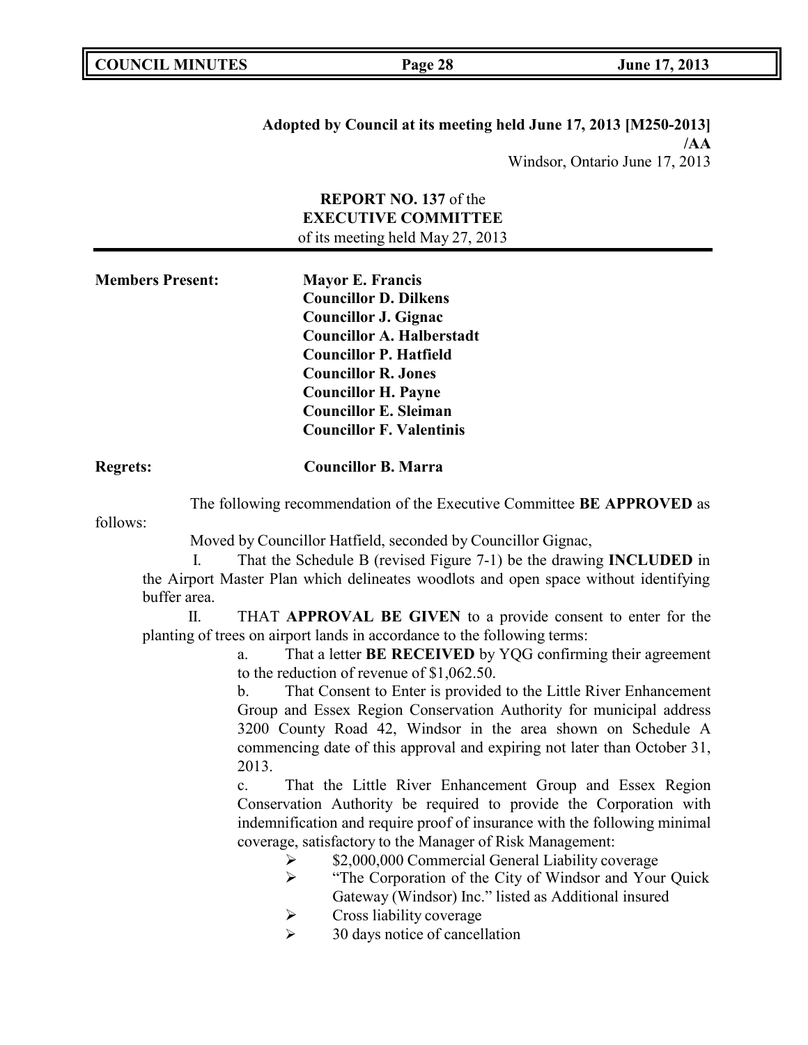**Adopted by Council at its meeting held June 17, 2013 [M250-2013] /AA**

Windsor, Ontario June 17, 2013

**REPORT NO. 137** of the
**EXECUTIVE COMMITTEE**
of its meeting held May 27, 2013

**Members Present:**

**Mayor E. Francis**
**Councillor D. Dilkens**
**Councillor J. Gignac**
**Councillor A. Halberstadt**
**Councillor P. Hatfield**
**Councillor R. Jones**
**Councillor H. Payne**
**Councillor E. Sleiman**
**Councillor F. Valentinis**

**Regrets:** **Councillor B. Marra**

The following recommendation of the Executive Committee **BE APPROVED** as follows:

Moved by Councillor Hatfield, seconded by Councillor Gignac,

I. That the Schedule B (revised Figure 7-1) be the drawing **INCLUDED** in the Airport Master Plan which delineates woodlots and open space without identifying buffer area.

II. THAT **APPROVAL BE GIVEN** to a provide consent to enter for the planting of trees on airport lands in accordance to the following terms:

a. That a letter **BE RECEIVED** by YQG confirming their agreement to the reduction of revenue of $1,062.50.

b. That Consent to Enter is provided to the Little River Enhancement Group and Essex Region Conservation Authority for municipal address 3200 County Road 42, Windsor in the area shown on Schedule A commencing date of this approval and expiring not later than October 31, 2013.

c. That the Little River Enhancement Group and Essex Region Conservation Authority be required to provide the Corporation with indemnification and require proof of insurance with the following minimal coverage, satisfactory to the Manager of Risk Management:

- $2,000,000 Commercial General Liability coverage
- "The Corporation of the City of Windsor and Your Quick Gateway (Windsor) Inc." listed as Additional insured
- Cross liability coverage
- 30 days notice of cancellation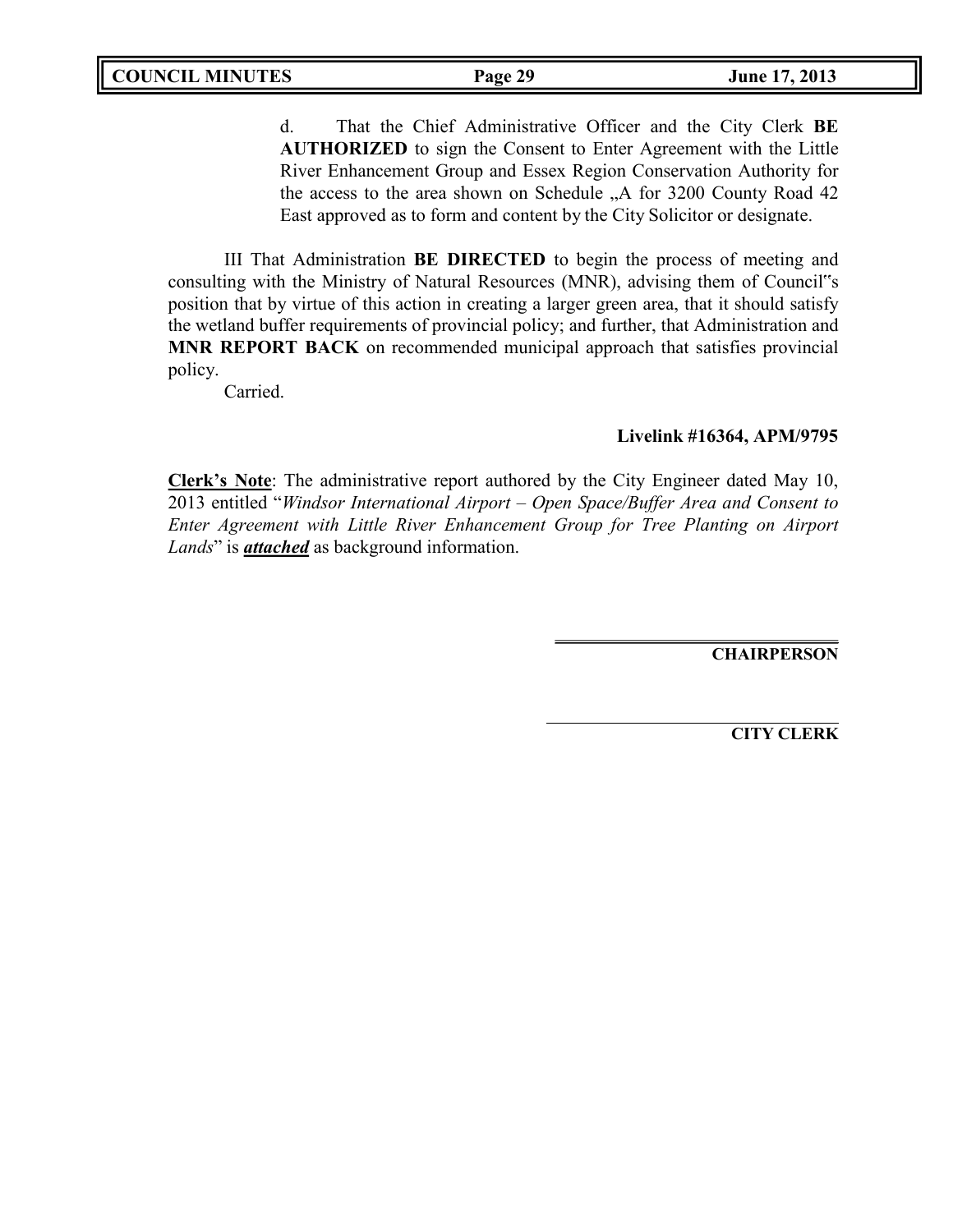d. That the Chief Administrative Officer and the City Clerk **BE AUTHORIZED** to sign the Consent to Enter Agreement with the Little River Enhancement Group and Essex Region Conservation Authority for the access to the area shown on Schedule „A for 3200 County Road 42 East approved as to form and content by the City Solicitor or designate.

III That Administration **BE DIRECTED** to begin the process of meeting and consulting with the Ministry of Natural Resources (MNR), advising them of Council"s position that by virtue of this action in creating a larger green area, that it should satisfy the wetland buffer requirements of provincial policy; and further, that Administration and **MNR REPORT BACK** on recommended municipal approach that satisfies provincial policy.

Carried.

**Livelink #16364, APM/9795**

**Clerk's Note**: The administrative report authored by the City Engineer dated May 10, 2013 entitled "*Windsor International Airport – Open Space/Buffer Area and Consent to Enter Agreement with Little River Enhancement Group for Tree Planting on Airport Lands*" is ***attached*** as background information.

**CHAIRPERSON**

**CITY CLERK**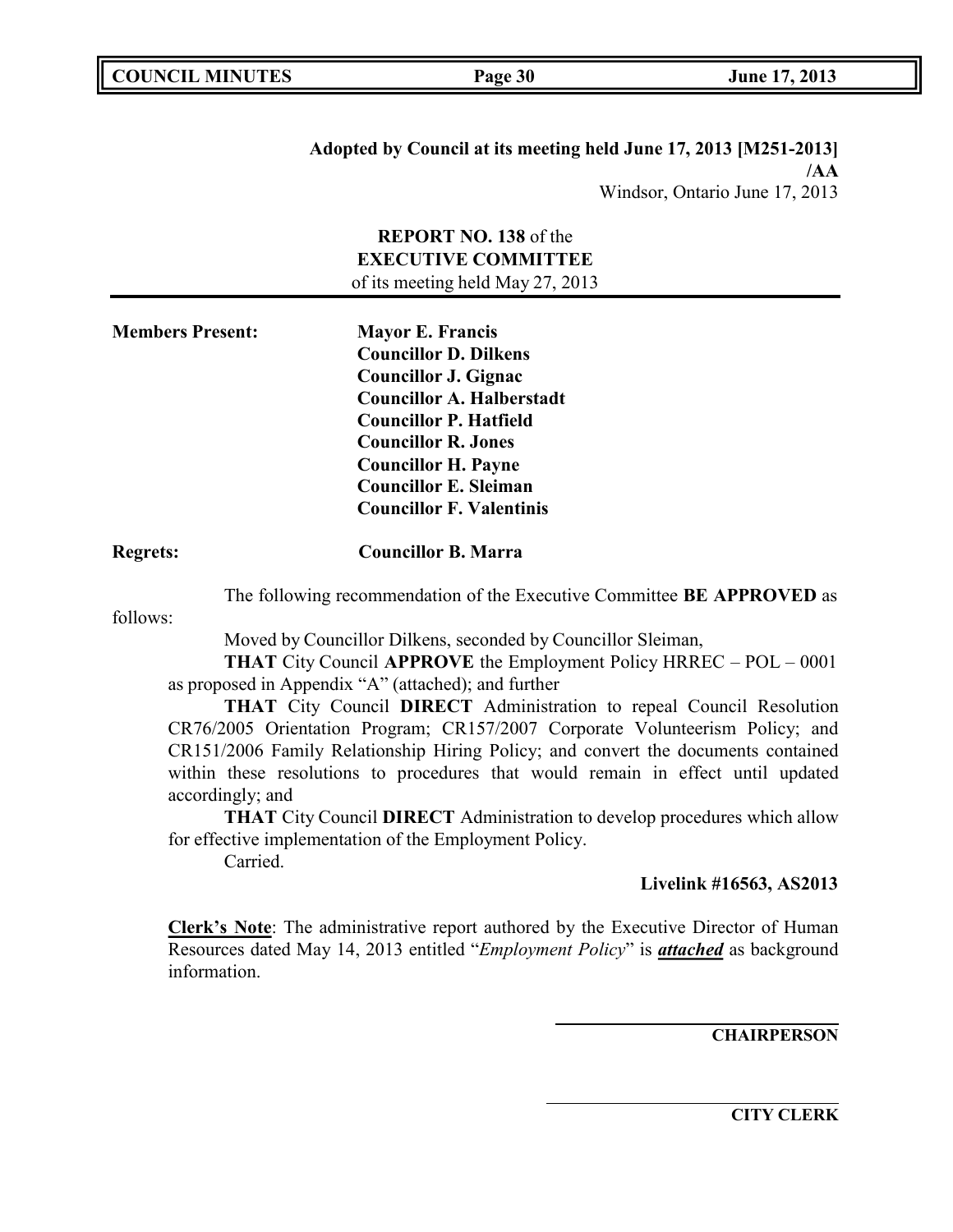**Adopted by Council at its meeting held June 17, 2013 [M251-2013]**
**/AA**
Windsor, Ontario June 17, 2013

**REPORT NO. 138** of the
**EXECUTIVE COMMITTEE**
of its meeting held May 27, 2013

**Members Present:**

**Mayor E. Francis**
**Councillor D. Dilkens**
**Councillor J. Gignac**
**Councillor A. Halberstadt**
**Councillor P. Hatfield**
**Councillor R. Jones**
**Councillor H. Payne**
**Councillor E. Sleiman**
**Councillor F. Valentinis**

**Regrets:** **Councillor B. Marra**

The following recommendation of the Executive Committee **BE APPROVED** as follows:

Moved by Councillor Dilkens, seconded by Councillor Sleiman,

**THAT** City Council **APPROVE** the Employment Policy HRREC – POL – 0001 as proposed in Appendix "A" (attached); and further

**THAT** City Council **DIRECT** Administration to repeal Council Resolution CR76/2005 Orientation Program; CR157/2007 Corporate Volunteerism Policy; and CR151/2006 Family Relationship Hiring Policy; and convert the documents contained within these resolutions to procedures that would remain in effect until updated accordingly; and

**THAT** City Council **DIRECT** Administration to develop procedures which allow for effective implementation of the Employment Policy.

Carried.

**Livelink #16563, AS2013**

**Clerk's Note**: The administrative report authored by the Executive Director of Human Resources dated May 14, 2013 entitled "*Employment Policy*" is ***attached*** as background information.

**CHAIRPERSON**

**CITY CLERK**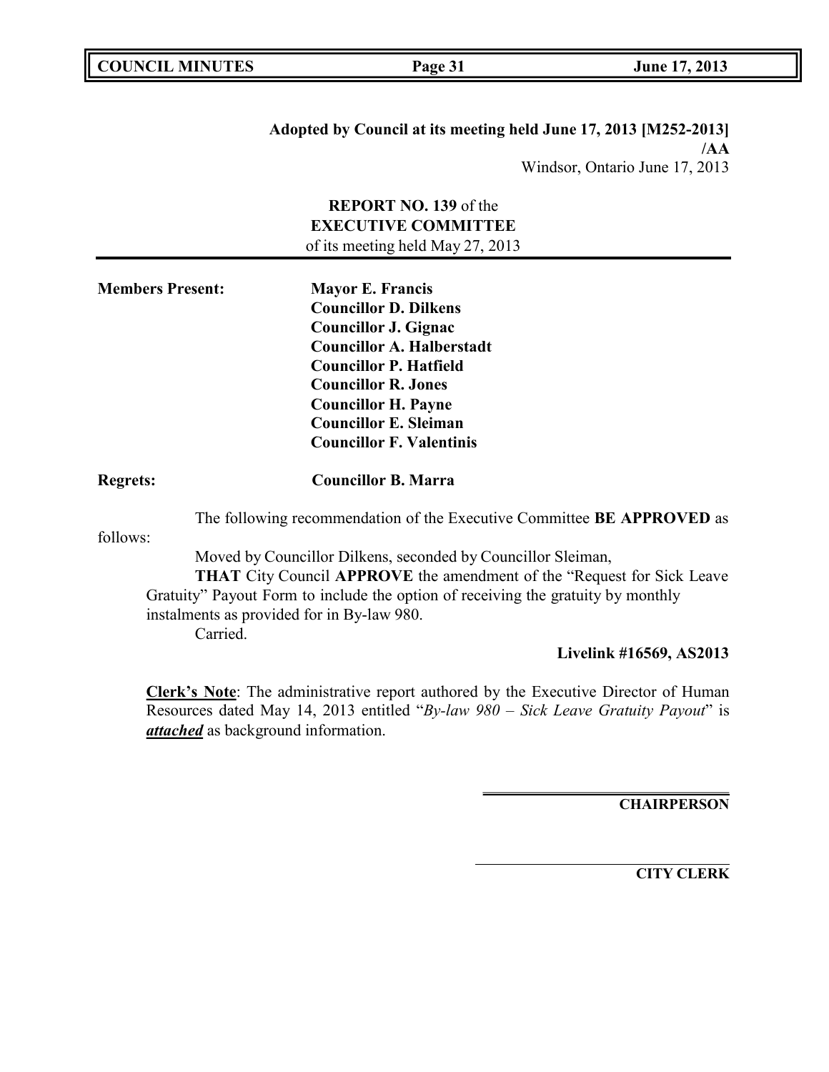**Adopted by Council at its meeting held June 17, 2013 [M252-2013]**
**/AA**
Windsor, Ontario June 17, 2013

**REPORT NO. 139** of the
**EXECUTIVE COMMITTEE**
of its meeting held May 27, 2013

**Members Present:**

**Mayor E. Francis**
**Councillor D. Dilkens**
**Councillor J. Gignac**
**Councillor A. Halberstadt**
**Councillor P. Hatfield**
**Councillor R. Jones**
**Councillor H. Payne**
**Councillor E. Sleiman**
**Councillor F. Valentinis**

**Regrets:** **Councillor B. Marra**

The following recommendation of the Executive Committee **BE APPROVED** as follows:

Moved by Councillor Dilkens, seconded by Councillor Sleiman,

**THAT** City Council **APPROVE** the amendment of the "Request for Sick Leave Gratuity" Payout Form to include the option of receiving the gratuity by monthly instalments as provided for in By-law 980.

Carried.

**Livelink #16569, AS2013**

**Clerk's Note**: The administrative report authored by the Executive Director of Human Resources dated May 14, 2013 entitled "*By-law 980 – Sick Leave Gratuity Payout*" is ***attached*** as background information.

**CHAIRPERSON**

**CITY CLERK**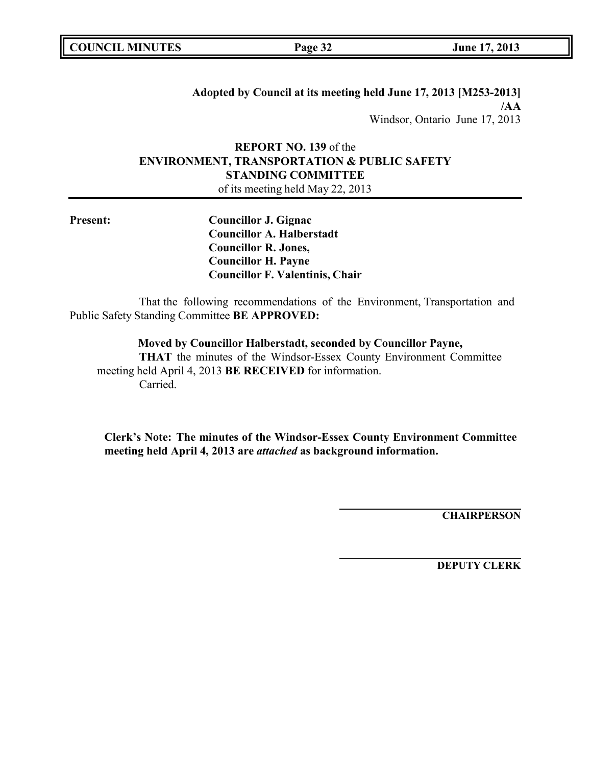**Adopted by Council at its meeting held June 17, 2013 [M253-2013]**
**/AA**
Windsor, Ontario June 17, 2013

**REPORT NO. 139** of the
**ENVIRONMENT, TRANSPORTATION & PUBLIC SAFETY STANDING COMMITTEE**
of its meeting held May 22, 2013

**Present:**

**Councillor J. Gignac**
**Councillor A. Halberstadt**
**Councillor R. Jones,**
**Councillor H. Payne**
**Councillor F. Valentinis, Chair**

That the following recommendations of the Environment, Transportation and Public Safety Standing Committee **BE APPROVED:**

**Moved by Councillor Halberstadt, seconded by Councillor Payne,**
**THAT** the minutes of the Windsor-Essex County Environment Committee meeting held April 4, 2013 **BE RECEIVED** for information.
Carried.

**Clerk's Note: The minutes of the Windsor-Essex County Environment Committee meeting held April 4, 2013 are *attached* as background information.**

**CHAIRPERSON**

**DEPUTY CLERK**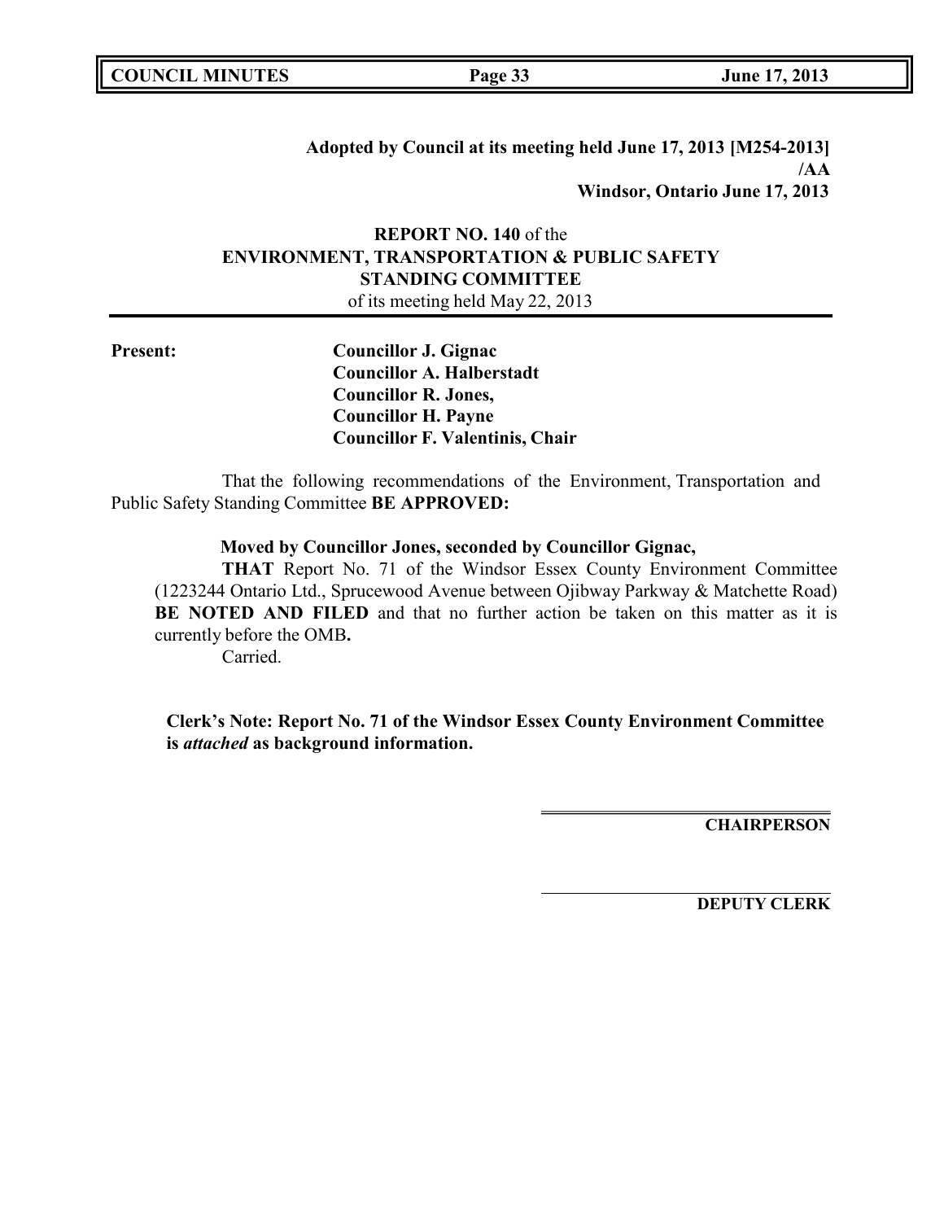**Adopted by Council at its meeting held June 17, 2013 [M254-2013]**
**/AA**
**Windsor, Ontario June 17, 2013**

**REPORT NO. 140** of the
**ENVIRONMENT, TRANSPORTATION & PUBLIC SAFETY STANDING COMMITTEE**
of its meeting held May 22, 2013

**Present:**

**Councillor J. Gignac**
**Councillor A. Halberstadt**
**Councillor R. Jones,**
**Councillor H. Payne**
**Councillor F. Valentinis, Chair**

That the following recommendations of the Environment, Transportation and Public Safety Standing Committee **BE APPROVED:**

**Moved by Councillor Jones, seconded by Councillor Gignac,**

**THAT** Report No. 71 of the Windsor Essex County Environment Committee (1223244 Ontario Ltd., Sprucewood Avenue between Ojibway Parkway & Matchette Road) **BE NOTED AND FILED** and that no further action be taken on this matter as it is currently before the OMB**.**

Carried.

**Clerk's Note: Report No. 71 of the Windsor Essex County Environment Committee is *attached* as background information.**

**CHAIRPERSON**

**DEPUTY CLERK**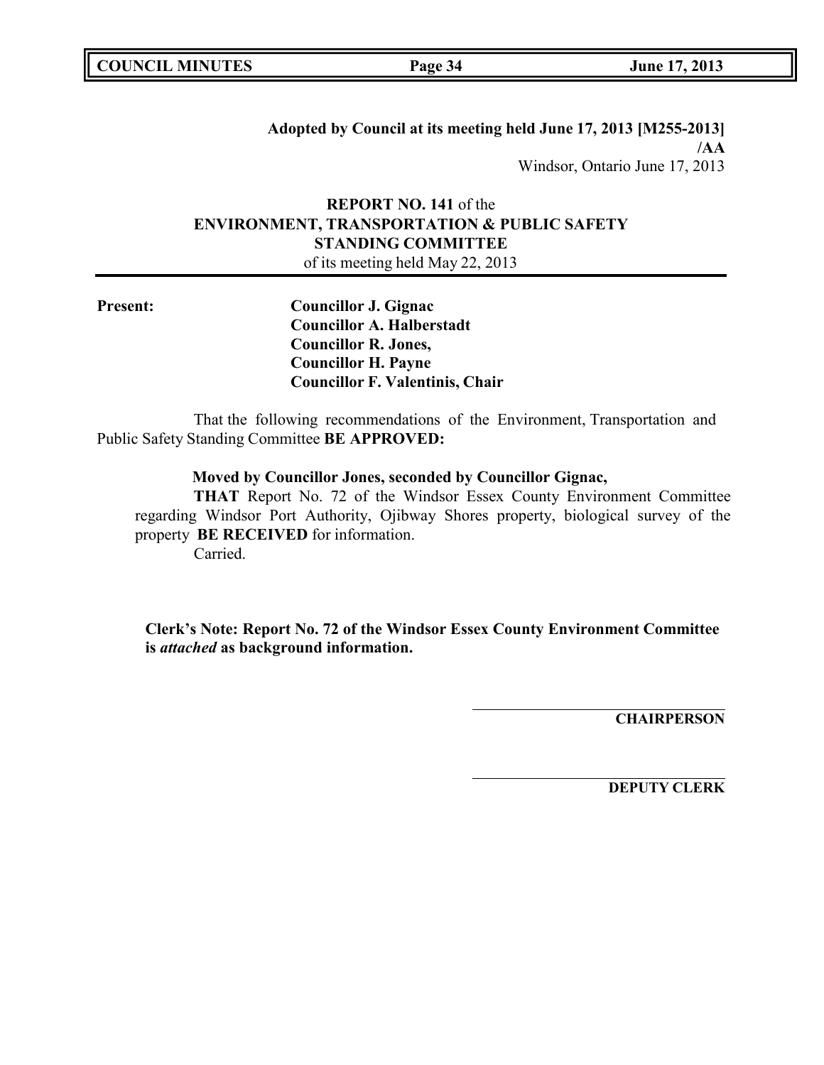**Adopted by Council at its meeting held June 17, 2013 [M255-2013]**
**/AA**
Windsor, Ontario June 17, 2013

**REPORT NO. 141** of the
**ENVIRONMENT, TRANSPORTATION & PUBLIC SAFETY STANDING COMMITTEE**
of its meeting held May 22, 2013

**Present:**

**Councillor J. Gignac**
**Councillor A. Halberstadt**
**Councillor R. Jones,**
**Councillor H. Payne**
**Councillor F. Valentinis, Chair**

That the following recommendations of the Environment, Transportation and Public Safety Standing Committee **BE APPROVED:**

**Moved by Councillor Jones, seconded by Councillor Gignac,**

**THAT** Report No. 72 of the Windsor Essex County Environment Committee regarding Windsor Port Authority, Ojibway Shores property, biological survey of the property **BE RECEIVED** for information.

Carried.

**Clerk's Note: Report No. 72 of the Windsor Essex County Environment Committee is *attached* as background information.**

**CHAIRPERSON**

**DEPUTY CLERK**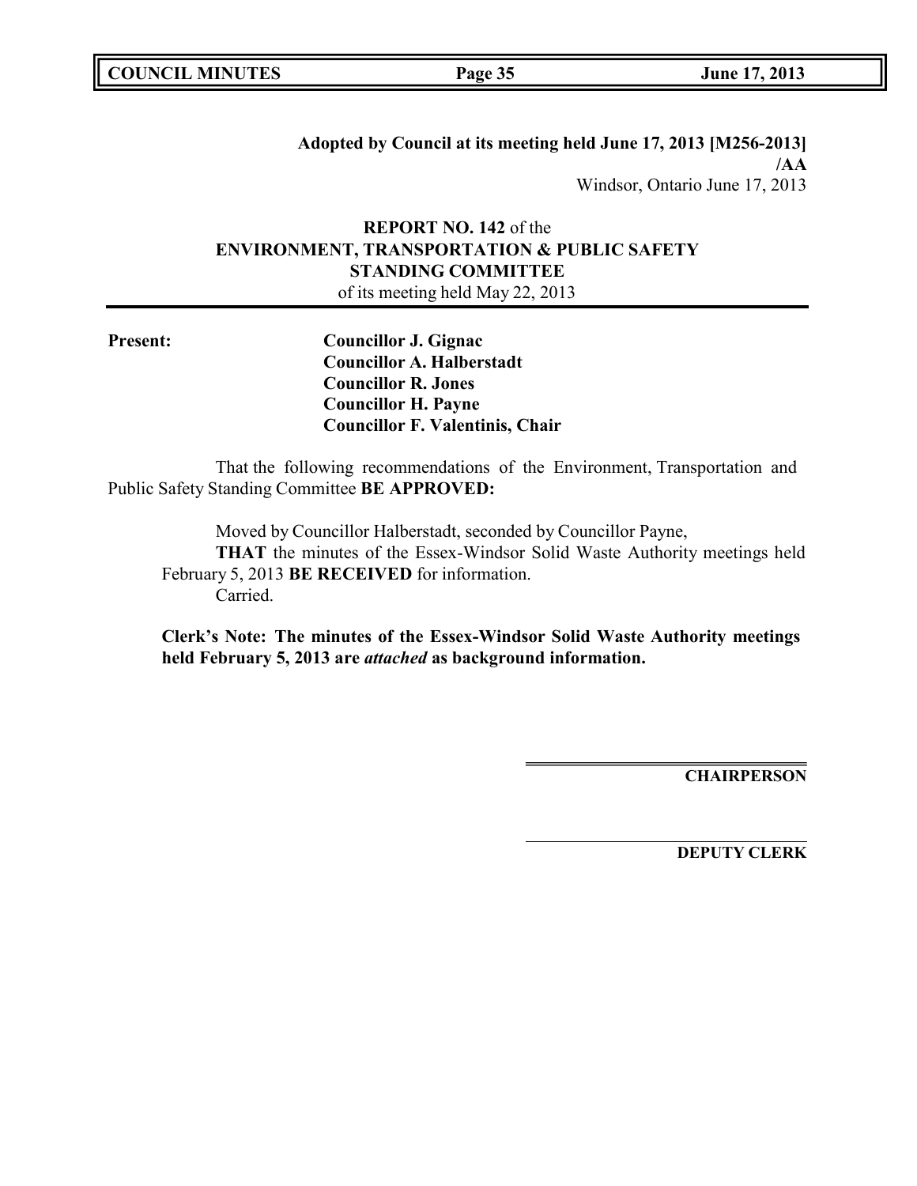**Adopted by Council at its meeting held June 17, 2013 [M256-2013]**
**/AA**
Windsor, Ontario June 17, 2013

## REPORT NO. 142 of the ENVIRONMENT, TRANSPORTATION & PUBLIC SAFETY STANDING COMMITTEE

of its meeting held May 22, 2013

**Present:**

**Councillor J. Gignac**
**Councillor A. Halberstadt**
**Councillor R. Jones**
**Councillor H. Payne**
**Councillor F. Valentinis, Chair**

That the following recommendations of the Environment, Transportation and Public Safety Standing Committee **BE APPROVED:**

Moved by Councillor Halberstadt, seconded by Councillor Payne,
**THAT** the minutes of the Essex-Windsor Solid Waste Authority meetings held February 5, 2013 **BE RECEIVED** for information.
Carried.

**Clerk's Note: The minutes of the Essex-Windsor Solid Waste Authority meetings held February 5, 2013 are *attached* as background information.**

**CHAIRPERSON**

**DEPUTY CLERK**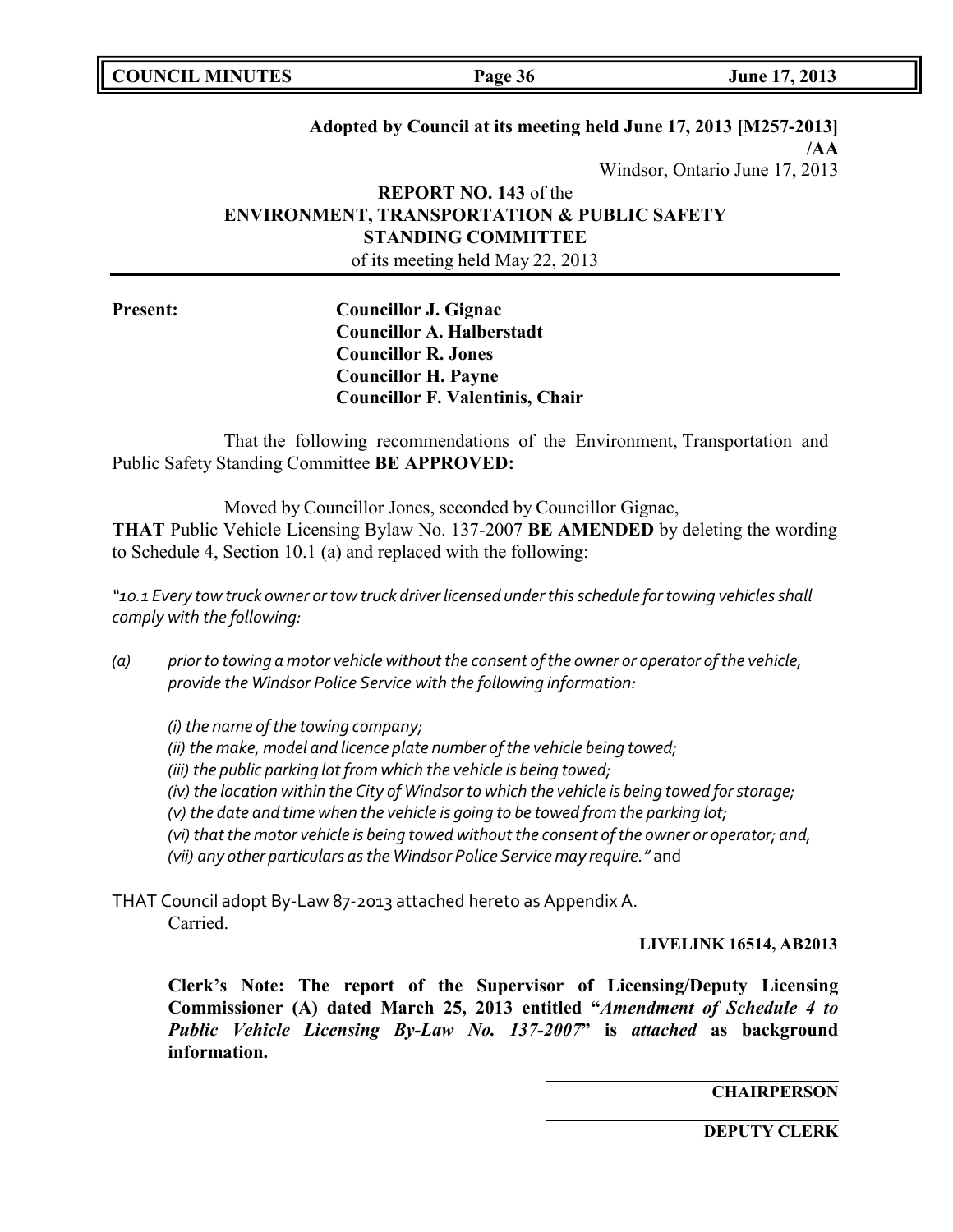**Adopted by Council at its meeting held June 17, 2013 [M257-2013]**
**/AA**
Windsor, Ontario June 17, 2013

**REPORT NO. 143** of the
**ENVIRONMENT, TRANSPORTATION & PUBLIC SAFETY STANDING COMMITTEE**
of its meeting held May 22, 2013

**Present:**

**Councillor J. Gignac**
**Councillor A. Halberstadt**
**Councillor R. Jones**
**Councillor H. Payne**
**Councillor F. Valentinis, Chair**

That the following recommendations of the Environment, Transportation and Public Safety Standing Committee **BE APPROVED:**

Moved by Councillor Jones, seconded by Councillor Gignac,
**THAT** Public Vehicle Licensing Bylaw No. 137-2007 **BE AMENDED** by deleting the wording to Schedule 4, Section 10.1 (a) and replaced with the following:

*"10.1 Every tow truck owner or tow truck driver licensed under this schedule for towing vehicles shall comply with the following:*

*(a) prior to towing a motor vehicle without the consent of the owner or operator of the vehicle, provide the Windsor Police Service with the following information:*

*(i) the name of the towing company;*
*(ii) the make, model and licence plate number of the vehicle being towed;*
*(iii) the public parking lot from which the vehicle is being towed;*
*(iv) the location within the City of Windsor to which the vehicle is being towed for storage;*
*(v) the date and time when the vehicle is going to be towed from the parking lot;*
*(vi) that the motor vehicle is being towed without the consent of the owner or operator; and,*
*(vii) any other particulars as the Windsor Police Service may require."* and

THAT Council adopt By-Law 87-2013 attached hereto as Appendix A.
Carried.

**LIVELINK 16514, AB2013**

**Clerk's Note: The report of the Supervisor of Licensing/Deputy Licensing Commissioner (A) dated March 25, 2013 entitled "*Amendment of Schedule 4 to Public Vehicle Licensing By-Law No. 137-2007*" is *attached* as background information.**

**CHAIRPERSON**

**DEPUTY CLERK**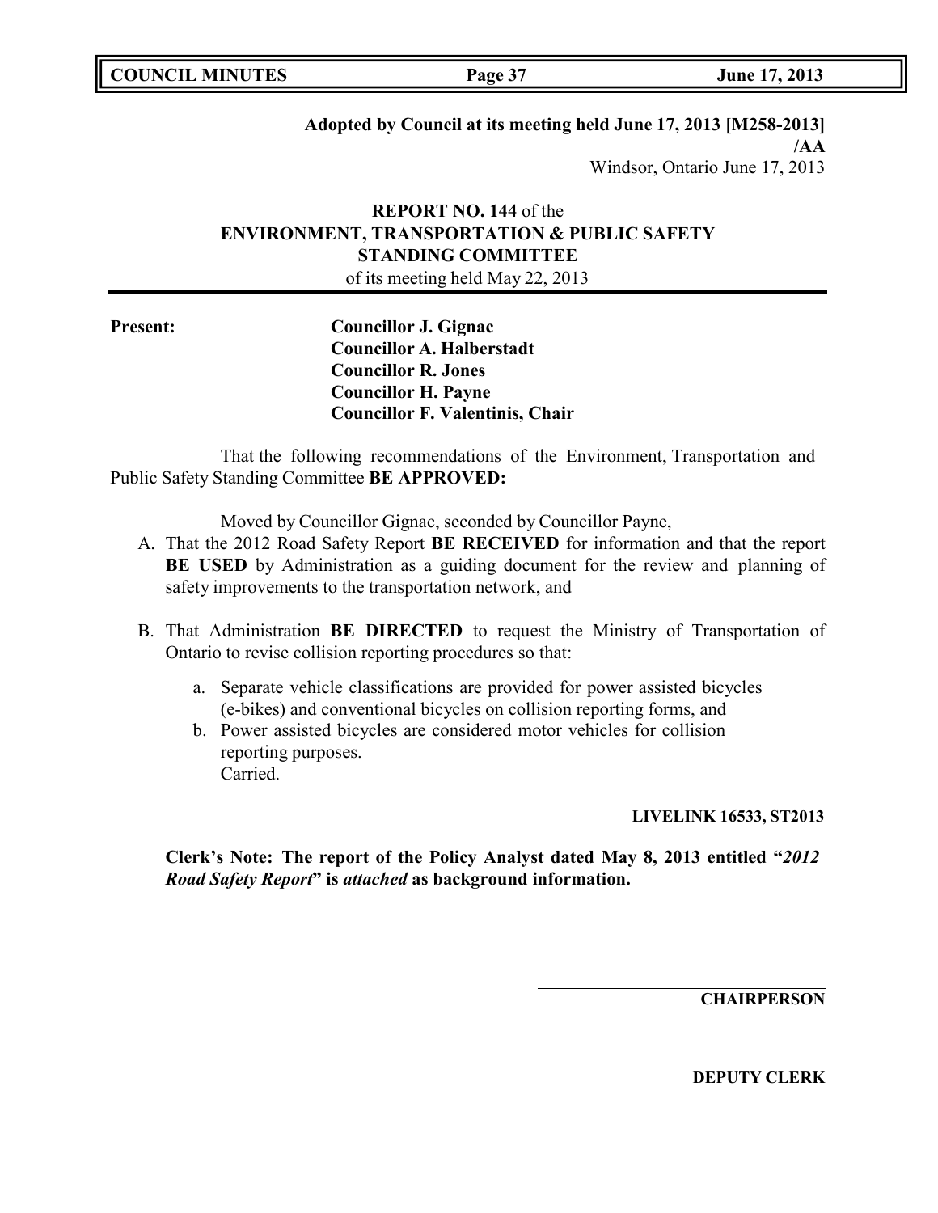**Adopted by Council at its meeting held June 17, 2013 [M258-2013]**
**/AA**
Windsor, Ontario June 17, 2013

**REPORT NO. 144** of the
**ENVIRONMENT, TRANSPORTATION & PUBLIC SAFETY STANDING COMMITTEE**
of its meeting held May 22, 2013

**Present:**
**Councillor J. Gignac**
**Councillor A. Halberstadt**
**Councillor R. Jones**
**Councillor H. Payne**
**Councillor F. Valentinis, Chair**

That the following recommendations of the Environment, Transportation and Public Safety Standing Committee **BE APPROVED:**

Moved by Councillor Gignac, seconded by Councillor Payne,

A. That the 2012 Road Safety Report **BE RECEIVED** for information and that the report **BE USED** by Administration as a guiding document for the review and planning of safety improvements to the transportation network, and

B. That Administration **BE DIRECTED** to request the Ministry of Transportation of Ontario to revise collision reporting procedures so that:

   a. Separate vehicle classifications are provided for power assisted bicycles (e-bikes) and conventional bicycles on collision reporting forms, and
   b. Power assisted bicycles are considered motor vehicles for collision reporting purposes.
   Carried.

**LIVELINK 16533, ST2013**

**Clerk's Note: The report of the Policy Analyst dated May 8, 2013 entitled "*2012 Road Safety Report*" is *attached* as background information.**

**CHAIRPERSON**

**DEPUTY CLERK**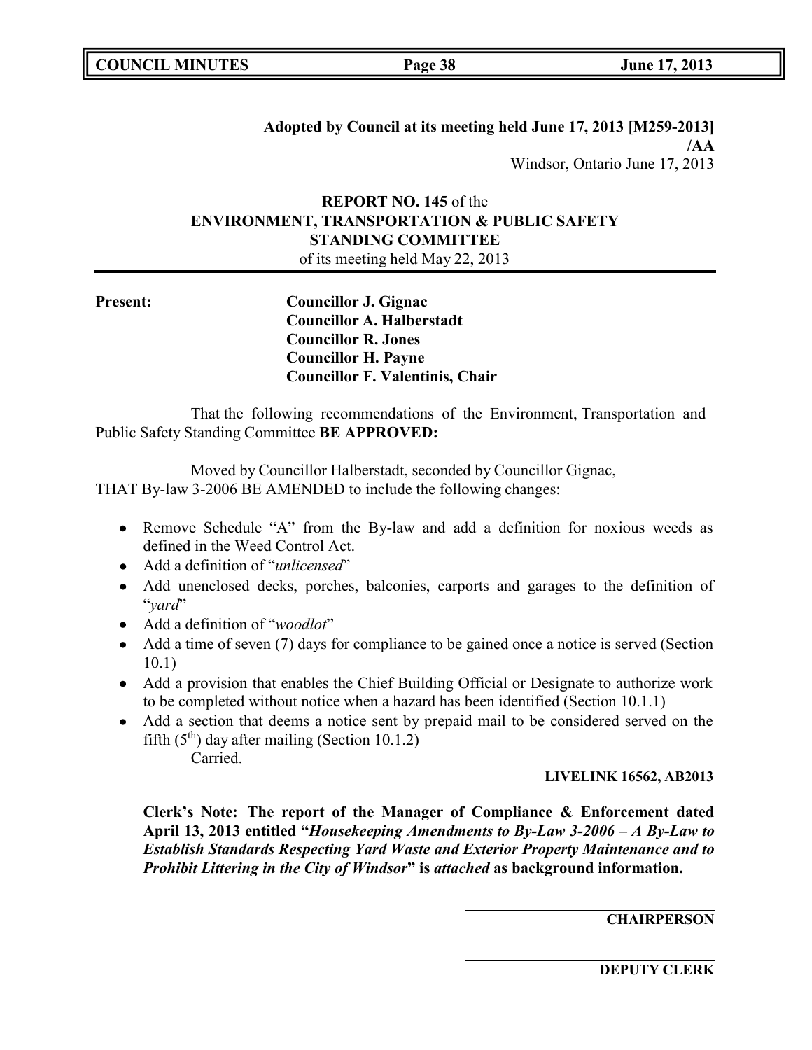**Adopted by Council at its meeting held June 17, 2013 [M259-2013]**
**/AA**
Windsor, Ontario June 17, 2013

**REPORT NO. 145** of the
**ENVIRONMENT, TRANSPORTATION & PUBLIC SAFETY STANDING COMMITTEE**
of its meeting held May 22, 2013

**Present:**

**Councillor J. Gignac**
**Councillor A. Halberstadt**
**Councillor R. Jones**
**Councillor H. Payne**
**Councillor F. Valentinis, Chair**

That the following recommendations of the Environment, Transportation and Public Safety Standing Committee **BE APPROVED:**

Moved by Councillor Halberstadt, seconded by Councillor Gignac,
THAT By-law 3-2006 BE AMENDED to include the following changes:

- Remove Schedule "A" from the By-law and add a definition for noxious weeds as defined in the Weed Control Act.
- Add a definition of "*unlicensed*"
- Add unenclosed decks, porches, balconies, carports and garages to the definition of "*yard*"
- Add a definition of "*woodlot*"
- Add a time of seven (7) days for compliance to be gained once a notice is served (Section 10.1)
- Add a provision that enables the Chief Building Official or Designate to authorize work to be completed without notice when a hazard has been identified (Section 10.1.1)
- Add a section that deems a notice sent by prepaid mail to be considered served on the fifth (5th) day after mailing (Section 10.1.2)

Carried.

**LIVELINK 16562, AB2013**

**Clerk's Note: The report of the Manager of Compliance & Enforcement dated April 13, 2013 entitled "*Housekeeping Amendments to By-Law 3-2006 – A By-Law to Establish Standards Respecting Yard Waste and Exterior Property Maintenance and to Prohibit Littering in the City of Windsor*" is *attached* as background information.**

**CHAIRPERSON**

**DEPUTY CLERK**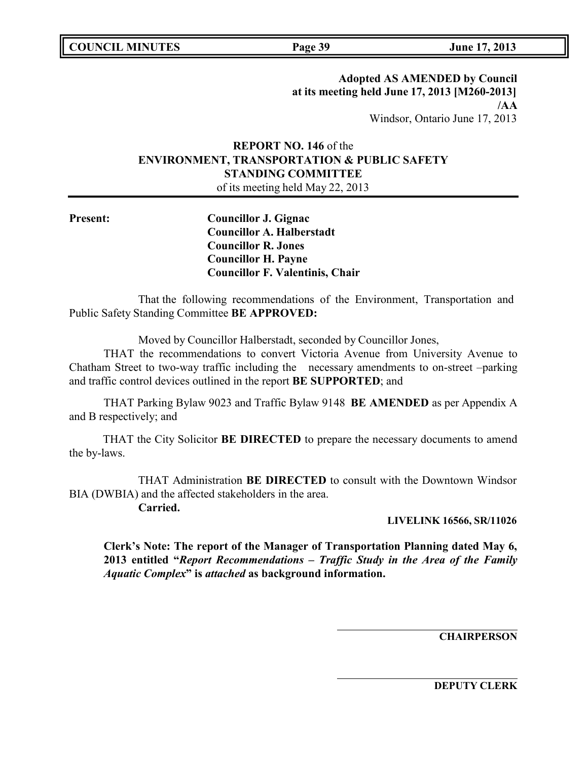**Adopted AS AMENDED by Council at its meeting held June 17, 2013 [M260-2013]**
**/AA**
Windsor, Ontario June 17, 2013

**REPORT NO. 146** of the
**ENVIRONMENT, TRANSPORTATION & PUBLIC SAFETY STANDING COMMITTEE**
of its meeting held May 22, 2013

**Present:**
**Councillor J. Gignac**
**Councillor A. Halberstadt**
**Councillor R. Jones**
**Councillor H. Payne**
**Councillor F. Valentinis, Chair**

That the following recommendations of the Environment, Transportation and Public Safety Standing Committee **BE APPROVED:**

Moved by Councillor Halberstadt, seconded by Councillor Jones,

THAT the recommendations to convert Victoria Avenue from University Avenue to Chatham Street to two-way traffic including the necessary amendments to on-street –parking and traffic control devices outlined in the report **BE SUPPORTED**; and

THAT Parking Bylaw 9023 and Traffic Bylaw 9148 **BE AMENDED** as per Appendix A and B respectively; and

THAT the City Solicitor **BE DIRECTED** to prepare the necessary documents to amend the by-laws.

THAT Administration **BE DIRECTED** to consult with the Downtown Windsor BIA (DWBIA) and the affected stakeholders in the area.

**Carried.**

**LIVELINK 16566, SR/11026**

**Clerk's Note: The report of the Manager of Transportation Planning dated May 6, 2013 entitled "*Report Recommendations – Traffic Study in the Area of the Family Aquatic Complex*" is *attached* as background information.**

**CHAIRPERSON**

**DEPUTY CLERK**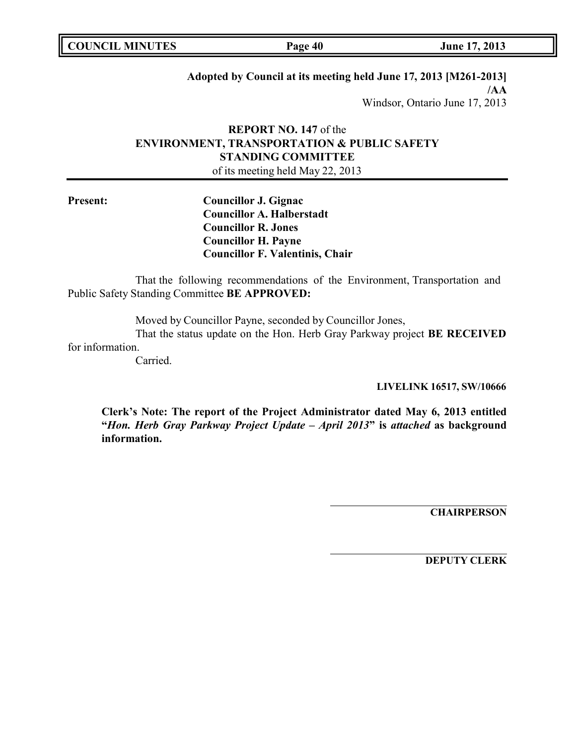**Adopted by Council at its meeting held June 17, 2013 [M261-2013]**
**/AA**
Windsor, Ontario June 17, 2013

**REPORT NO. 147** of the
**ENVIRONMENT, TRANSPORTATION & PUBLIC SAFETY**
**STANDING COMMITTEE**
of its meeting held May 22, 2013

**Present:**

**Councillor J. Gignac**
**Councillor A. Halberstadt**
**Councillor R. Jones**
**Councillor H. Payne**
**Councillor F. Valentinis, Chair**

That the following recommendations of the Environment, Transportation and Public Safety Standing Committee **BE APPROVED:**

Moved by Councillor Payne, seconded by Councillor Jones,
That the status update on the Hon. Herb Gray Parkway project **BE RECEIVED** for information.
Carried.

**LIVELINK 16517, SW/10666**

**Clerk's Note: The report of the Project Administrator dated May 6, 2013 entitled "*Hon. Herb Gray Parkway Project Update – April 2013*" is *attached* as background information.**

**CHAIRPERSON**

**DEPUTY CLERK**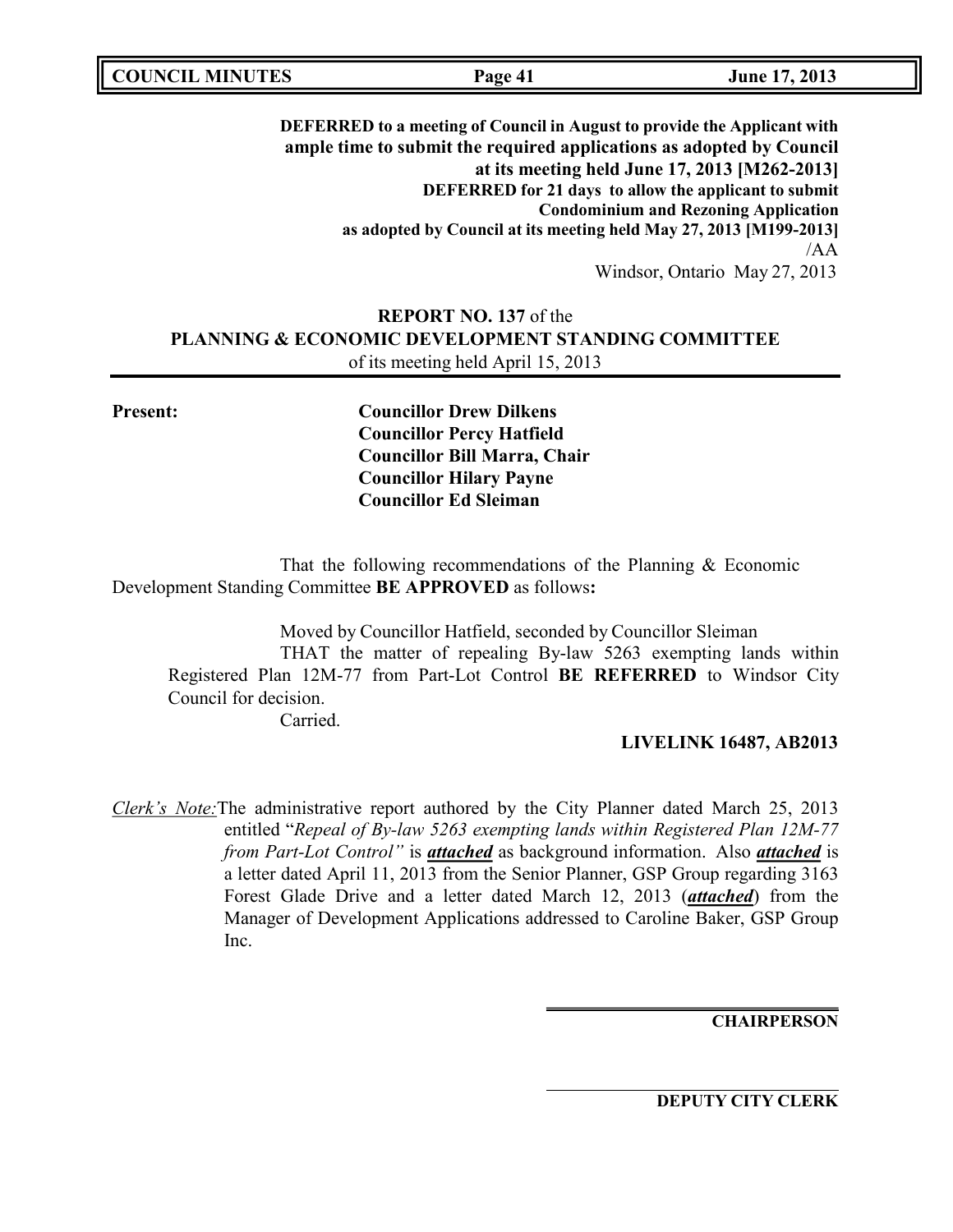**DEFERRED to a meeting of Council in August to provide the Applicant with ample time to submit the required applications as adopted by Council at its meeting held June 17, 2013 [M262-2013]**
**DEFERRED for 21 days to allow the applicant to submit Condominium and Rezoning Application as adopted by Council at its meeting held May 27, 2013 [M199-2013]**
/AA
Windsor, Ontario May 27, 2013

**REPORT NO. 137** of the
**PLANNING & ECONOMIC DEVELOPMENT STANDING COMMITTEE**
of its meeting held April 15, 2013

---

**Present:**

**Councillor Drew Dilkens**
**Councillor Percy Hatfield**
**Councillor Bill Marra, Chair**
**Councillor Hilary Payne**
**Councillor Ed Sleiman**

That the following recommendations of the Planning & Economic Development Standing Committee **BE APPROVED** as follows**:**

Moved by Councillor Hatfield, seconded by Councillor Sleiman

THAT the matter of repealing By-law 5263 exempting lands within Registered Plan 12M-77 from Part-Lot Control **BE REFERRED** to Windsor City Council for decision.

Carried.

**LIVELINK 16487, AB2013**

*Clerk's Note:* The administrative report authored by the City Planner dated March 25, 2013 entitled "*Repeal of By-law 5263 exempting lands within Registered Plan 12M-77 from Part-Lot Control"* is ***attached*** as background information. Also ***attached*** is a letter dated April 11, 2013 from the Senior Planner, GSP Group regarding 3163 Forest Glade Drive and a letter dated March 12, 2013 (***attached***) from the Manager of Development Applications addressed to Caroline Baker, GSP Group Inc.

**CHAIRPERSON**

**DEPUTY CITY CLERK**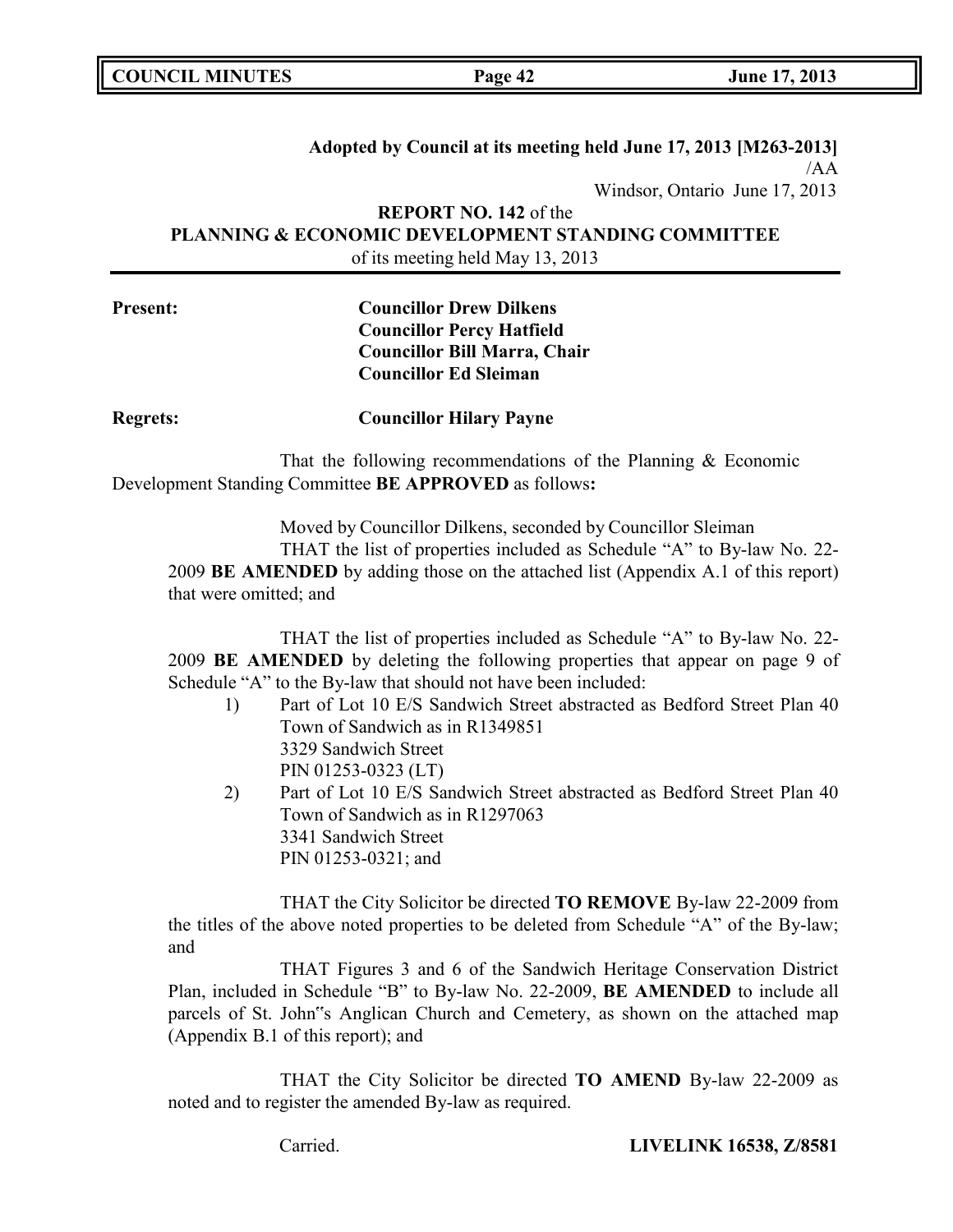**Adopted by Council at its meeting held June 17, 2013 [M263-2013]**

/AA

Windsor, Ontario June 17, 2013

**REPORT NO. 142** of the
**PLANNING & ECONOMIC DEVELOPMENT STANDING COMMITTEE**
of its meeting held May 13, 2013

**Present:** **Councillor Drew Dilkens**
**Councillor Percy Hatfield**
**Councillor Bill Marra, Chair**
**Councillor Ed Sleiman**

**Regrets:** **Councillor Hilary Payne**

That the following recommendations of the Planning & Economic Development Standing Committee **BE APPROVED** as follows**:**

Moved by Councillor Dilkens, seconded by Councillor Sleiman

THAT the list of properties included as Schedule "A" to By-law No. 22-2009 **BE AMENDED** by adding those on the attached list (Appendix A.1 of this report) that were omitted; and

THAT the list of properties included as Schedule "A" to By-law No. 22-2009 **BE AMENDED** by deleting the following properties that appear on page 9 of Schedule "A" to the By-law that should not have been included:

1) Part of Lot 10 E/S Sandwich Street abstracted as Bedford Street Plan 40 Town of Sandwich as in R1349851
   3329 Sandwich Street
   PIN 01253-0323 (LT)
2) Part of Lot 10 E/S Sandwich Street abstracted as Bedford Street Plan 40 Town of Sandwich as in R1297063
   3341 Sandwich Street
   PIN 01253-0321; and

THAT the City Solicitor be directed **TO REMOVE** By-law 22-2009 from the titles of the above noted properties to be deleted from Schedule "A" of the By-law; and

THAT Figures 3 and 6 of the Sandwich Heritage Conservation District Plan, included in Schedule "B" to By-law No. 22-2009, **BE AMENDED** to include all parcels of St. John"s Anglican Church and Cemetery, as shown on the attached map (Appendix B.1 of this report); and

THAT the City Solicitor be directed **TO AMEND** By-law 22-2009 as noted and to register the amended By-law as required.

Carried. **LIVELINK 16538, Z/8581**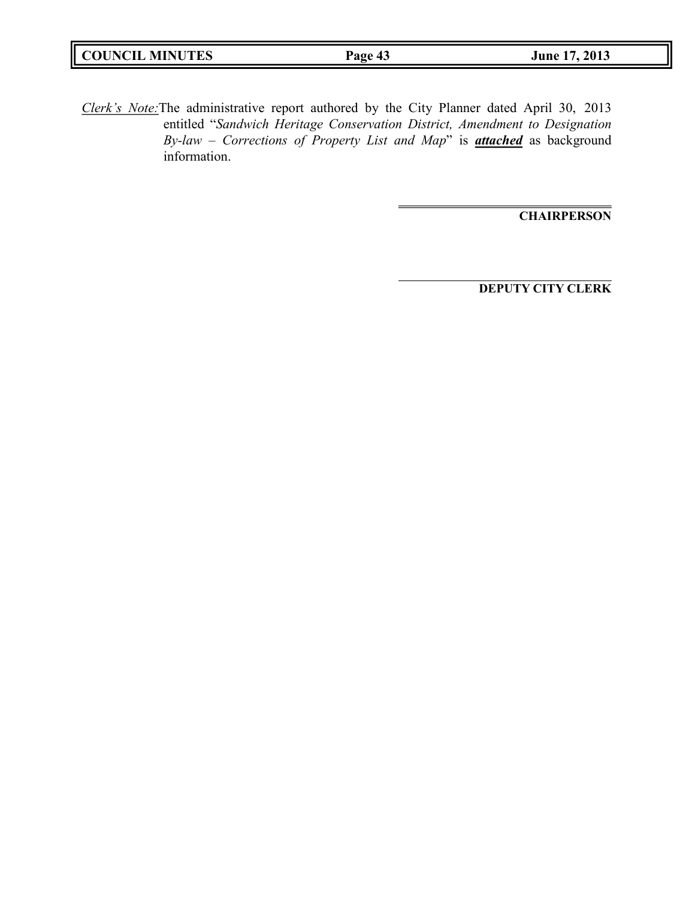*Clerk's Note:* The administrative report authored by the City Planner dated April 30, 2013 entitled "*Sandwich Heritage Conservation District, Amendment to Designation By-law – Corrections of Property List and Map*" is ***attached*** as background information.

**CHAIRPERSON**

**DEPUTY CITY CLERK**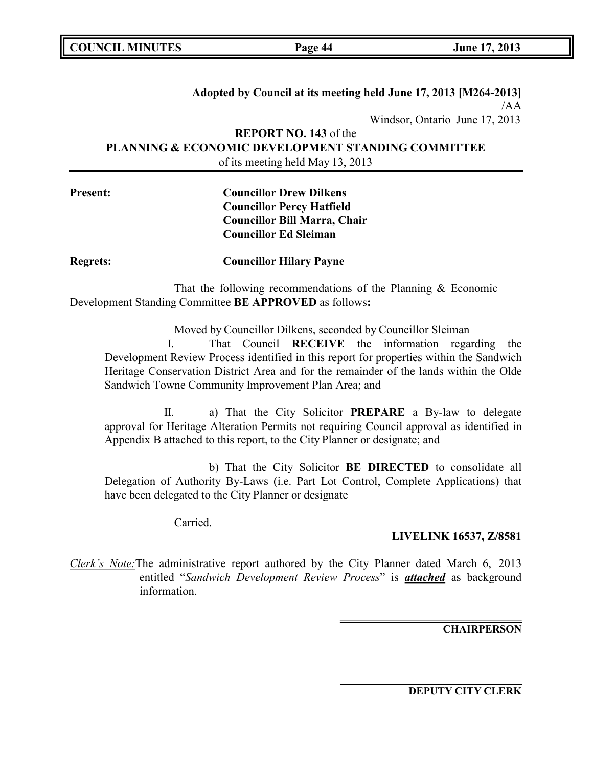**Adopted by Council at its meeting held June 17, 2013 [M264-2013]**

/AA

Windsor, Ontario June 17, 2013

**REPORT NO. 143** of the

**PLANNING & ECONOMIC DEVELOPMENT STANDING COMMITTEE**

of its meeting held May 13, 2013

**Present:** **Councillor Drew Dilkens**
**Councillor Percy Hatfield**
**Councillor Bill Marra, Chair**
**Councillor Ed Sleiman**

**Regrets:** **Councillor Hilary Payne**

That the following recommendations of the Planning & Economic Development Standing Committee **BE APPROVED** as follows**:**

Moved by Councillor Dilkens, seconded by Councillor Sleiman

I. That Council **RECEIVE** the information regarding the Development Review Process identified in this report for properties within the Sandwich Heritage Conservation District Area and for the remainder of the lands within the Olde Sandwich Towne Community Improvement Plan Area; and

II. a) That the City Solicitor **PREPARE** a By-law to delegate approval for Heritage Alteration Permits not requiring Council approval as identified in Appendix B attached to this report, to the City Planner or designate; and

b) That the City Solicitor **BE DIRECTED** to consolidate all Delegation of Authority By-Laws (i.e. Part Lot Control, Complete Applications) that have been delegated to the City Planner or designate

Carried.

**LIVELINK 16537, Z/8581**

*Clerk's Note:* The administrative report authored by the City Planner dated March 6, 2013 entitled "*Sandwich Development Review Process*" is ***attached*** as background information.

**CHAIRPERSON**

**DEPUTY CITY CLERK**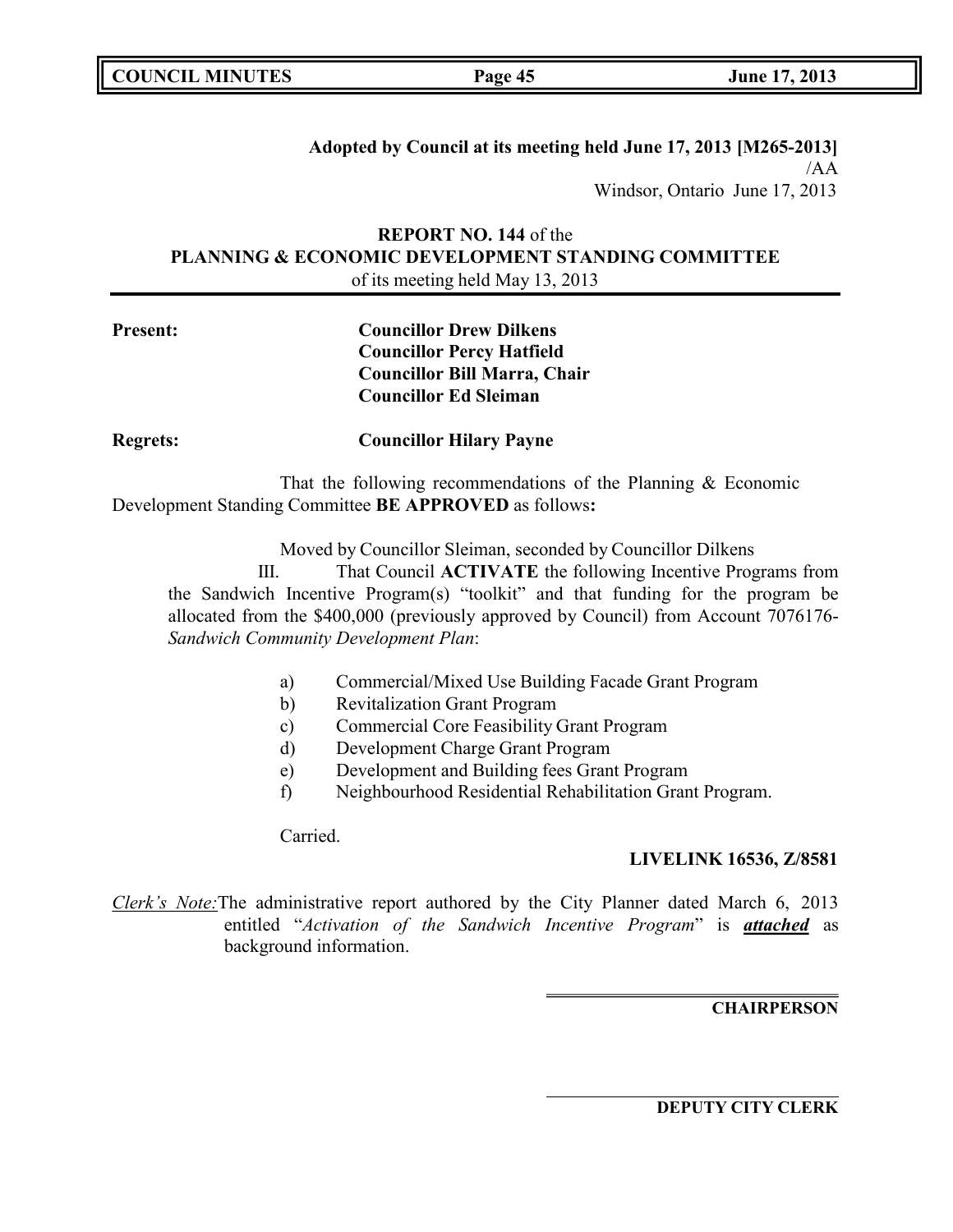**Adopted by Council at its meeting held June 17, 2013 [M265-2013]**
/AA
Windsor, Ontario June 17, 2013

**REPORT NO. 144** of the
**PLANNING & ECONOMIC DEVELOPMENT STANDING COMMITTEE**
of its meeting held May 13, 2013

**Present:**
**Councillor Drew Dilkens**
**Councillor Percy Hatfield**
**Councillor Bill Marra, Chair**
**Councillor Ed Sleiman**

**Regrets:**
**Councillor Hilary Payne**

That the following recommendations of the Planning & Economic Development Standing Committee **BE APPROVED** as follows**:**

Moved by Councillor Sleiman, seconded by Councillor Dilkens

III. That Council **ACTIVATE** the following Incentive Programs from the Sandwich Incentive Program(s) "toolkit" and that funding for the program be allocated from the $400,000 (previously approved by Council) from Account 7076176-*Sandwich Community Development Plan*:

a) Commercial/Mixed Use Building Facade Grant Program
b) Revitalization Grant Program
c) Commercial Core Feasibility Grant Program
d) Development Charge Grant Program
e) Development and Building fees Grant Program
f) Neighbourhood Residential Rehabilitation Grant Program.

Carried.

**LIVELINK 16536, Z/8581**

*Clerk's Note:* The administrative report authored by the City Planner dated March 6, 2013 entitled "*Activation of the Sandwich Incentive Program*" is ***attached*** as background information.

**CHAIRPERSON**

**DEPUTY CITY CLERK**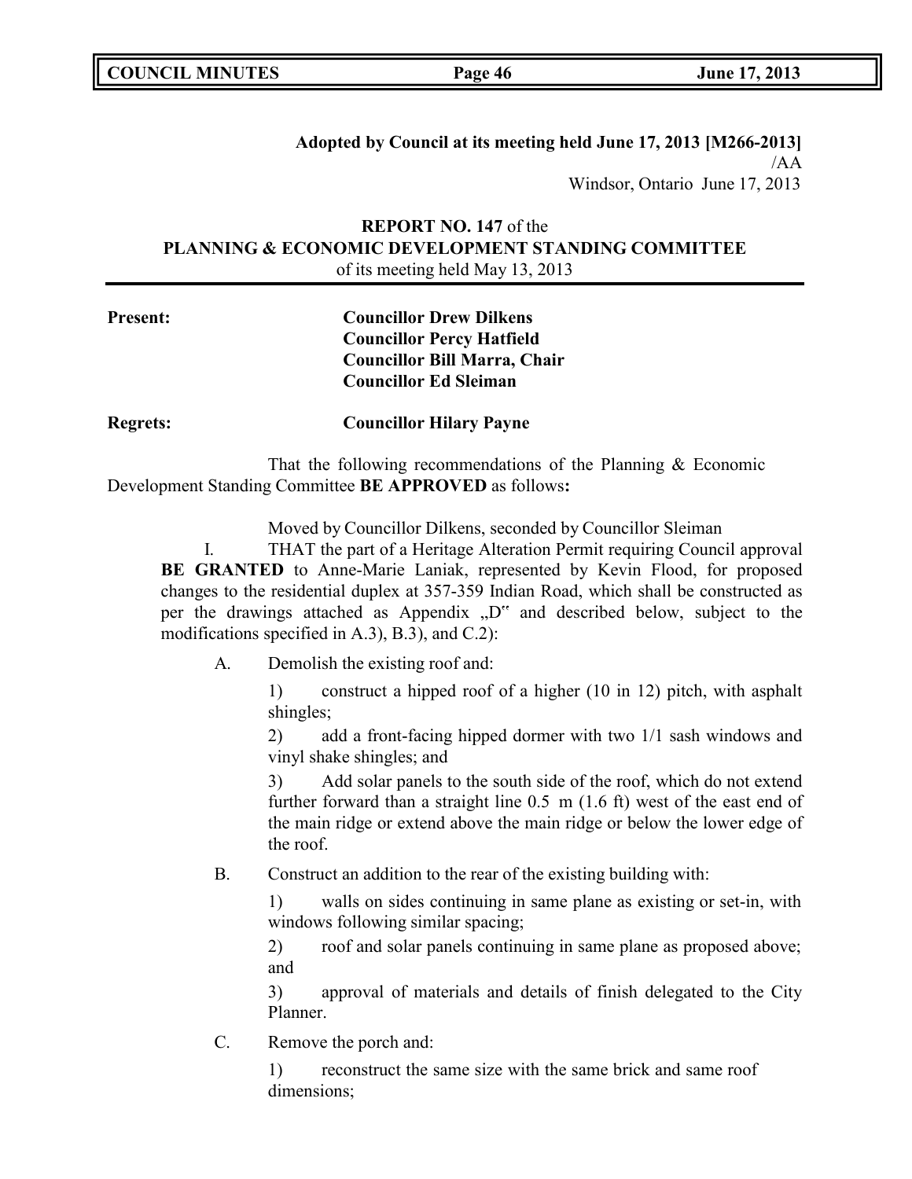**Adopted by Council at its meeting held June 17, 2013 [M266-2013]**
/AA
Windsor, Ontario June 17, 2013

**REPORT NO. 147** of the
**PLANNING & ECONOMIC DEVELOPMENT STANDING COMMITTEE**
of its meeting held May 13, 2013

**Present:** **Councillor Drew Dilkens**
**Councillor Percy Hatfield**
**Councillor Bill Marra, Chair**
**Councillor Ed Sleiman**

**Regrets:** **Councillor Hilary Payne**

That the following recommendations of the Planning & Economic Development Standing Committee **BE APPROVED** as follows**:**

Moved by Councillor Dilkens, seconded by Councillor Sleiman

I. THAT the part of a Heritage Alteration Permit requiring Council approval **BE GRANTED** to Anne-Marie Laniak, represented by Kevin Flood, for proposed changes to the residential duplex at 357-359 Indian Road, which shall be constructed as per the drawings attached as Appendix „D" and described below, subject to the modifications specified in A.3), B.3), and C.2):

A. Demolish the existing roof and:

1) construct a hipped roof of a higher (10 in 12) pitch, with asphalt shingles;

2) add a front-facing hipped dormer with two 1/1 sash windows and vinyl shake shingles; and

3) Add solar panels to the south side of the roof, which do not extend further forward than a straight line 0.5 m (1.6 ft) west of the east end of the main ridge or extend above the main ridge or below the lower edge of the roof.

B. Construct an addition to the rear of the existing building with:

1) walls on sides continuing in same plane as existing or set-in, with windows following similar spacing;

2) roof and solar panels continuing in same plane as proposed above; and

3) approval of materials and details of finish delegated to the City Planner.

C. Remove the porch and:

1) reconstruct the same size with the same brick and same roof dimensions;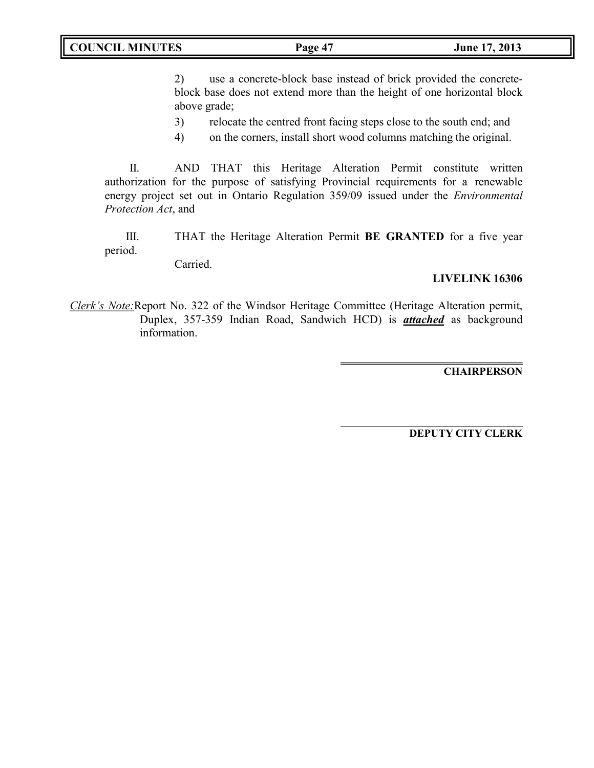2) use a concrete-block base instead of brick provided the concrete-block base does not extend more than the height of one horizontal block above grade;

3) relocate the centred front facing steps close to the south end; and

4) on the corners, install short wood columns matching the original.

II. AND THAT this Heritage Alteration Permit constitute written authorization for the purpose of satisfying Provincial requirements for a renewable energy project set out in Ontario Regulation 359/09 issued under the *Environmental Protection Act*, and

III. THAT the Heritage Alteration Permit **BE GRANTED** for a five year period.

Carried.

**LIVELINK 16306**

*Clerk's Note:* Report No. 322 of the Windsor Heritage Committee (Heritage Alteration permit, Duplex, 357-359 Indian Road, Sandwich HCD) is ***attached*** as background information.

**CHAIRPERSON**

**DEPUTY CITY CLERK**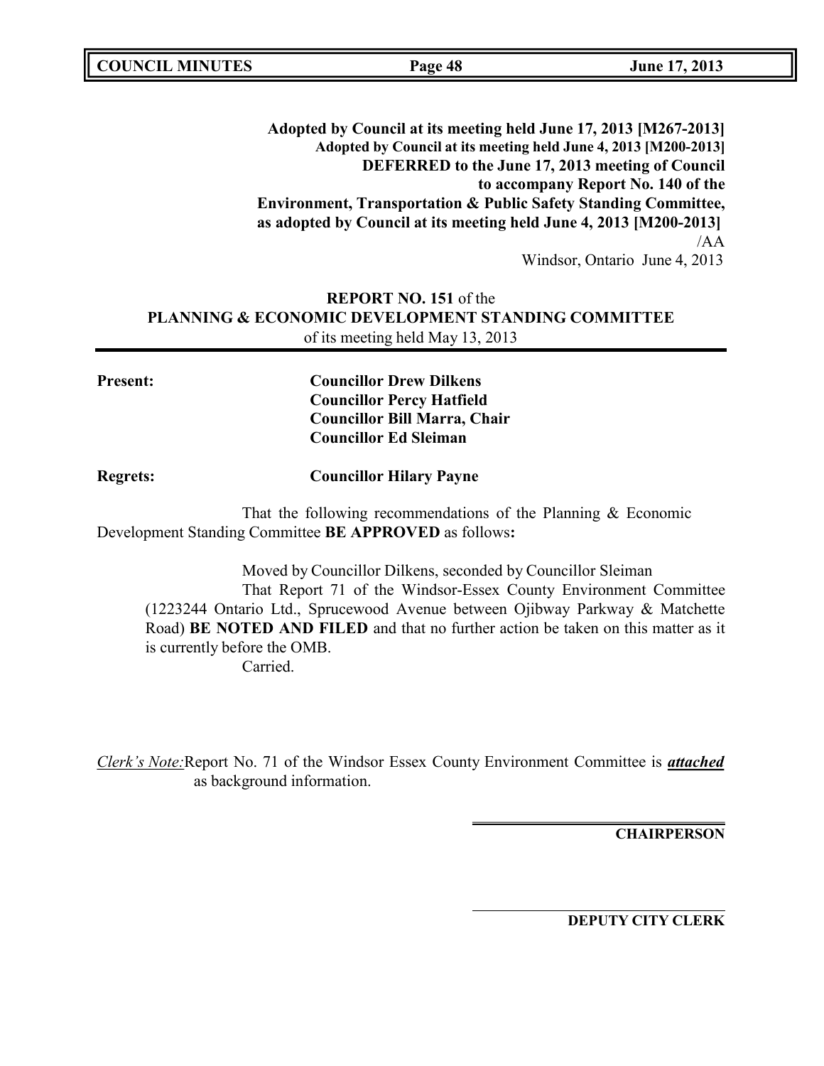**Adopted by Council at its meeting held June 17, 2013 [M267-2013]**
**Adopted by Council at its meeting held June 4, 2013 [M200-2013]**
**DEFERRED to the June 17, 2013 meeting of Council**
**to accompany Report No. 140 of the**
**Environment, Transportation & Public Safety Standing Committee,**
**as adopted by Council at its meeting held June 4, 2013 [M200-2013]**
/AA
Windsor, Ontario June 4, 2013

**REPORT NO. 151** of the
**PLANNING & ECONOMIC DEVELOPMENT STANDING COMMITTEE**
of its meeting held May 13, 2013

**Present:** **Councillor Drew Dilkens**
**Councillor Percy Hatfield**
**Councillor Bill Marra, Chair**
**Councillor Ed Sleiman**

**Regrets:** **Councillor Hilary Payne**

That the following recommendations of the Planning & Economic Development Standing Committee **BE APPROVED** as follows**:**

Moved by Councillor Dilkens, seconded by Councillor Sleiman

That Report 71 of the Windsor-Essex County Environment Committee (1223244 Ontario Ltd., Sprucewood Avenue between Ojibway Parkway & Matchette Road) **BE NOTED AND FILED** and that no further action be taken on this matter as it is currently before the OMB.

Carried.

*Clerk's Note:* Report No. 71 of the Windsor Essex County Environment Committee is ***attached*** as background information.

**CHAIRPERSON**

**DEPUTY CITY CLERK**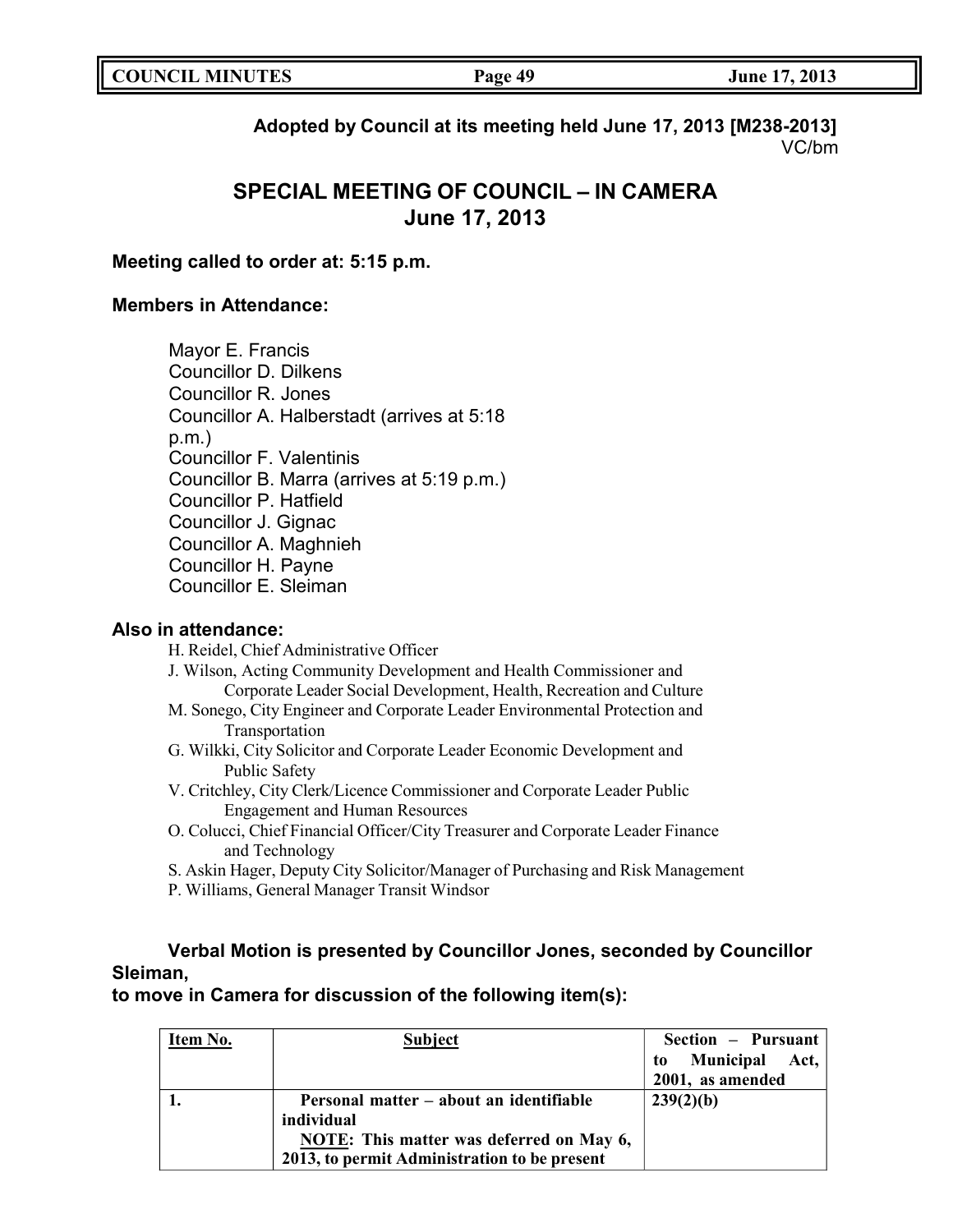**Adopted by Council at its meeting held June 17, 2013 [M238-2013]**
VC/bm

# SPECIAL MEETING OF COUNCIL – IN CAMERA
## June 17, 2013

**Meeting called to order at: 5:15 p.m.**

**Members in Attendance:**

Mayor E. Francis
Councillor D. Dilkens
Councillor R. Jones
Councillor A. Halberstadt (arrives at 5:18 p.m.)
Councillor F. Valentinis
Councillor B. Marra (arrives at 5:19 p.m.)
Councillor P. Hatfield
Councillor J. Gignac
Councillor A. Maghnieh
Councillor H. Payne
Councillor E. Sleiman

**Also in attendance:**

H. Reidel, Chief Administrative Officer
J. Wilson, Acting Community Development and Health Commissioner and Corporate Leader Social Development, Health, Recreation and Culture
M. Sonego, City Engineer and Corporate Leader Environmental Protection and Transportation
G. Wilkki, City Solicitor and Corporate Leader Economic Development and Public Safety
V. Critchley, City Clerk/Licence Commissioner and Corporate Leader Public Engagement and Human Resources
O. Colucci, Chief Financial Officer/City Treasurer and Corporate Leader Finance and Technology
S. Askin Hager, Deputy City Solicitor/Manager of Purchasing and Risk Management
P. Williams, General Manager Transit Windsor

**Verbal Motion is presented by Councillor Jones, seconded by Councillor Sleiman, to move in Camera for discussion of the following item(s):**

| Item No. | Subject | Section – Pursuant to Municipal Act, 2001, as amended |
|---|---|---|
| 1. | Personal matter – about an identifiable individual<br>NOTE: This matter was deferred on May 6, 2013, to permit Administration to be present | 239(2)(b) |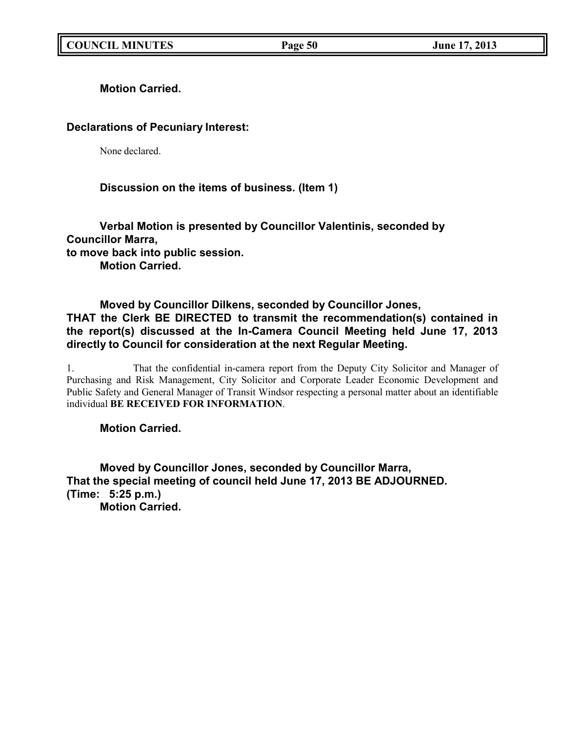**Motion Carried.**

**Declarations of Pecuniary Interest:**

None declared.

**Discussion on the items of business. (Item 1)**

**Verbal Motion is presented by Councillor Valentinis, seconded by Councillor Marra,**
**to move back into public session.**
**Motion Carried.**

**Moved by Councillor Dilkens, seconded by Councillor Jones,**
**THAT the Clerk BE DIRECTED to transmit the recommendation(s) contained in the report(s) discussed at the In-Camera Council Meeting held June 17, 2013 directly to Council for consideration at the next Regular Meeting.**

1. That the confidential in-camera report from the Deputy City Solicitor and Manager of Purchasing and Risk Management, City Solicitor and Corporate Leader Economic Development and Public Safety and General Manager of Transit Windsor respecting a personal matter about an identifiable individual **BE RECEIVED FOR INFORMATION**.

**Motion Carried.**

**Moved by Councillor Jones, seconded by Councillor Marra,**
**That the special meeting of council held June 17, 2013 BE ADJOURNED.**
**(Time: 5:25 p.m.)**
**Motion Carried.**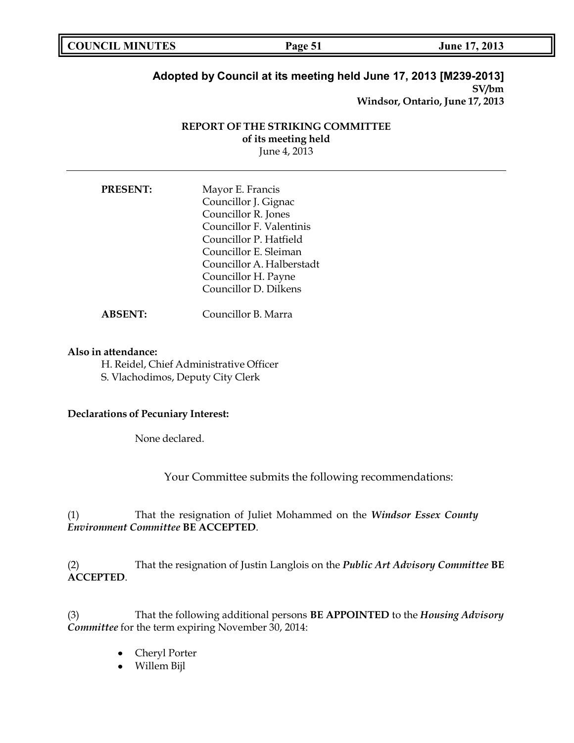**Adopted by Council at its meeting held June 17, 2013 [M239-2013]**
**SV/bm**
**Windsor, Ontario, June 17, 2013**

**REPORT OF THE STRIKING COMMITTEE**
**of its meeting held**
June 4, 2013

---

**PRESENT:**
Mayor E. Francis
Councillor J. Gignac
Councillor R. Jones
Councillor F. Valentinis
Councillor P. Hatfield
Councillor E. Sleiman
Councillor A. Halberstadt
Councillor H. Payne
Councillor D. Dilkens

**ABSENT:**
Councillor B. Marra

**Also in attendance:**
H. Reidel, Chief Administrative Officer
S. Vlachodimos, Deputy City Clerk

**Declarations of Pecuniary Interest:**

None declared.

Your Committee submits the following recommendations:

(1) That the resignation of Juliet Mohammed on the ***Windsor Essex County Environment Committee*** **BE ACCEPTED**.

(2) That the resignation of Justin Langlois on the ***Public Art Advisory Committee*** **BE ACCEPTED**.

(3) That the following additional persons **BE APPOINTED** to the ***Housing Advisory Committee*** for the term expiring November 30, 2014:

- Cheryl Porter
- Willem Bijl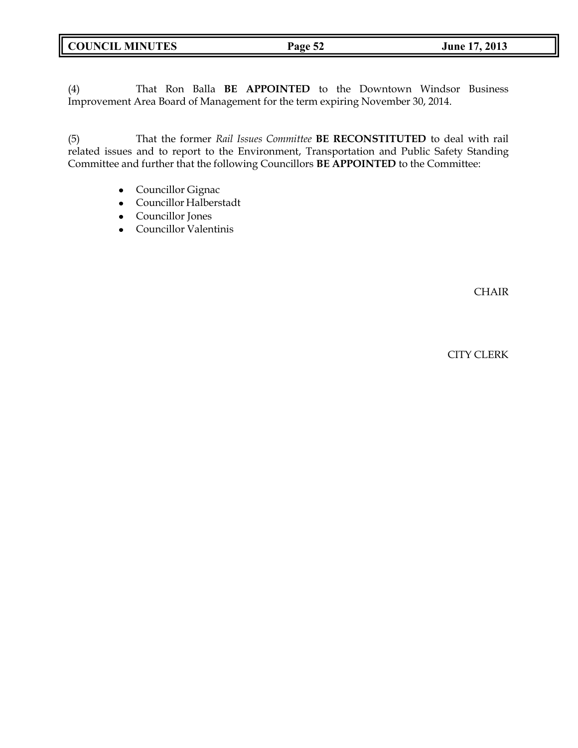(4) That Ron Balla **BE APPOINTED** to the Downtown Windsor Business Improvement Area Board of Management for the term expiring November 30, 2014.

(5) That the former *Rail Issues Committee* **BE RECONSTITUTED** to deal with rail related issues and to report to the Environment, Transportation and Public Safety Standing Committee and further that the following Councillors **BE APPOINTED** to the Committee:

- Councillor Gignac
- Councillor Halberstadt
- Councillor Jones
- Councillor Valentinis

CHAIR

CITY CLERK